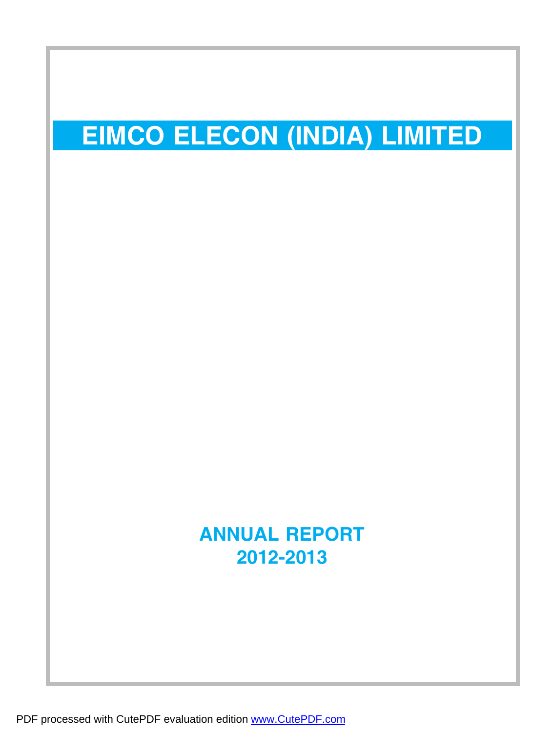# EIMCO ELECON (INDIA) LIMITED

## ANNUAL REPORT
## 2012-2013

PDF processed with CutePDF evaluation edition www.CutePDF.com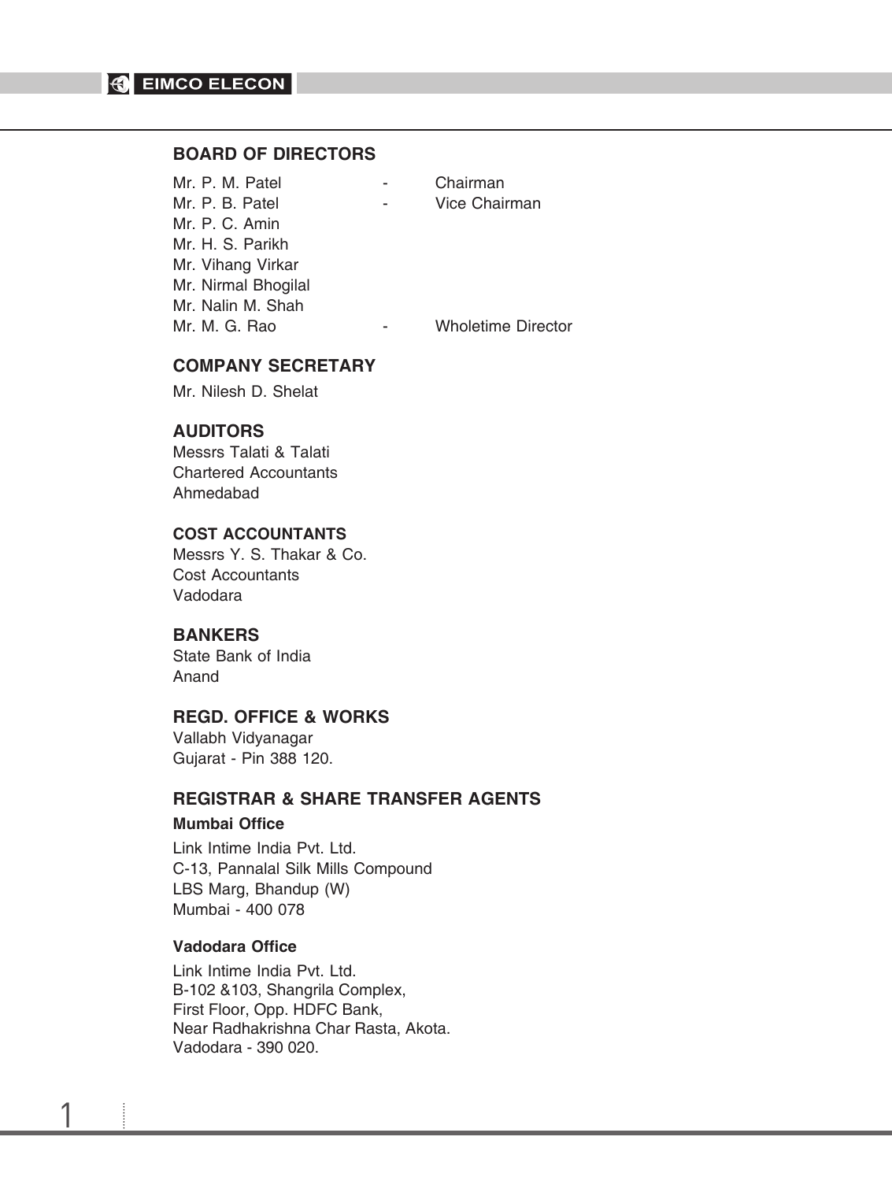## BOARD OF DIRECTORS

| | | |
|---|---|---|
| Mr. P. M. Patel | - | Chairman |
| Mr. P. B. Patel | - | Vice Chairman |
| Mr. P. C. Amin | | |
| Mr. H. S. Parikh | | |
| Mr. Vihang Virkar | | |
| Mr. Nirmal Bhogilal | | |
| Mr. Nalin M. Shah | | |
| Mr. M. G. Rao | - | Wholetime Director |

## COMPANY SECRETARY

Mr. Nilesh D. Shelat

## AUDITORS

Messrs Talati & Talati
Chartered Accountants
Ahmedabad

### COST ACCOUNTANTS

Messrs Y. S. Thakar & Co.
Cost Accountants
Vadodara

## BANKERS

State Bank of India
Anand

## REGD. OFFICE & WORKS

Vallabh Vidyanagar
Gujarat - Pin 388 120.

## REGISTRAR & SHARE TRANSFER AGENTS

### Mumbai Office

Link Intime India Pvt. Ltd.
C-13, Pannalal Silk Mills Compound
LBS Marg, Bhandup (W)
Mumbai - 400 078

### Vadodara Office

Link Intime India Pvt. Ltd.
B-102 &103, Shangrila Complex,
First Floor, Opp. HDFC Bank,
Near Radhakrishna Char Rasta, Akota.
Vadodara - 390 020.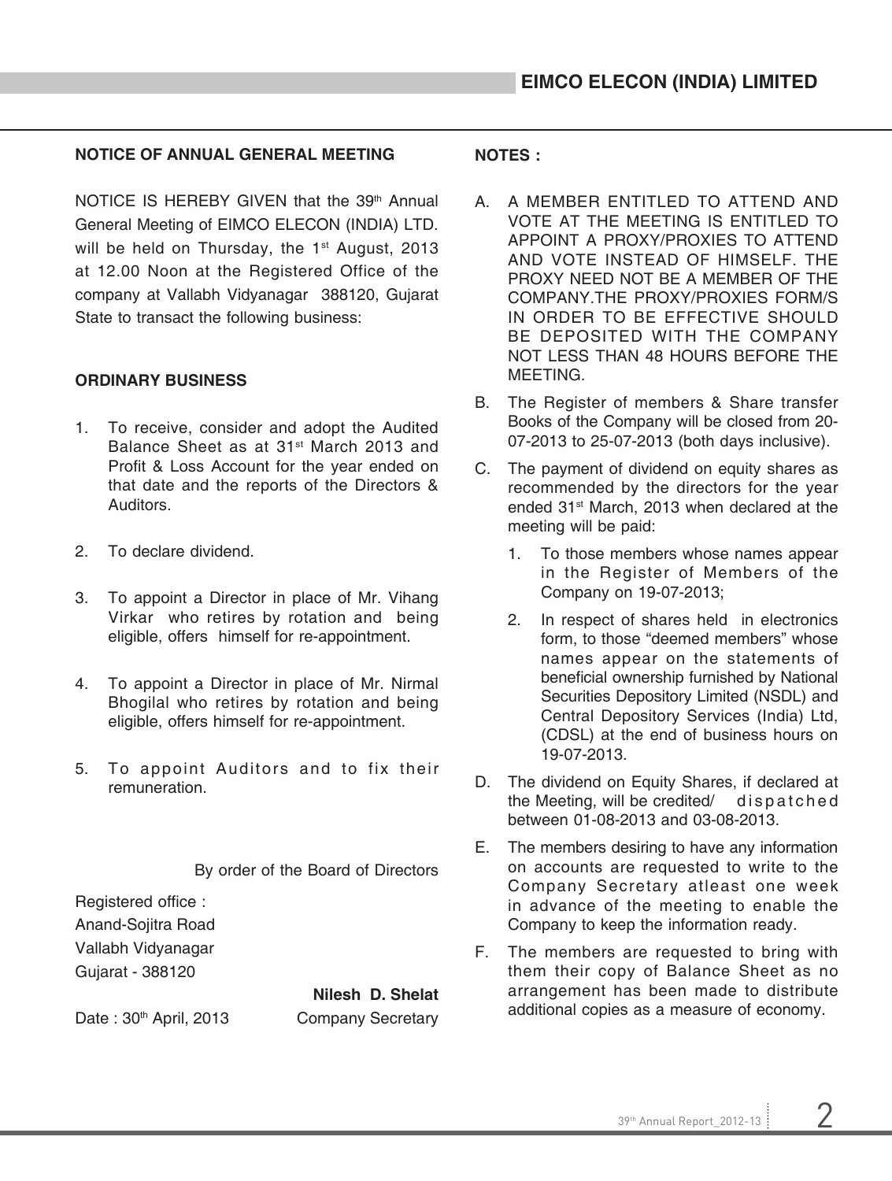## NOTICE OF ANNUAL GENERAL MEETING

NOTICE IS HEREBY GIVEN that the 39th Annual General Meeting of EIMCO ELECON (INDIA) LTD. will be held on Thursday, the 1st August, 2013 at 12.00 Noon at the Registered Office of the company at Vallabh Vidyanagar 388120, Gujarat State to transact the following business:

### ORDINARY BUSINESS

1. To receive, consider and adopt the Audited Balance Sheet as at 31st March 2013 and Profit & Loss Account for the year ended on that date and the reports of the Directors & Auditors.
2. To declare dividend.
3. To appoint a Director in place of Mr. Vihang Virkar who retires by rotation and being eligible, offers himself for re-appointment.
4. To appoint a Director in place of Mr. Nirmal Bhogilal who retires by rotation and being eligible, offers himself for re-appointment.
5. To appoint Auditors and to fix their remuneration.

By order of the Board of Directors

Registered office :
Anand-Sojitra Road
Vallabh Vidyanagar
Gujarat - 388120

**Nilesh D. Shelat**
Company Secretary

Date : 30th April, 2013

### NOTES :

A. A MEMBER ENTITLED TO ATTEND AND VOTE AT THE MEETING IS ENTITLED TO APPOINT A PROXY/PROXIES TO ATTEND AND VOTE INSTEAD OF HIMSELF. THE PROXY NEED NOT BE A MEMBER OF THE COMPANY.THE PROXY/PROXIES FORM/S IN ORDER TO BE EFFECTIVE SHOULD BE DEPOSITED WITH THE COMPANY NOT LESS THAN 48 HOURS BEFORE THE MEETING.

B. The Register of members & Share transfer Books of the Company will be closed from 20-07-2013 to 25-07-2013 (both days inclusive).

C. The payment of dividend on equity shares as recommended by the directors for the year ended 31st March, 2013 when declared at the meeting will be paid:

   1. To those members whose names appear in the Register of Members of the Company on 19-07-2013;
   2. In respect of shares held in electronics form, to those "deemed members" whose names appear on the statements of beneficial ownership furnished by National Securities Depository Limited (NSDL) and Central Depository Services (India) Ltd, (CDSL) at the end of business hours on 19-07-2013.

D. The dividend on Equity Shares, if declared at the Meeting, will be credited/ dispatched between 01-08-2013 and 03-08-2013.

E. The members desiring to have any information on accounts are requested to write to the Company Secretary atleast one week in advance of the meeting to enable the Company to keep the information ready.

F. The members are requested to bring with them their copy of Balance Sheet as no arrangement has been made to distribute additional copies as a measure of economy.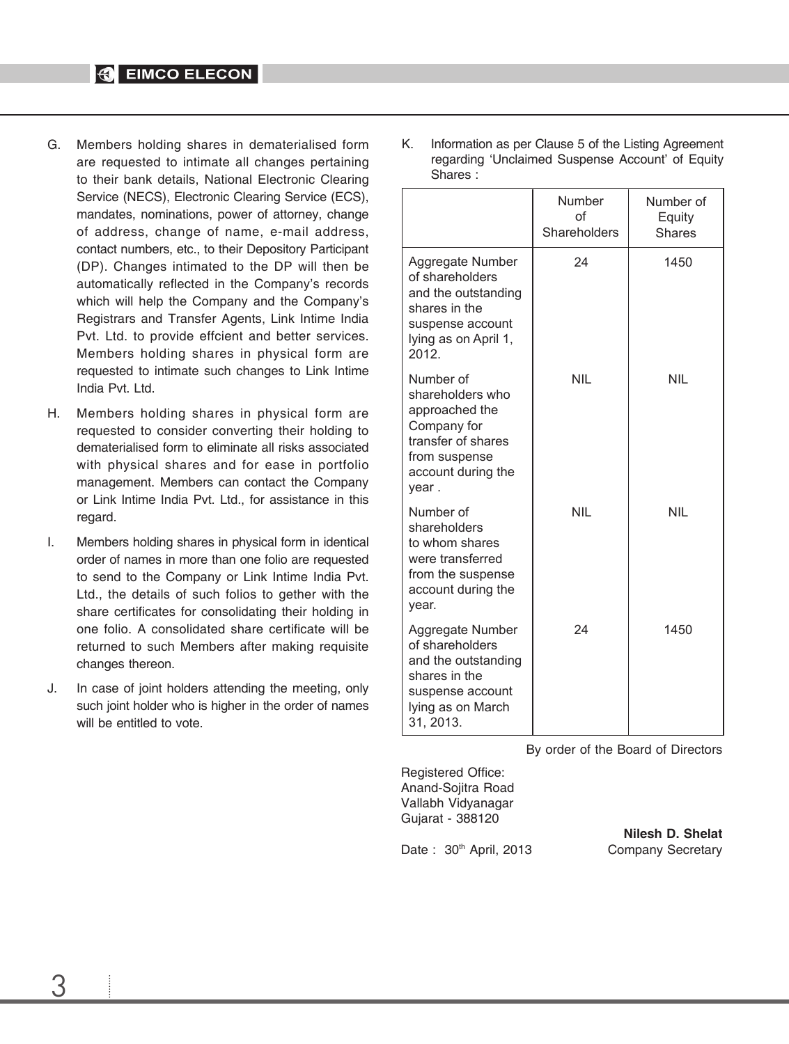G. Members holding shares in dematerialised form are requested to intimate all changes pertaining to their bank details, National Electronic Clearing Service (NECS), Electronic Clearing Service (ECS), mandates, nominations, power of attorney, change of address, change of name, e-mail address, contact numbers, etc., to their Depository Participant (DP). Changes intimated to the DP will then be automatically reflected in the Company's records which will help the Company and the Company's Registrars and Transfer Agents, Link Intime India Pvt. Ltd. to provide effcient and better services. Members holding shares in physical form are requested to intimate such changes to Link Intime India Pvt. Ltd.

H. Members holding shares in physical form are requested to consider converting their holding to dematerialised form to eliminate all risks associated with physical shares and for ease in portfolio management. Members can contact the Company or Link Intime India Pvt. Ltd., for assistance in this regard.

I. Members holding shares in physical form in identical order of names in more than one folio are requested to send to the Company or Link Intime India Pvt. Ltd., the details of such folios to gether with the share certificates for consolidating their holding in one folio. A consolidated share certificate will be returned to such Members after making requisite changes thereon.

J. In case of joint holders attending the meeting, only such joint holder who is higher in the order of names will be entitled to vote.

K. Information as per Clause 5 of the Listing Agreement regarding 'Unclaimed Suspense Account' of Equity Shares :

| | Number of Shareholders | Number of Equity Shares |
|---|---|---|
| Aggregate Number of shareholders and the outstanding shares in the suspense account lying as on April 1, 2012. | 24 | 1450 |
| Number of shareholders who approached the Company for transfer of shares from suspense account during the year . | NIL | NIL |
| Number of shareholders to whom shares were transferred from the suspense account during the year. | NIL | NIL |
| Aggregate Number of shareholders and the outstanding shares in the suspense account lying as on March 31, 2013. | 24 | 1450 |

By order of the Board of Directors

Registered Office:
Anand-Sojitra Road
Vallabh Vidyanagar
Gujarat - 388120

Date : 30th April, 2013

**Nilesh D. Shelat**
Company Secretary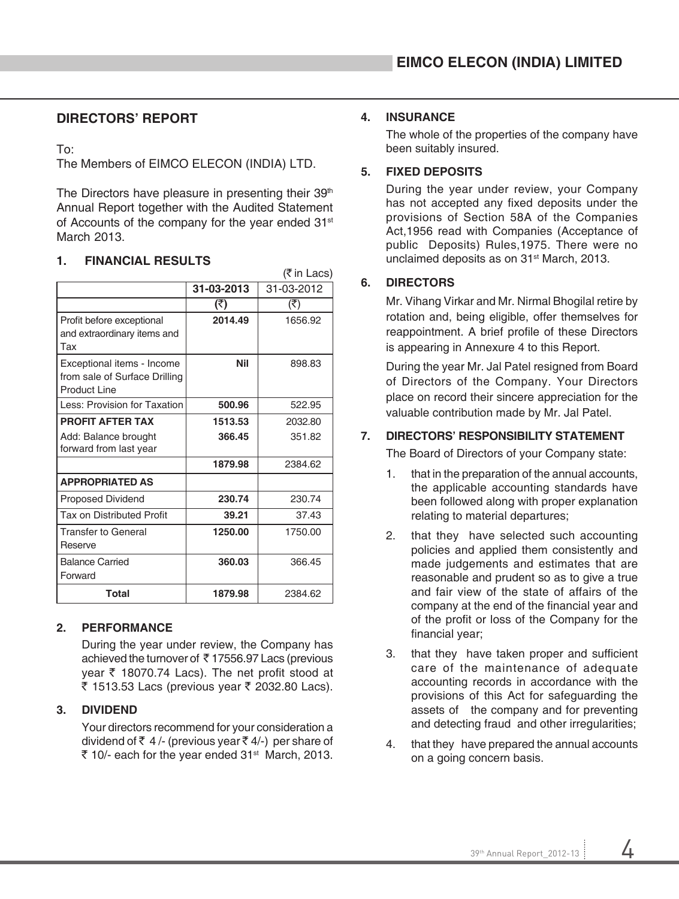## DIRECTORS' REPORT

To:
The Members of EIMCO ELECON (INDIA) LTD.

The Directors have pleasure in presenting their 39th Annual Report together with the Audited Statement of Accounts of the company for the year ended 31st March 2013.

### 1. FINANCIAL RESULTS

(₹ in Lacs)

| | 31-03-2013 | 31-03-2012 |
|---|---|---|
| | **(₹)** | (₹) |
| Profit before exceptional and extraordinary items and Tax | **2014.49** | 1656.92 |
| Exceptional items - Income from sale of Surface Drilling Product Line | **Nil** | 898.83 |
| Less: Provision for Taxation | **500.96** | 522.95 |
| **PROFIT AFTER TAX** | **1513.53** | 2032.80 |
| Add: Balance brought forward from last year | **366.45** | 351.82 |
| | **1879.98** | 2384.62 |
| **APPROPRIATED AS** | | |
| Proposed Dividend | **230.74** | 230.74 |
| Tax on Distributed Profit | **39.21** | 37.43 |
| Transfer to General Reserve | **1250.00** | 1750.00 |
| Balance Carried Forward | **360.03** | 366.45 |
| **Total** | **1879.98** | 2384.62 |

### 2. PERFORMANCE

During the year under review, the Company has achieved the turnover of ₹ 17556.97 Lacs (previous year ₹ 18070.74 Lacs). The net profit stood at ₹ 1513.53 Lacs (previous year ₹ 2032.80 Lacs).

### 3. DIVIDEND

Your directors recommend for your consideration a dividend of ₹ 4 /- (previous year ₹ 4/-) per share of ₹ 10/- each for the year ended 31st March, 2013.

### 4. INSURANCE

The whole of the properties of the company have been suitably insured.

### 5. FIXED DEPOSITS

During the year under review, your Company has not accepted any fixed deposits under the provisions of Section 58A of the Companies Act,1956 read with Companies (Acceptance of public Deposits) Rules,1975. There were no unclaimed deposits as on 31st March, 2013.

### 6. DIRECTORS

Mr. Vihang Virkar and Mr. Nirmal Bhogilal retire by rotation and, being eligible, offer themselves for reappointment. A brief profile of these Directors is appearing in Annexure 4 to this Report.

During the year Mr. Jal Patel resigned from Board of Directors of the Company. Your Directors place on record their sincere appreciation for the valuable contribution made by Mr. Jal Patel.

### 7. DIRECTORS' RESPONSIBILITY STATEMENT

The Board of Directors of your Company state:

1. that in the preparation of the annual accounts, the applicable accounting standards have been followed along with proper explanation relating to material departures;
2. that they have selected such accounting policies and applied them consistently and made judgements and estimates that are reasonable and prudent so as to give a true and fair view of the state of affairs of the company at the end of the financial year and of the profit or loss of the Company for the financial year;
3. that they have taken proper and sufficient care of the maintenance of adequate accounting records in accordance with the provisions of this Act for safeguarding the assets of the company and for preventing and detecting fraud and other irregularities;
4. that they have prepared the annual accounts on a going concern basis.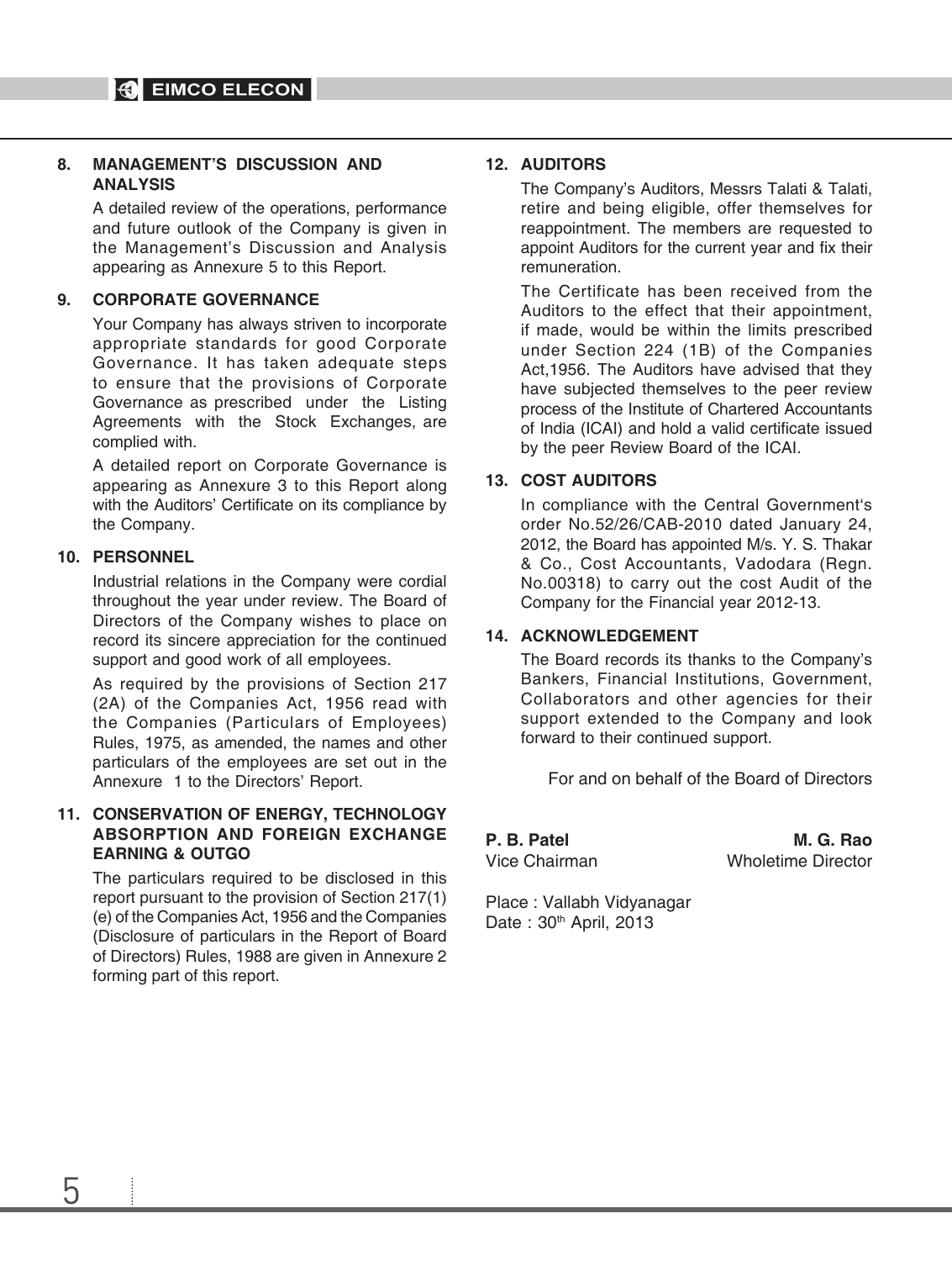## 8. MANAGEMENT'S DISCUSSION AND ANALYSIS

A detailed review of the operations, performance and future outlook of the Company is given in the Management's Discussion and Analysis appearing as Annexure 5 to this Report.

## 9. CORPORATE GOVERNANCE

Your Company has always striven to incorporate appropriate standards for good Corporate Governance. It has taken adequate steps to ensure that the provisions of Corporate Governance as prescribed under the Listing Agreements with the Stock Exchanges, are complied with.

A detailed report on Corporate Governance is appearing as Annexure 3 to this Report along with the Auditors' Certificate on its compliance by the Company.

## 10. PERSONNEL

Industrial relations in the Company were cordial throughout the year under review. The Board of Directors of the Company wishes to place on record its sincere appreciation for the continued support and good work of all employees.

As required by the provisions of Section 217 (2A) of the Companies Act, 1956 read with the Companies (Particulars of Employees) Rules, 1975, as amended, the names and other particulars of the employees are set out in the Annexure 1 to the Directors' Report.

## 11. CONSERVATION OF ENERGY, TECHNOLOGY ABSORPTION AND FOREIGN EXCHANGE EARNING & OUTGO

The particulars required to be disclosed in this report pursuant to the provision of Section 217(1) (e) of the Companies Act, 1956 and the Companies (Disclosure of particulars in the Report of Board of Directors) Rules, 1988 are given in Annexure 2 forming part of this report.

## 12. AUDITORS

The Company's Auditors, Messrs Talati & Talati, retire and being eligible, offer themselves for reappointment. The members are requested to appoint Auditors for the current year and fix their remuneration.

The Certificate has been received from the Auditors to the effect that their appointment, if made, would be within the limits prescribed under Section 224 (1B) of the Companies Act,1956. The Auditors have advised that they have subjected themselves to the peer review process of the Institute of Chartered Accountants of India (ICAI) and hold a valid certificate issued by the peer Review Board of the ICAI.

## 13. COST AUDITORS

In compliance with the Central Government's order No.52/26/CAB-2010 dated January 24, 2012, the Board has appointed M/s. Y. S. Thakar & Co., Cost Accountants, Vadodara (Regn. No.00318) to carry out the cost Audit of the Company for the Financial year 2012-13.

## 14. ACKNOWLEDGEMENT

The Board records its thanks to the Company's Bankers, Financial Institutions, Government, Collaborators and other agencies for their support extended to the Company and look forward to their continued support.

For and on behalf of the Board of Directors

**P. B. Patel**
Vice Chairman

**M. G. Rao**
Wholetime Director

Place : Vallabh Vidyanagar
Date : 30th April, 2013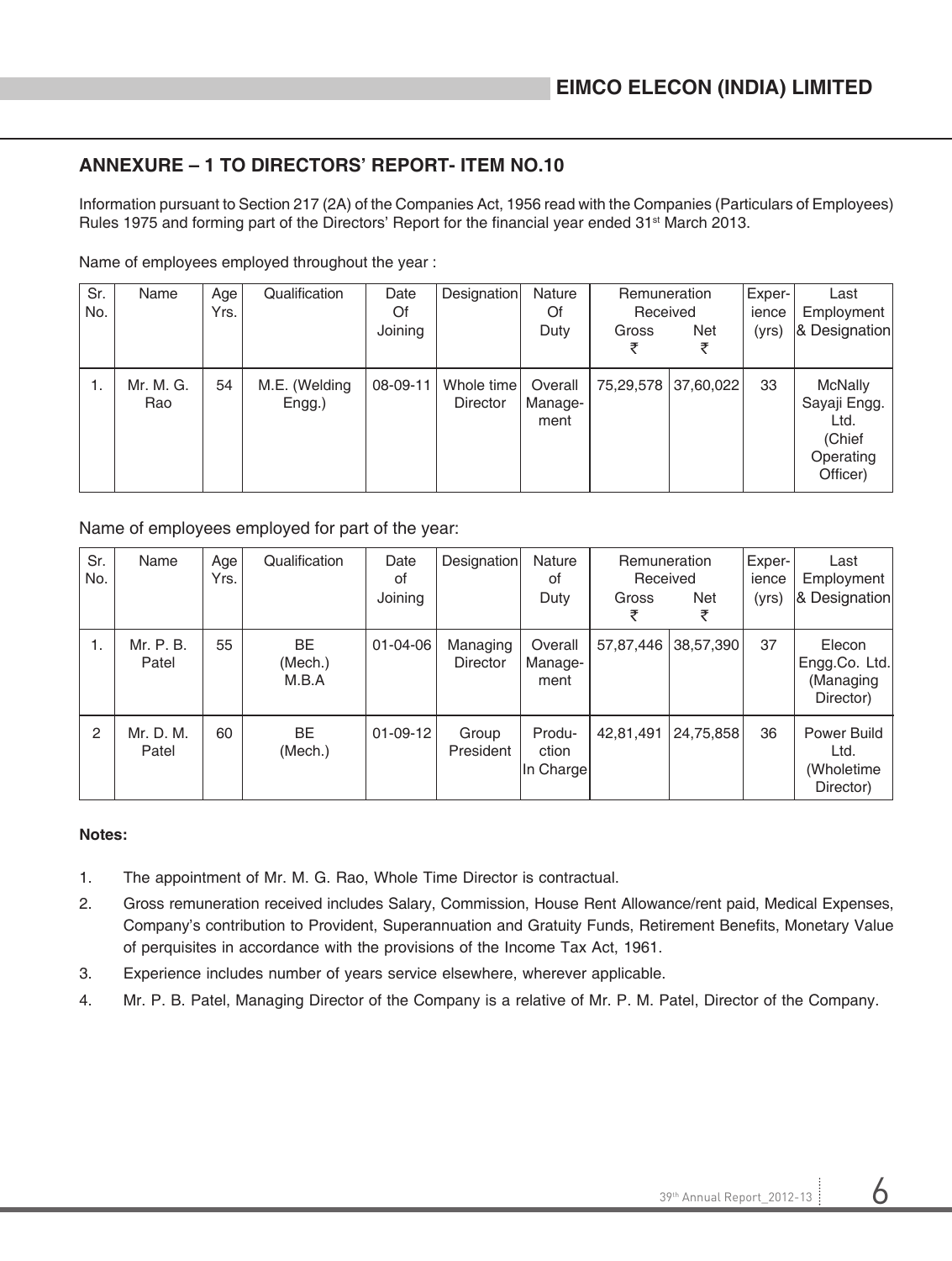## ANNEXURE – 1 TO DIRECTORS' REPORT- ITEM NO.10

Information pursuant to Section 217 (2A) of the Companies Act, 1956 read with the Companies (Particulars of Employees) Rules 1975 and forming part of the Directors' Report for the financial year ended 31st March 2013.

Name of employees employed throughout the year :

| Sr. No. | Name | Age Yrs. | Qualification | Date Of Joining | Designation | Nature Of Duty | Remuneration Received Gross ₹ | Net ₹ | Experience (yrs) | Last Employment & Designation |
|---|---|---|---|---|---|---|---|---|---|---|
| 1. | Mr. M. G. Rao | 54 | M.E. (Welding Engg.) | 08-09-11 | Whole time Director | Overall Management | 75,29,578 | 37,60,022 | 33 | McNally Sayaji Engg. Ltd. (Chief Operating Officer) |

Name of employees employed for part of the year:

| Sr. No. | Name | Age Yrs. | Qualification | Date of Joining | Designation | Nature of Duty | Remuneration Received Gross ₹ | Net ₹ | Experience (yrs) | Last Employment & Designation |
|---|---|---|---|---|---|---|---|---|---|---|
| 1. | Mr. P. B. Patel | 55 | BE (Mech.) M.B.A | 01-04-06 | Managing Director | Overall Management | 57,87,446 | 38,57,390 | 37 | Elecon Engg.Co. Ltd. (Managing Director) |
| 2 | Mr. D. M. Patel | 60 | BE (Mech.) | 01-09-12 | Group President | Production In Charge | 42,81,491 | 24,75,858 | 36 | Power Build Ltd. (Wholetime Director) |

**Notes:**

1. The appointment of Mr. M. G. Rao, Whole Time Director is contractual.
2. Gross remuneration received includes Salary, Commission, House Rent Allowance/rent paid, Medical Expenses, Company's contribution to Provident, Superannuation and Gratuity Funds, Retirement Benefits, Monetary Value of perquisites in accordance with the provisions of the Income Tax Act, 1961.
3. Experience includes number of years service elsewhere, wherever applicable.
4. Mr. P. B. Patel, Managing Director of the Company is a relative of Mr. P. M. Patel, Director of the Company.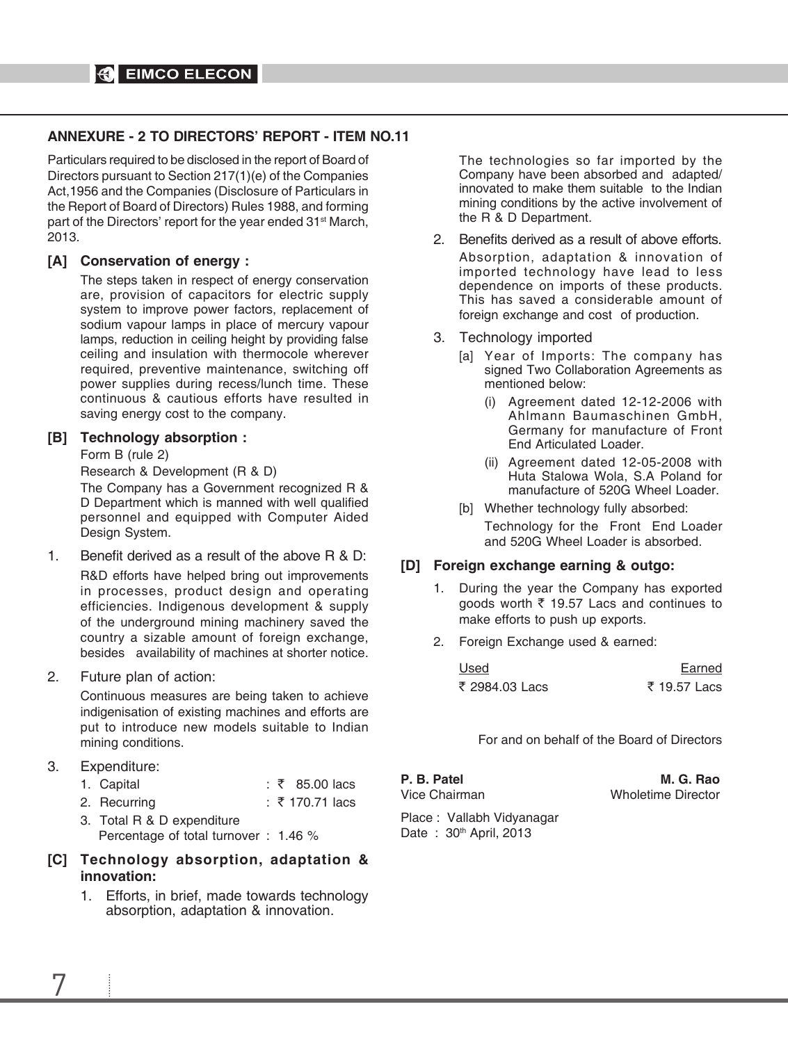## ANNEXURE - 2 TO DIRECTORS' REPORT - ITEM NO.11

Particulars required to be disclosed in the report of Board of Directors pursuant to Section 217(1)(e) of the Companies Act,1956 and the Companies (Disclosure of Particulars in the Report of Board of Directors) Rules 1988, and forming part of the Directors' report for the year ended 31st March, 2013.

### [A] Conservation of energy :

The steps taken in respect of energy conservation are, provision of capacitors for electric supply system to improve power factors, replacement of sodium vapour lamps in place of mercury vapour lamps, reduction in ceiling height by providing false ceiling and insulation with thermocole wherever required, preventive maintenance, switching off power supplies during recess/lunch time. These continuous & cautious efforts have resulted in saving energy cost to the company.

### [B] Technology absorption :

Form B (rule 2)

Research & Development (R & D)

The Company has a Government recognized R & D Department which is manned with well qualified personnel and equipped with Computer Aided Design System.

1. Benefit derived as a result of the above R & D:

   R&D efforts have helped bring out improvements in processes, product design and operating efficiencies. Indigenous development & supply of the underground mining machinery saved the country a sizable amount of foreign exchange, besides availability of machines at shorter notice.

2. Future plan of action:

   Continuous measures are being taken to achieve indigenisation of existing machines and efforts are put to introduce new models suitable to Indian mining conditions.

3. Expenditure:

   1. Capital : ₹ 85.00 lacs
   2. Recurring : ₹ 170.71 lacs
   3. Total R & D expenditure Percentage of total turnover : 1.46 %

### [C] Technology absorption, adaptation & innovation:

1. Efforts, in brief, made towards technology absorption, adaptation & innovation.

   The technologies so far imported by the Company have been absorbed and adapted/ innovated to make them suitable to the Indian mining conditions by the active involvement of the R & D Department.

2. Benefits derived as a result of above efforts.

   Absorption, adaptation & innovation of imported technology have lead to less dependence on imports of these products. This has saved a considerable amount of foreign exchange and cost of production.

3. Technology imported

   [a] Year of Imports: The company has signed Two Collaboration Agreements as mentioned below:

   (i) Agreement dated 12-12-2006 with Ahlmann Baumaschinen GmbH, Germany for manufacture of Front End Articulated Loader.

   (ii) Agreement dated 12-05-2008 with Huta Stalowa Wola, S.A Poland for manufacture of 520G Wheel Loader.

   [b] Whether technology fully absorbed:

   Technology for the Front End Loader and 520G Wheel Loader is absorbed.

### [D] Foreign exchange earning & outgo:

1. During the year the Company has exported goods worth ₹ 19.57 Lacs and continues to make efforts to push up exports.

2. Foreign Exchange used & earned:

| Used | Earned |
|---|---|
| ₹ 2984.03 Lacs | ₹ 19.57 Lacs |

For and on behalf of the Board of Directors

**P. B. Patel**
Vice Chairman

**M. G. Rao**
Wholetime Director

Place : Vallabh Vidyanagar
Date : 30th April, 2013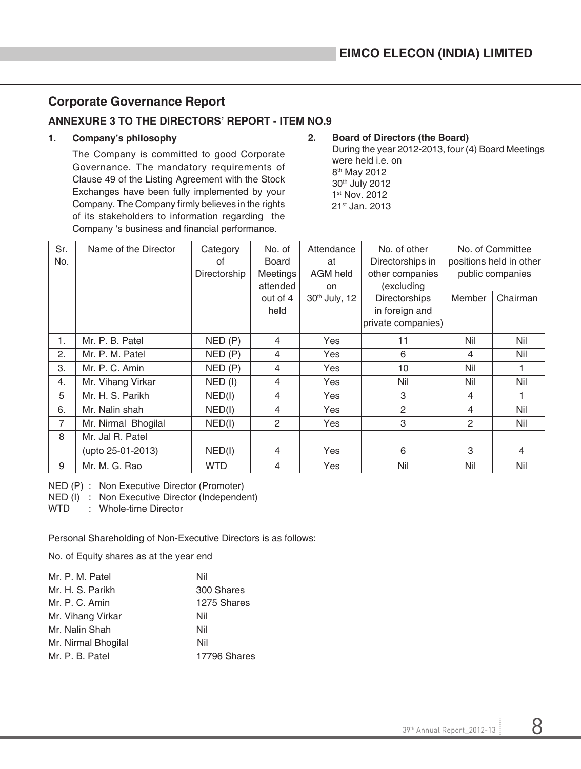## Corporate Governance Report

### ANNEXURE 3 TO THE DIRECTORS' REPORT - ITEM NO.9

**1. Company's philosophy**

The Company is committed to good Corporate Governance. The mandatory requirements of Clause 49 of the Listing Agreement with the Stock Exchanges have been fully implemented by your Company. The Company firmly believes in the rights of its stakeholders to information regarding the Company 's business and financial performance.

**2. Board of Directors (the Board)**

During the year 2012-2013, four (4) Board Meetings were held i.e. on
8th May 2012
30th July 2012
1st Nov. 2012
21st Jan. 2013

| Sr. No. | Name of the Director | Category of Directorship | No. of Board Meetings attended out of 4 held | Attendance at AGM held on 30th July, 12 | No. of other Directorships in other companies (excluding Directorships in foreign and private companies) | No. of Committee positions held in other public companies | |
|---|---|---|---|---|---|---|---|
| | | | | | | Member | Chairman |
| 1. | Mr. P. B. Patel | NED (P) | 4 | Yes | 11 | Nil | Nil |
| 2. | Mr. P. M. Patel | NED (P) | 4 | Yes | 6 | 4 | Nil |
| 3. | Mr. P. C. Amin | NED (P) | 4 | Yes | 10 | Nil | 1 |
| 4. | Mr. Vihang Virkar | NED (I) | 4 | Yes | Nil | Nil | Nil |
| 5 | Mr. H. S. Parikh | NED(I) | 4 | Yes | 3 | 4 | 1 |
| 6. | Mr. Nalin shah | NED(I) | 4 | Yes | 2 | 4 | Nil |
| 7 | Mr. Nirmal Bhogilal | NED(I) | 2 | Yes | 3 | 2 | Nil |
| 8 | Mr. Jal R. Patel (upto 25-01-2013) | NED(I) | 4 | Yes | 6 | 3 | 4 |
| 9 | Mr. M. G. Rao | WTD | 4 | Yes | Nil | Nil | Nil |

NED (P) : Non Executive Director (Promoter)
NED (I) : Non Executive Director (Independent)
WTD : Whole-time Director

Personal Shareholding of Non-Executive Directors is as follows:

No. of Equity shares as at the year end

| | |
|---|---|
| Mr. P. M. Patel | Nil |
| Mr. H. S. Parikh | 300 Shares |
| Mr. P. C. Amin | 1275 Shares |
| Mr. Vihang Virkar | Nil |
| Mr. Nalin Shah | Nil |
| Mr. Nirmal Bhogilal | Nil |
| Mr. P. B. Patel | 17796 Shares |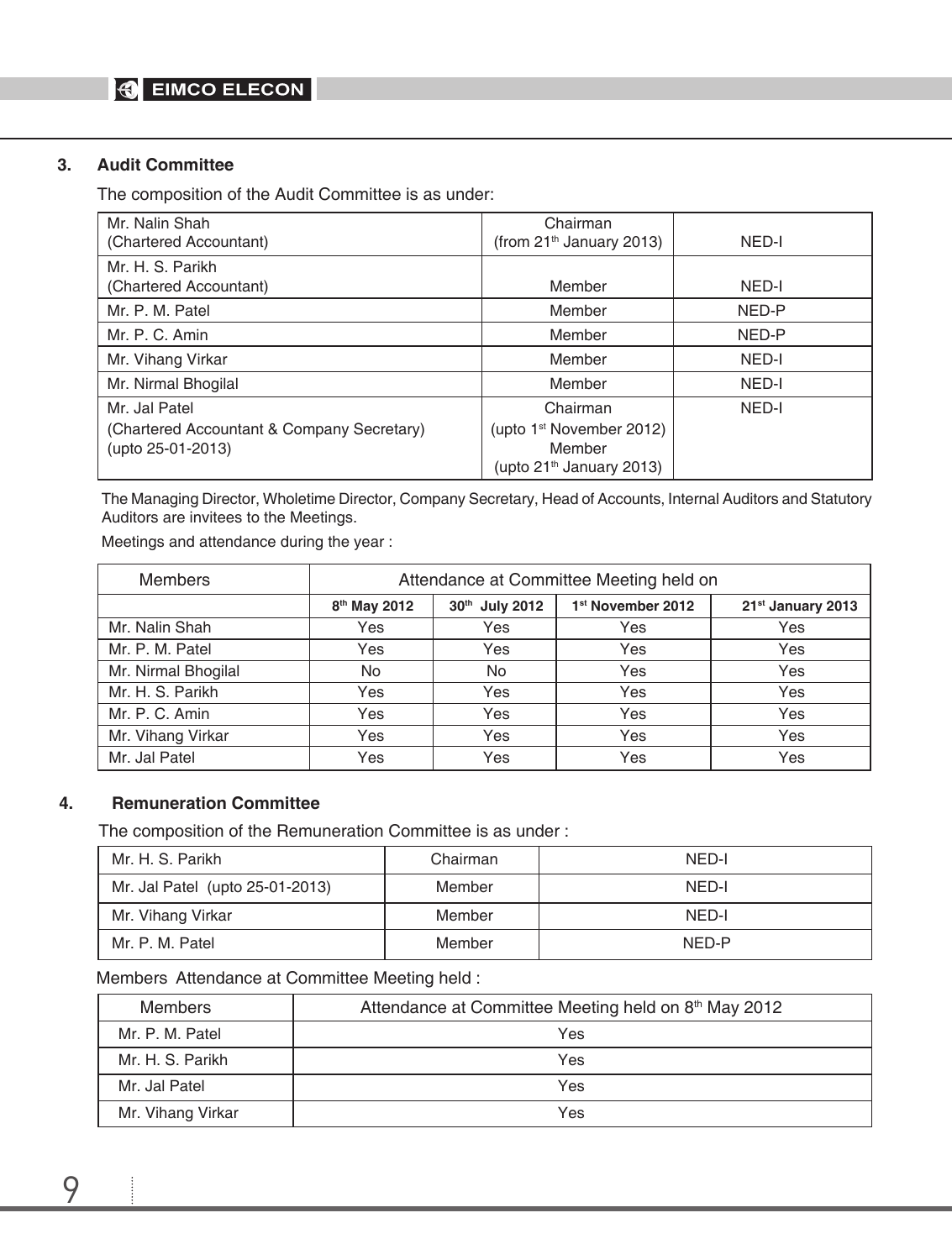## 3. Audit Committee

The composition of the Audit Committee is as under:

| | | |
|---|---|---|
| Mr. Nalin Shah (Chartered Accountant) | Chairman (from 21st January 2013) | NED-I |
| Mr. H. S. Parikh (Chartered Accountant) | Member | NED-I |
| Mr. P. M. Patel | Member | NED-P |
| Mr. P. C. Amin | Member | NED-P |
| Mr. Vihang Virkar | Member | NED-I |
| Mr. Nirmal Bhogilal | Member | NED-I |
| Mr. Jal Patel (Chartered Accountant & Company Secretary) (upto 25-01-2013) | Chairman (upto 1st November 2012) Member (upto 21st January 2013) | NED-I |

The Managing Director, Wholetime Director, Company Secretary, Head of Accounts, Internal Auditors and Statutory Auditors are invitees to the Meetings.

Meetings and attendance during the year :

| Members | Attendance at Committee Meeting held on | | | |
|---|---|---|---|---|
| | 8th May 2012 | 30th July 2012 | 1st November 2012 | 21st January 2013 |
| Mr. Nalin Shah | Yes | Yes | Yes | Yes |
| Mr. P. M. Patel | Yes | Yes | Yes | Yes |
| Mr. Nirmal Bhogilal | No | No | Yes | Yes |
| Mr. H. S. Parikh | Yes | Yes | Yes | Yes |
| Mr. P. C. Amin | Yes | Yes | Yes | Yes |
| Mr. Vihang Virkar | Yes | Yes | Yes | Yes |
| Mr. Jal Patel | Yes | Yes | Yes | Yes |

## 4. Remuneration Committee

The composition of the Remuneration Committee is as under :

| | | |
|---|---|---|
| Mr. H. S. Parikh | Chairman | NED-I |
| Mr. Jal Patel (upto 25-01-2013) | Member | NED-I |
| Mr. Vihang Virkar | Member | NED-I |
| Mr. P. M. Patel | Member | NED-P |

Members Attendance at Committee Meeting held :

| Members | Attendance at Committee Meeting held on 8th May 2012 |
|---|---|
| Mr. P. M. Patel | Yes |
| Mr. H. S. Parikh | Yes |
| Mr. Jal Patel | Yes |
| Mr. Vihang Virkar | Yes |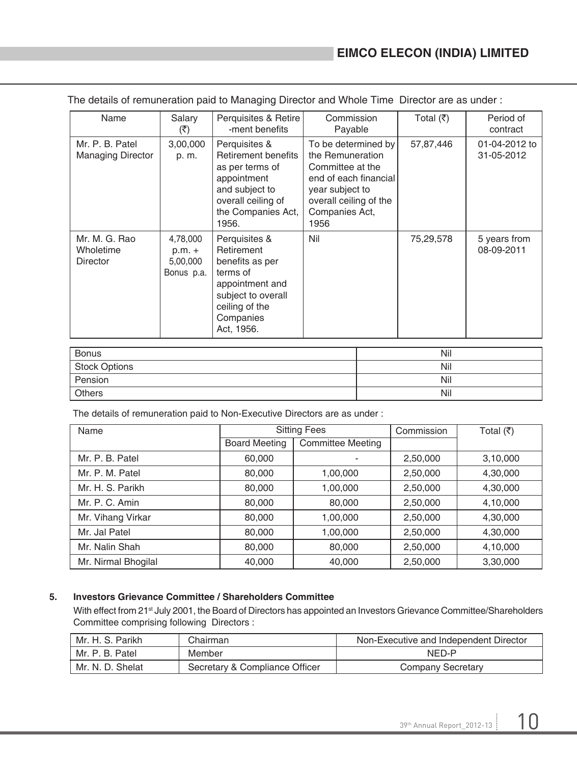The details of remuneration paid to Managing Director and Whole Time Director are as under :

| Name | Salary (₹) | Perquisites & Retire -ment benefits | Commission Payable | Total (₹) | Period of contract |
|---|---|---|---|---|---|
| Mr. P. B. Patel Managing Director | 3,00,000 p. m. | Perquisites & Retirement benefits as per terms of appointment and subject to overall ceiling of the Companies Act, 1956. | To be determined by the Remuneration Committee at the end of each financial year subject to overall ceiling of the Companies Act, 1956 | 57,87,446 | 01-04-2012 to 31-05-2012 |
| Mr. M. G. Rao Wholetime Director | 4,78,000 p.m. + 5,00,000 Bonus p.a. | Perquisites & Retirement benefits as per terms of appointment and subject to overall ceiling of the Companies Act, 1956. | Nil | 75,29,578 | 5 years from 08-09-2011 |

| | |
|---|---|
| Bonus | Nil |
| Stock Options | Nil |
| Pension | Nil |
| Others | Nil |

The details of remuneration paid to Non-Executive Directors are as under :

| Name | Sitting Fees | | Commission | Total (₹) |
|---|---|---|---|---|
| | Board Meeting | Committee Meeting | | |
| Mr. P. B. Patel | 60,000 | - | 2,50,000 | 3,10,000 |
| Mr. P. M. Patel | 80,000 | 1,00,000 | 2,50,000 | 4,30,000 |
| Mr. H. S. Parikh | 80,000 | 1,00,000 | 2,50,000 | 4,30,000 |
| Mr. P. C. Amin | 80,000 | 80,000 | 2,50,000 | 4,10,000 |
| Mr. Vihang Virkar | 80,000 | 1,00,000 | 2,50,000 | 4,30,000 |
| Mr. Jal Patel | 80,000 | 1,00,000 | 2,50,000 | 4,30,000 |
| Mr. Nalin Shah | 80,000 | 80,000 | 2,50,000 | 4,10,000 |
| Mr. Nirmal Bhogilal | 40,000 | 40,000 | 2,50,000 | 3,30,000 |

**5. Investors Grievance Committee / Shareholders Committee**

With effect from 21st July 2001, the Board of Directors has appointed an Investors Grievance Committee/Shareholders Committee comprising following Directors :

| | | |
|---|---|---|
| Mr. H. S. Parikh | Chairman | Non-Executive and Independent Director |
| Mr. P. B. Patel | Member | NED-P |
| Mr. N. D. Shelat | Secretary & Compliance Officer | Company Secretary |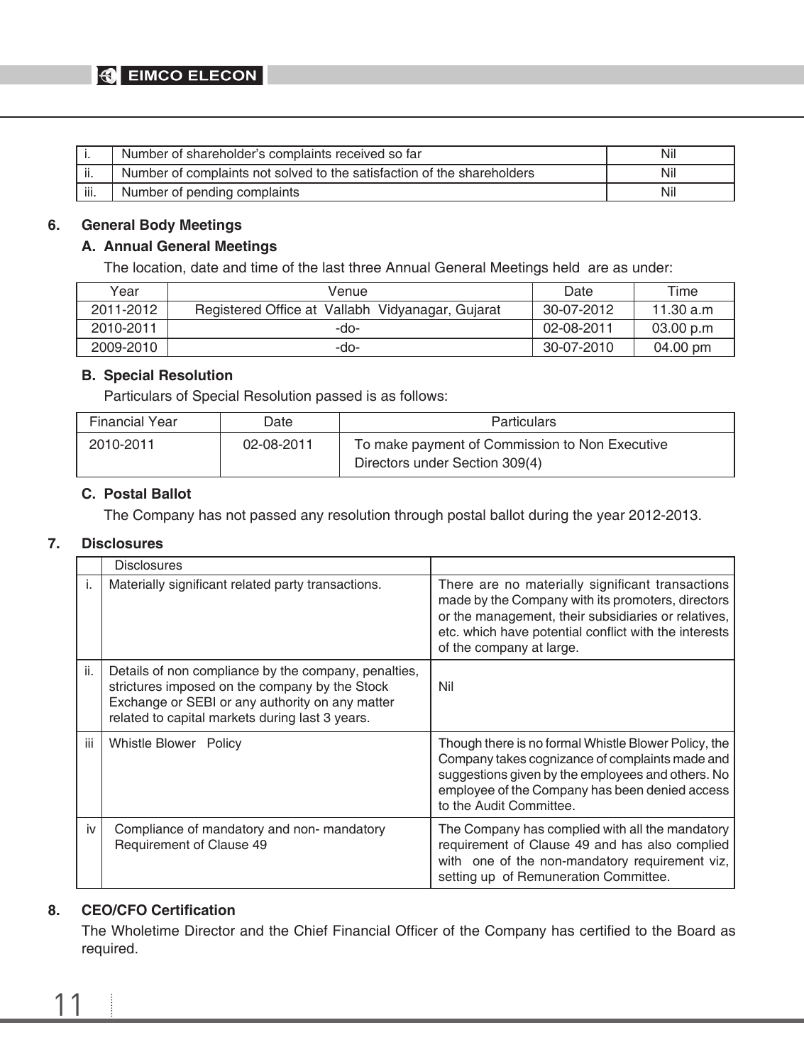| i. | Number of shareholder's complaints received so far | Nil |
|---|---|---|
| ii. | Number of complaints not solved to the satisfaction of the shareholders | Nil |
| iii. | Number of pending complaints | Nil |

**6. General Body Meetings**

**A. Annual General Meetings**

The location, date and time of the last three Annual General Meetings held are as under:

| Year | Venue | Date | Time |
|---|---|---|---|
| 2011-2012 | Registered Office at Vallabh Vidyanagar, Gujarat | 30-07-2012 | 11.30 a.m |
| 2010-2011 | -do- | 02-08-2011 | 03.00 p.m |
| 2009-2010 | -do- | 30-07-2010 | 04.00 pm |

**B. Special Resolution**

Particulars of Special Resolution passed is as follows:

| Financial Year | Date | Particulars |
|---|---|---|
| 2010-2011 | 02-08-2011 | To make payment of Commission to Non Executive Directors under Section 309(4) |

**C. Postal Ballot**

The Company has not passed any resolution through postal ballot during the year 2012-2013.

**7. Disclosures**

| | Disclosures | |
|---|---|---|
| i. | Materially significant related party transactions. | There are no materially significant transactions made by the Company with its promoters, directors or the management, their subsidiaries or relatives, etc. which have potential conflict with the interests of the company at large. |
| ii. | Details of non compliance by the company, penalties, strictures imposed on the company by the Stock Exchange or SEBI or any authority on any matter related to capital markets during last 3 years. | Nil |
| iii | Whistle Blower Policy | Though there is no formal Whistle Blower Policy, the Company takes cognizance of complaints made and suggestions given by the employees and others. No employee of the Company has been denied access to the Audit Committee. |
| iv | Compliance of mandatory and non- mandatory Requirement of Clause 49 | The Company has complied with all the mandatory requirement of Clause 49 and has also complied with one of the non-mandatory requirement viz, setting up of Remuneration Committee. |

**8. CEO/CFO Certification**

The Wholetime Director and the Chief Financial Officer of the Company has certified to the Board as required.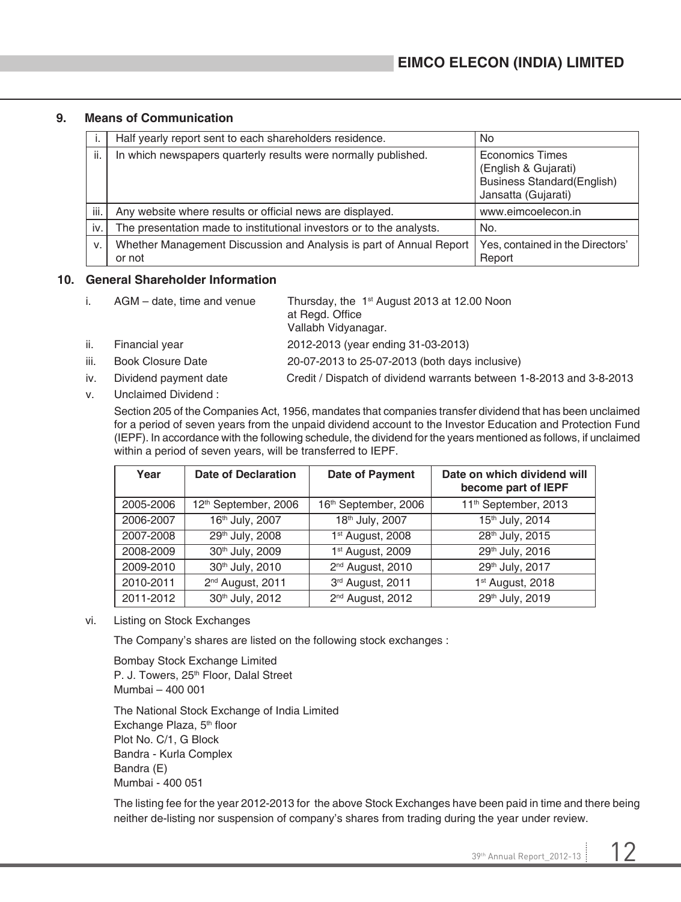## 9. Means of Communication

| | | |
|---|---|---|
| i. | Half yearly report sent to each shareholders residence. | No |
| ii. | In which newspapers quarterly results were normally published. | Economics Times (English & Gujarati) Business Standard(English) Jansatta (Gujarati) |
| iii. | Any website where results or official news are displayed. | www.eimcoelecon.in |
| iv. | The presentation made to institutional investors or to the analysts. | No. |
| v. | Whether Management Discussion and Analysis is part of Annual Report or not | Yes, contained in the Directors' Report |

## 10. General Shareholder Information

i. AGM – date, time and venue: Thursday, the 1st August 2013 at 12.00 Noon at Regd. Office Vallabh Vidyanagar.

ii. Financial year: 2012-2013 (year ending 31-03-2013)

iii. Book Closure Date: 20-07-2013 to 25-07-2013 (both days inclusive)

iv. Dividend payment date: Credit / Dispatch of dividend warrants between 1-8-2013 and 3-8-2013

v. Unclaimed Dividend :

Section 205 of the Companies Act, 1956, mandates that companies transfer dividend that has been unclaimed for a period of seven years from the unpaid dividend account to the Investor Education and Protection Fund (IEPF). In accordance with the following schedule, the dividend for the years mentioned as follows, if unclaimed within a period of seven years, will be transferred to IEPF.

| Year | Date of Declaration | Date of Payment | Date on which dividend will become part of IEPF |
|---|---|---|---|
| 2005-2006 | 12th September, 2006 | 16th September, 2006 | 11th September, 2013 |
| 2006-2007 | 16th July, 2007 | 18th July, 2007 | 15th July, 2014 |
| 2007-2008 | 29th July, 2008 | 1st August, 2008 | 28th July, 2015 |
| 2008-2009 | 30th July, 2009 | 1st August, 2009 | 29th July, 2016 |
| 2009-2010 | 30th July, 2010 | 2nd August, 2010 | 29th July, 2017 |
| 2010-2011 | 2nd August, 2011 | 3rd August, 2011 | 1st August, 2018 |
| 2011-2012 | 30th July, 2012 | 2nd August, 2012 | 29th July, 2019 |

vi. Listing on Stock Exchanges

The Company's shares are listed on the following stock exchanges :

Bombay Stock Exchange Limited
P. J. Towers, 25th Floor, Dalal Street
Mumbai – 400 001

The National Stock Exchange of India Limited
Exchange Plaza, 5th floor
Plot No. C/1, G Block
Bandra - Kurla Complex
Bandra (E)
Mumbai - 400 051

The listing fee for the year 2012-2013 for the above Stock Exchanges have been paid in time and there being neither de-listing nor suspension of company's shares from trading during the year under review.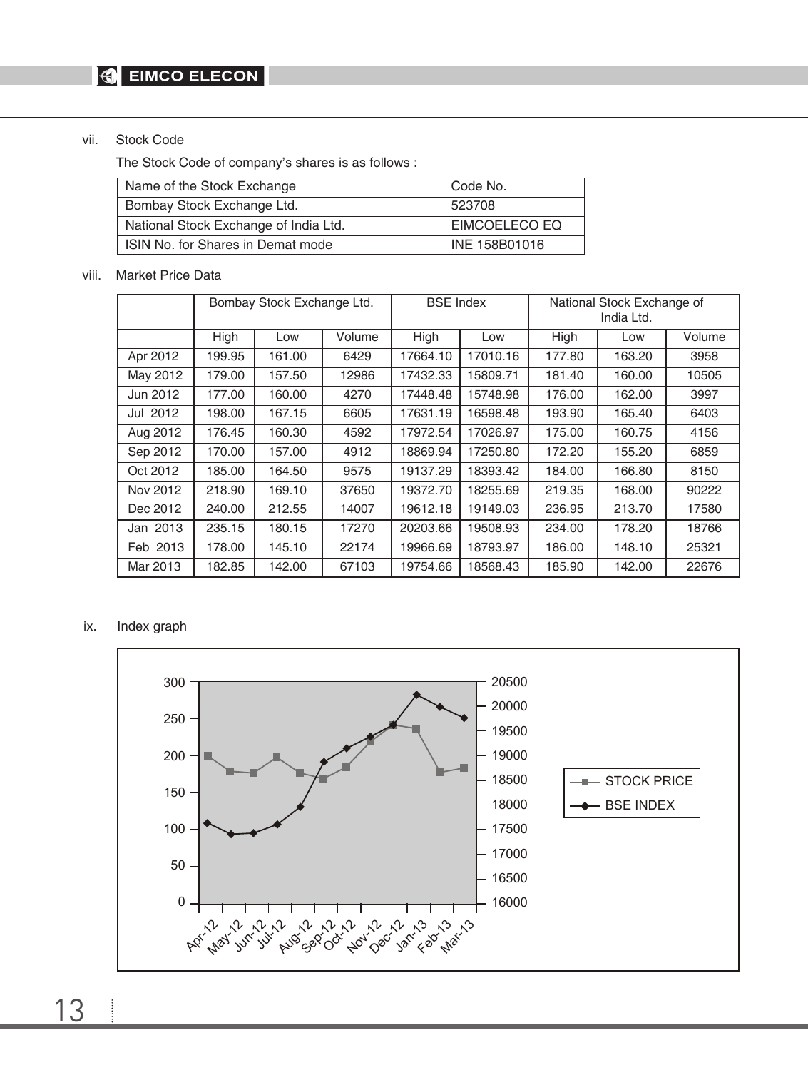vii. Stock Code

The Stock Code of company's shares is as follows :

| Name of the Stock Exchange | Code No. |
|---|---|
| Bombay Stock Exchange Ltd. | 523708 |
| National Stock Exchange of India Ltd. | EIMCOELECO EQ |
| ISIN No. for Shares in Demat mode | INE 158B01016 |

viii. Market Price Data

| | Bombay Stock Exchange Ltd. | | | BSE Index | | National Stock Exchange of India Ltd. | | |
|---|---|---|---|---|---|---|---|---|
| | High | Low | Volume | High | Low | High | Low | Volume |
| Apr 2012 | 199.95 | 161.00 | 6429 | 17664.10 | 17010.16 | 177.80 | 163.20 | 3958 |
| May 2012 | 179.00 | 157.50 | 12986 | 17432.33 | 15809.71 | 181.40 | 160.00 | 10505 |
| Jun 2012 | 177.00 | 160.00 | 4270 | 17448.48 | 15748.98 | 176.00 | 162.00 | 3997 |
| Jul 2012 | 198.00 | 167.15 | 6605 | 17631.19 | 16598.48 | 193.90 | 165.40 | 6403 |
| Aug 2012 | 176.45 | 160.30 | 4592 | 17972.54 | 17026.97 | 175.00 | 160.75 | 4156 |
| Sep 2012 | 170.00 | 157.00 | 4912 | 18869.94 | 17250.80 | 172.20 | 155.20 | 6859 |
| Oct 2012 | 185.00 | 164.50 | 9575 | 19137.29 | 18393.42 | 184.00 | 166.80 | 8150 |
| Nov 2012 | 218.90 | 169.10 | 37650 | 19372.70 | 18255.69 | 219.35 | 168.00 | 90222 |
| Dec 2012 | 240.00 | 212.55 | 14007 | 19612.18 | 19149.03 | 236.95 | 213.70 | 17580 |
| Jan 2013 | 235.15 | 180.15 | 17270 | 20203.66 | 19508.93 | 234.00 | 178.20 | 18766 |
| Feb 2013 | 178.00 | 145.10 | 22174 | 19966.69 | 18793.97 | 186.00 | 148.10 | 25321 |
| Mar 2013 | 182.85 | 142.00 | 67103 | 19754.66 | 18568.43 | 185.90 | 142.00 | 22676 |

ix. Index graph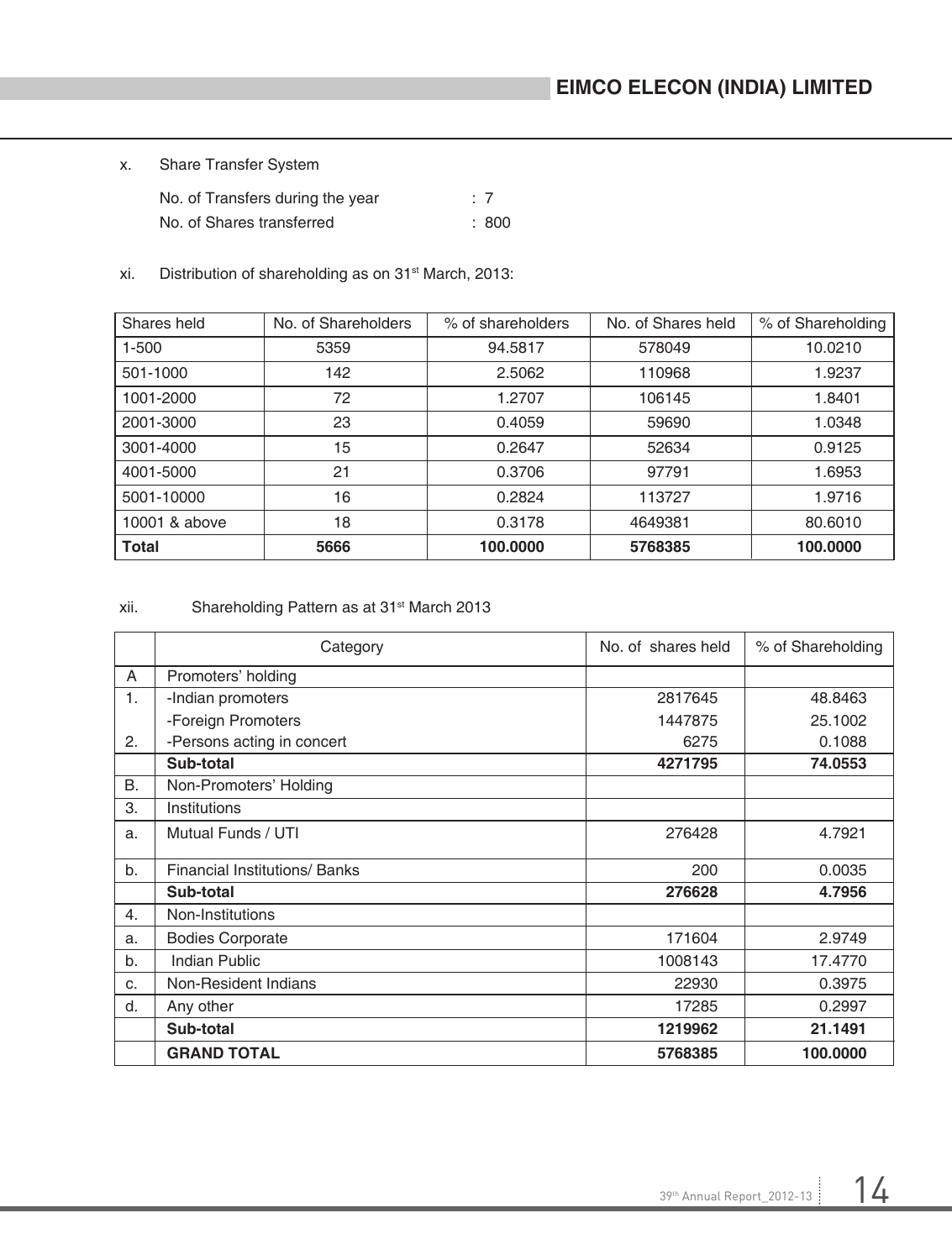x. Share Transfer System

No. of Transfers during the year : 7

No. of Shares transferred : 800

xi. Distribution of shareholding as on 31st March, 2013:

| Shares held | No. of Shareholders | % of shareholders | No. of Shares held | % of Shareholding |
|---|---|---|---|---|
| 1-500 | 5359 | 94.5817 | 578049 | 10.0210 |
| 501-1000 | 142 | 2.5062 | 110968 | 1.9237 |
| 1001-2000 | 72 | 1.2707 | 106145 | 1.8401 |
| 2001-3000 | 23 | 0.4059 | 59690 | 1.0348 |
| 3001-4000 | 15 | 0.2647 | 52634 | 0.9125 |
| 4001-5000 | 21 | 0.3706 | 97791 | 1.6953 |
| 5001-10000 | 16 | 0.2824 | 113727 | 1.9716 |
| 10001 & above | 18 | 0.3178 | 4649381 | 80.6010 |
| **Total** | **5666** | **100.0000** | **5768385** | **100.0000** |

xii. Shareholding Pattern as at 31st March 2013

| | Category | No. of shares held | % of Shareholding |
|---|---|---|---|
| A | Promoters' holding | | |
| 1. | -Indian promoters | 2817645 | 48.8463 |
| | -Foreign Promoters | 1447875 | 25.1002 |
| 2. | -Persons acting in concert | 6275 | 0.1088 |
| | **Sub-total** | **4271795** | **74.0553** |
| B. | Non-Promoters' Holding | | |
| 3. | Institutions | | |
| a. | Mutual Funds / UTI | 276428 | 4.7921 |
| b. | Financial Institutions/ Banks | 200 | 0.0035 |
| | **Sub-total** | **276628** | **4.7956** |
| 4. | Non-Institutions | | |
| a. | Bodies Corporate | 171604 | 2.9749 |
| b. | Indian Public | 1008143 | 17.4770 |
| c. | Non-Resident Indians | 22930 | 0.3975 |
| d. | Any other | 17285 | 0.2997 |
| | **Sub-total** | **1219962** | **21.1491** |
| | **GRAND TOTAL** | **5768385** | **100.0000** |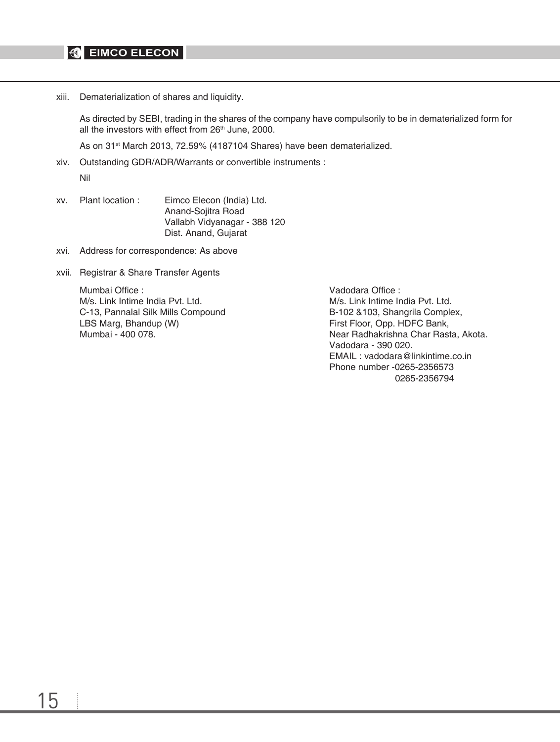xiii. Dematerialization of shares and liquidity.

As directed by SEBI, trading in the shares of the company have compulsorily to be in dematerialized form for all the investors with effect from 26th June, 2000.

As on 31st March 2013, 72.59% (4187104 Shares) have been dematerialized.

xiv. Outstanding GDR/ADR/Warrants or convertible instruments :

Nil

xv. Plant location : Eimco Elecon (India) Ltd.
Anand-Sojitra Road
Vallabh Vidyanagar - 388 120
Dist. Anand, Gujarat

xvi. Address for correspondence: As above

xvii. Registrar & Share Transfer Agents

Mumbai Office :
M/s. Link Intime India Pvt. Ltd.
C-13, Pannalal Silk Mills Compound
LBS Marg, Bhandup (W)
Mumbai - 400 078.

Vadodara Office :
M/s. Link Intime India Pvt. Ltd.
B-102 &103, Shangrila Complex,
First Floor, Opp. HDFC Bank,
Near Radhakrishna Char Rasta, Akota.
Vadodara - 390 020.
EMAIL : vadodara@linkintime.co.in
Phone number -0265-2356573
0265-2356794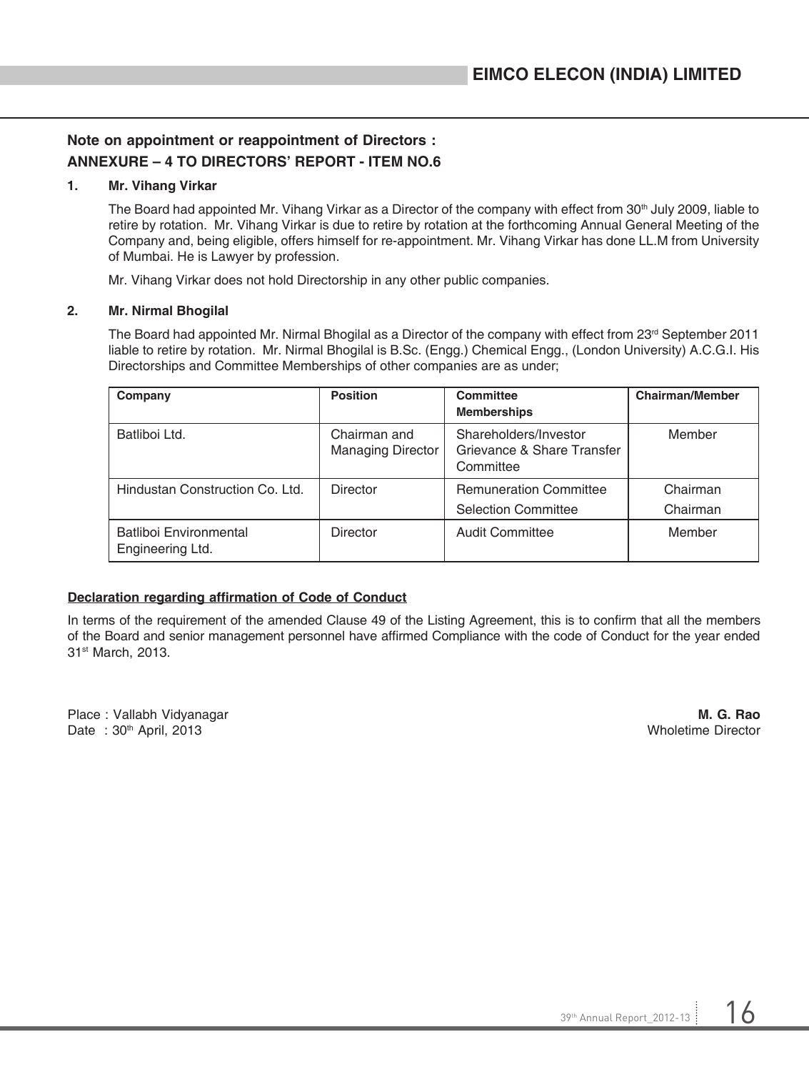## Note on appointment or reappointment of Directors :

## ANNEXURE – 4 TO DIRECTORS' REPORT - ITEM NO.6

**1. Mr. Vihang Virkar**

The Board had appointed Mr. Vihang Virkar as a Director of the company with effect from 30th July 2009, liable to retire by rotation. Mr. Vihang Virkar is due to retire by rotation at the forthcoming Annual General Meeting of the Company and, being eligible, offers himself for re-appointment. Mr. Vihang Virkar has done LL.M from University of Mumbai. He is Lawyer by profession.

Mr. Vihang Virkar does not hold Directorship in any other public companies.

**2. Mr. Nirmal Bhogilal**

The Board had appointed Mr. Nirmal Bhogilal as a Director of the company with effect from 23rd September 2011 liable to retire by rotation. Mr. Nirmal Bhogilal is B.Sc. (Engg.) Chemical Engg., (London University) A.C.G.I. His Directorships and Committee Memberships of other companies are as under;

| Company | Position | Committee Memberships | Chairman/Member |
|---|---|---|---|
| Batliboi Ltd. | Chairman and Managing Director | Shareholders/Investor Grievance & Share Transfer Committee | Member |
| Hindustan Construction Co. Ltd. | Director | Remuneration Committee | Chairman |
| | | Selection Committee | Chairman |
| Batliboi Environmental Engineering Ltd. | Director | Audit Committee | Member |

**Declaration regarding affirmation of Code of Conduct**

In terms of the requirement of the amended Clause 49 of the Listing Agreement, this is to confirm that all the members of the Board and senior management personnel have affirmed Compliance with the code of Conduct for the year ended 31st March, 2013.

Place : Vallabh Vidyanagar
Date : 30th April, 2013

**M. G. Rao**
Wholetime Director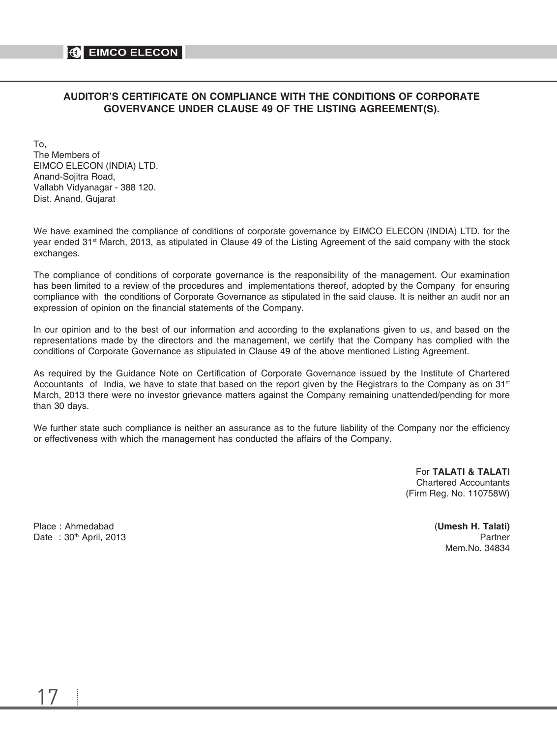## AUDITOR'S CERTIFICATE ON COMPLIANCE WITH THE CONDITIONS OF CORPORATE GOVERVANCE UNDER CLAUSE 49 OF THE LISTING AGREEMENT(S).

To,
The Members of
EIMCO ELECON (INDIA) LTD.
Anand-Sojitra Road,
Vallabh Vidyanagar - 388 120.
Dist. Anand, Gujarat

We have examined the compliance of conditions of corporate governance by EIMCO ELECON (INDIA) LTD. for the year ended 31st March, 2013, as stipulated in Clause 49 of the Listing Agreement of the said company with the stock exchanges.

The compliance of conditions of corporate governance is the responsibility of the management. Our examination has been limited to a review of the procedures and implementations thereof, adopted by the Company for ensuring compliance with the conditions of Corporate Governance as stipulated in the said clause. It is neither an audit nor an expression of opinion on the financial statements of the Company.

In our opinion and to the best of our information and according to the explanations given to us, and based on the representations made by the directors and the management, we certify that the Company has complied with the conditions of Corporate Governance as stipulated in Clause 49 of the above mentioned Listing Agreement.

As required by the Guidance Note on Certification of Corporate Governance issued by the Institute of Chartered Accountants of India, we have to state that based on the report given by the Registrars to the Company as on 31st March, 2013 there were no investor grievance matters against the Company remaining unattended/pending for more than 30 days.

We further state such compliance is neither an assurance as to the future liability of the Company nor the efficiency or effectiveness with which the management has conducted the affairs of the Company.

For **TALATI & TALATI**
Chartered Accountants
(Firm Reg. No. 110758W)

Place : Ahmedabad
Date : 30th April, 2013

(**Umesh H. Talati)**
Partner
Mem.No. 34834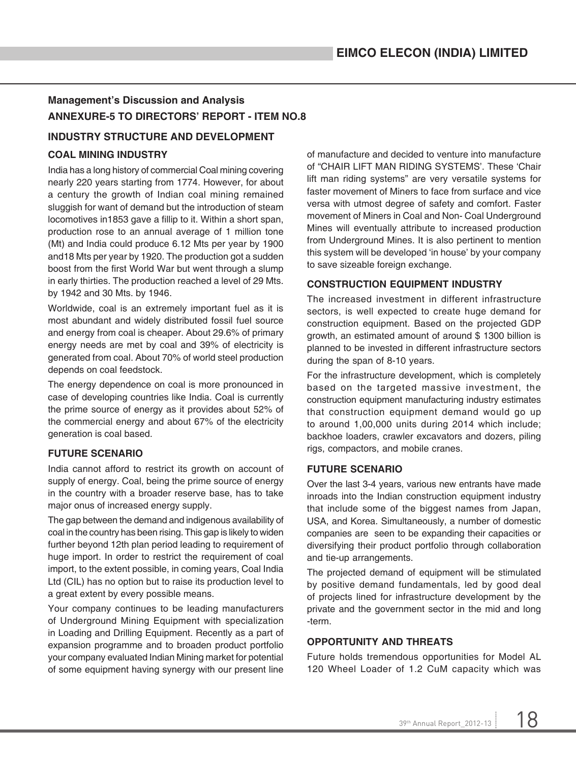## Management's Discussion and Analysis

## ANNEXURE-5 TO DIRECTORS' REPORT - ITEM NO.8

### INDUSTRY STRUCTURE AND DEVELOPMENT

### COAL MINING INDUSTRY

India has a long history of commercial Coal mining covering nearly 220 years starting from 1774. However, for about a century the growth of Indian coal mining remained sluggish for want of demand but the introduction of steam locomotives in1853 gave a fillip to it. Within a short span, production rose to an annual average of 1 million tone (Mt) and India could produce 6.12 Mts per year by 1900 and18 Mts per year by 1920. The production got a sudden boost from the first World War but went through a slump in early thirties. The production reached a level of 29 Mts. by 1942 and 30 Mts. by 1946.

Worldwide, coal is an extremely important fuel as it is most abundant and widely distributed fossil fuel source and energy from coal is cheaper. About 29.6% of primary energy needs are met by coal and 39% of electricity is generated from coal. About 70% of world steel production depends on coal feedstock.

The energy dependence on coal is more pronounced in case of developing countries like India. Coal is currently the prime source of energy as it provides about 52% of the commercial energy and about 67% of the electricity generation is coal based.

### FUTURE SCENARIO

India cannot afford to restrict its growth on account of supply of energy. Coal, being the prime source of energy in the country with a broader reserve base, has to take major onus of increased energy supply.

The gap between the demand and indigenous availability of coal in the country has been rising. This gap is likely to widen further beyond 12th plan period leading to requirement of huge import. In order to restrict the requirement of coal import, to the extent possible, in coming years, Coal India Ltd (CIL) has no option but to raise its production level to a great extent by every possible means.

Your company continues to be leading manufacturers of Underground Mining Equipment with specialization in Loading and Drilling Equipment. Recently as a part of expansion programme and to broaden product portfolio your company evaluated Indian Mining market for potential of some equipment having synergy with our present line of manufacture and decided to venture into manufacture of "CHAIR LIFT MAN RIDING SYSTEMS'. These 'Chair lift man riding systems" are very versatile systems for faster movement of Miners to face from surface and vice versa with utmost degree of safety and comfort. Faster movement of Miners in Coal and Non- Coal Underground Mines will eventually attribute to increased production from Underground Mines. It is also pertinent to mention this system will be developed 'in house' by your company to save sizeable foreign exchange.

### CONSTRUCTION EQUIPMENT INDUSTRY

The increased investment in different infrastructure sectors, is well expected to create huge demand for construction equipment. Based on the projected GDP growth, an estimated amount of around $ 1300 billion is planned to be invested in different infrastructure sectors during the span of 8-10 years.

For the infrastructure development, which is completely based on the targeted massive investment, the construction equipment manufacturing industry estimates that construction equipment demand would go up to around 1,00,000 units during 2014 which include; backhoe loaders, crawler excavators and dozers, piling rigs, compactors, and mobile cranes.

### FUTURE SCENARIO

Over the last 3-4 years, various new entrants have made inroads into the Indian construction equipment industry that include some of the biggest names from Japan, USA, and Korea. Simultaneously, a number of domestic companies are seen to be expanding their capacities or diversifying their product portfolio through collaboration and tie-up arrangements.

The projected demand of equipment will be stimulated by positive demand fundamentals, led by good deal of projects lined for infrastructure development by the private and the government sector in the mid and long -term.

### OPPORTUNITY AND THREATS

Future holds tremendous opportunities for Model AL 120 Wheel Loader of 1.2 CuM capacity which was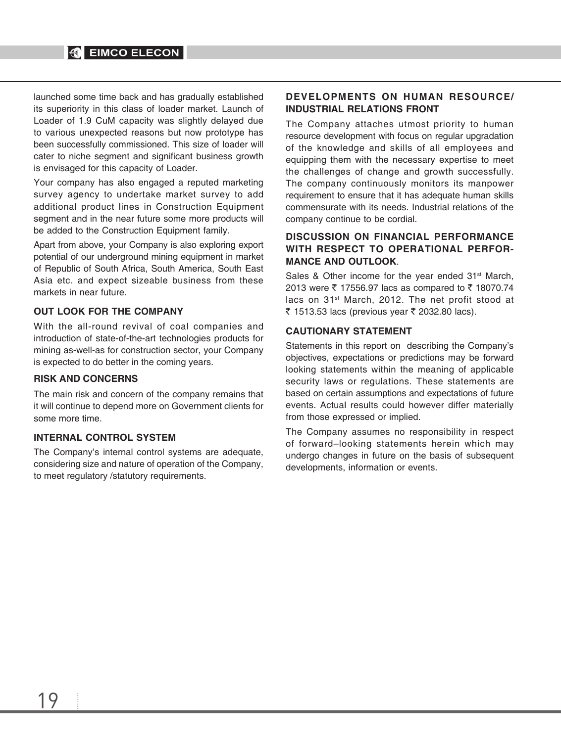launched some time back and has gradually established its superiority in this class of loader market. Launch of Loader of 1.9 CuM capacity was slightly delayed due to various unexpected reasons but now prototype has been successfully commissioned. This size of loader will cater to niche segment and significant business growth is envisaged for this capacity of Loader.

Your company has also engaged a reputed marketing survey agency to undertake market survey to add additional product lines in Construction Equipment segment and in the near future some more products will be added to the Construction Equipment family.

Apart from above, your Company is also exploring export potential of our underground mining equipment in market of Republic of South Africa, South America, South East Asia etc. and expect sizeable business from these markets in near future.

### OUT LOOK FOR THE COMPANY

With the all-round revival of coal companies and introduction of state-of-the-art technologies products for mining as-well-as for construction sector, your Company is expected to do better in the coming years.

### RISK AND CONCERNS

The main risk and concern of the company remains that it will continue to depend more on Government clients for some more time.

### INTERNAL CONTROL SYSTEM

The Company's internal control systems are adequate, considering size and nature of operation of the Company, to meet regulatory /statutory requirements.

### DEVELOPMENTS ON HUMAN RESOURCE/ INDUSTRIAL RELATIONS FRONT

The Company attaches utmost priority to human resource development with focus on regular upgradation of the knowledge and skills of all employees and equipping them with the necessary expertise to meet the challenges of change and growth successfully. The company continuously monitors its manpower requirement to ensure that it has adequate human skills commensurate with its needs. Industrial relations of the company continue to be cordial.

### DISCUSSION ON FINANCIAL PERFORMANCE WITH RESPECT TO OPERATIONAL PERFORMANCE AND OUTLOOK.

Sales & Other income for the year ended 31st March, 2013 were ₹ 17556.97 lacs as compared to ₹ 18070.74 lacs on 31st March, 2012. The net profit stood at ₹ 1513.53 lacs (previous year ₹ 2032.80 lacs).

### CAUTIONARY STATEMENT

Statements in this report on describing the Company's objectives, expectations or predictions may be forward looking statements within the meaning of applicable security laws or regulations. These statements are based on certain assumptions and expectations of future events. Actual results could however differ materially from those expressed or implied.

The Company assumes no responsibility in respect of forward–looking statements herein which may undergo changes in future on the basis of subsequent developments, information or events.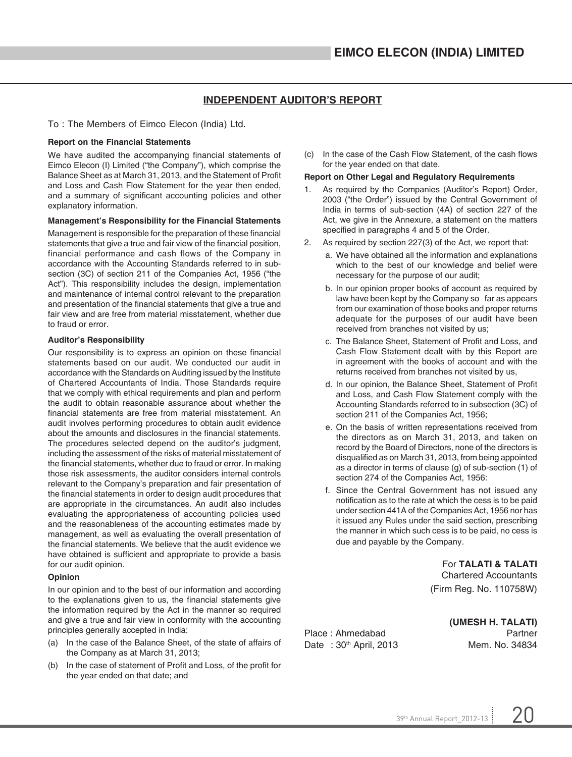## INDEPENDENT AUDITOR'S REPORT

To : The Members of Eimco Elecon (India) Ltd.

**Report on the Financial Statements**

We have audited the accompanying financial statements of Eimco Elecon (I) Limited ("the Company"), which comprise the Balance Sheet as at March 31, 2013, and the Statement of Profit and Loss and Cash Flow Statement for the year then ended, and a summary of significant accounting policies and other explanatory information.

**Management's Responsibility for the Financial Statements**

Management is responsible for the preparation of these financial statements that give a true and fair view of the financial position, financial performance and cash flows of the Company in accordance with the Accounting Standards referred to in sub-section (3C) of section 211 of the Companies Act, 1956 ("the Act"). This responsibility includes the design, implementation and maintenance of internal control relevant to the preparation and presentation of the financial statements that give a true and fair view and are free from material misstatement, whether due to fraud or error.

**Auditor's Responsibility**

Our responsibility is to express an opinion on these financial statements based on our audit. We conducted our audit in accordance with the Standards on Auditing issued by the Institute of Chartered Accountants of India. Those Standards require that we comply with ethical requirements and plan and perform the audit to obtain reasonable assurance about whether the financial statements are free from material misstatement. An audit involves performing procedures to obtain audit evidence about the amounts and disclosures in the financial statements. The procedures selected depend on the auditor's judgment, including the assessment of the risks of material misstatement of the financial statements, whether due to fraud or error. In making those risk assessments, the auditor considers internal controls relevant to the Company's preparation and fair presentation of the financial statements in order to design audit procedures that are appropriate in the circumstances. An audit also includes evaluating the appropriateness of accounting policies used and the reasonableness of the accounting estimates made by management, as well as evaluating the overall presentation of the financial statements. We believe that the audit evidence we have obtained is sufficient and appropriate to provide a basis for our audit opinion.

**Opinion**

In our opinion and to the best of our information and according to the explanations given to us, the financial statements give the information required by the Act in the manner so required and give a true and fair view in conformity with the accounting principles generally accepted in India:

(a) In the case of the Balance Sheet, of the state of affairs of the Company as at March 31, 2013;

(b) In the case of statement of Profit and Loss, of the profit for the year ended on that date; and

(c) In the case of the Cash Flow Statement, of the cash flows for the year ended on that date.

**Report on Other Legal and Regulatory Requirements**

1. As required by the Companies (Auditor's Report) Order, 2003 ("the Order") issued by the Central Government of India in terms of sub-section (4A) of section 227 of the Act, we give in the Annexure, a statement on the matters specified in paragraphs 4 and 5 of the Order.

2. As required by section 227(3) of the Act, we report that:

   a. We have obtained all the information and explanations which to the best of our knowledge and belief were necessary for the purpose of our audit;

   b. In our opinion proper books of account as required by law have been kept by the Company so far as appears from our examination of those books and proper returns adequate for the purposes of our audit have been received from branches not visited by us;

   c. The Balance Sheet, Statement of Profit and Loss, and Cash Flow Statement dealt with by this Report are in agreement with the books of account and with the returns received from branches not visited by us,

   d. In our opinion, the Balance Sheet, Statement of Profit and Loss, and Cash Flow Statement comply with the Accounting Standards referred to in subsection (3C) of section 211 of the Companies Act, 1956;

   e. On the basis of written representations received from the directors as on March 31, 2013, and taken on record by the Board of Directors, none of the directors is disqualified as on March 31, 2013, from being appointed as a director in terms of clause (g) of sub-section (1) of section 274 of the Companies Act, 1956:

   f. Since the Central Government has not issued any notification as to the rate at which the cess is to be paid under section 441A of the Companies Act, 1956 nor has it issued any Rules under the said section, prescribing the manner in which such cess is to be paid, no cess is due and payable by the Company.

For **TALATI & TALATI**
Chartered Accountants
(Firm Reg. No. 110758W)

**(UMESH H. TALATI)**
Partner
Mem. No. 34834

Place : Ahmedabad
Date : 30th April, 2013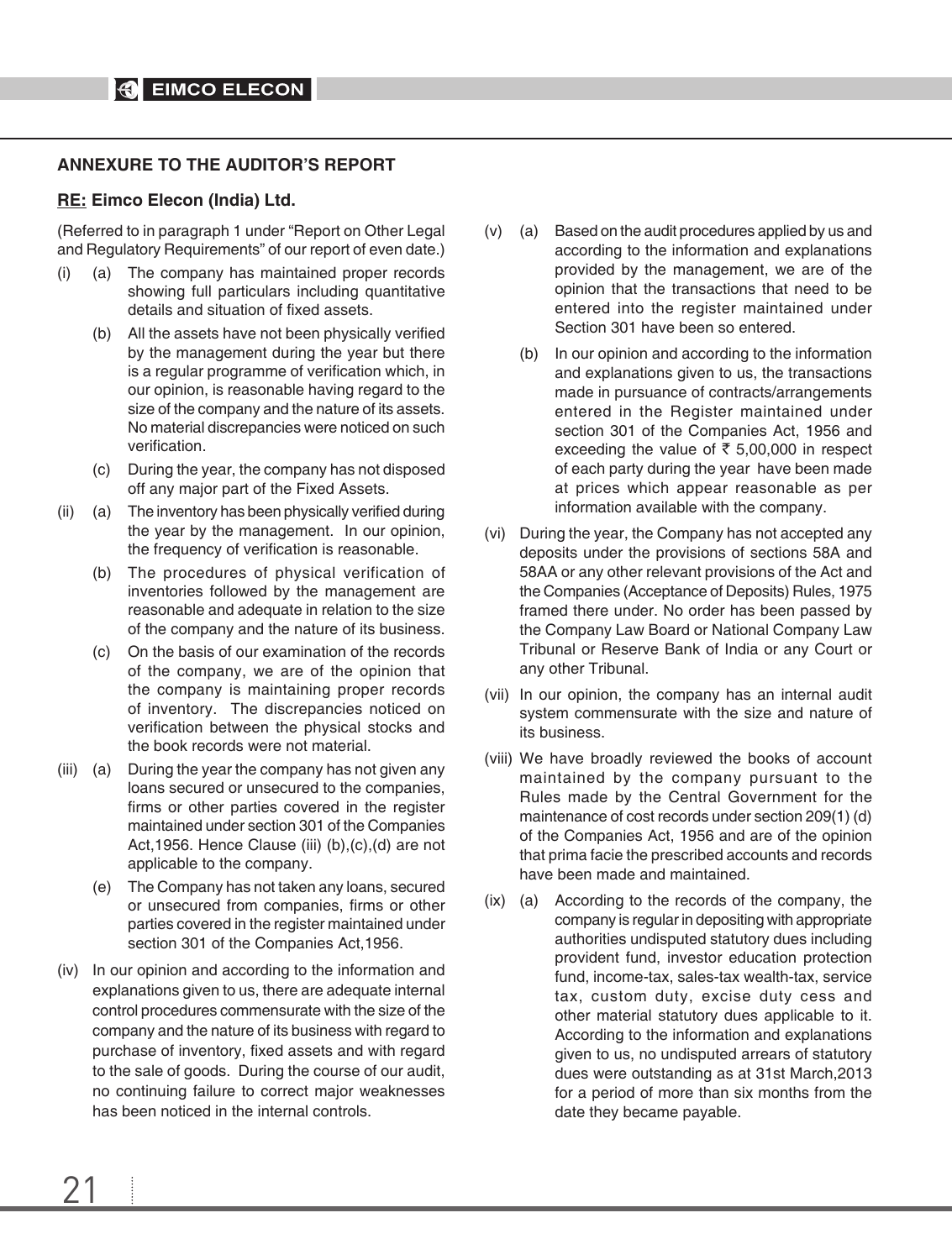## ANNEXURE TO THE AUDITOR'S REPORT

**RE: Eimco Elecon (India) Ltd.**

(Referred to in paragraph 1 under "Report on Other Legal and Regulatory Requirements" of our report of even date.)

(i) (a) The company has maintained proper records showing full particulars including quantitative details and situation of fixed assets.

(b) All the assets have not been physically verified by the management during the year but there is a regular programme of verification which, in our opinion, is reasonable having regard to the size of the company and the nature of its assets. No material discrepancies were noticed on such verification.

(c) During the year, the company has not disposed off any major part of the Fixed Assets.

(ii) (a) The inventory has been physically verified during the year by the management. In our opinion, the frequency of verification is reasonable.

(b) The procedures of physical verification of inventories followed by the management are reasonable and adequate in relation to the size of the company and the nature of its business.

(c) On the basis of our examination of the records of the company, we are of the opinion that the company is maintaining proper records of inventory. The discrepancies noticed on verification between the physical stocks and the book records were not material.

(iii) (a) During the year the company has not given any loans secured or unsecured to the companies, firms or other parties covered in the register maintained under section 301 of the Companies Act,1956. Hence Clause (iii) (b),(c),(d) are not applicable to the company.

(e) The Company has not taken any loans, secured or unsecured from companies, firms or other parties covered in the register maintained under section 301 of the Companies Act,1956.

(iv) In our opinion and according to the information and explanations given to us, there are adequate internal control procedures commensurate with the size of the company and the nature of its business with regard to purchase of inventory, fixed assets and with regard to the sale of goods. During the course of our audit, no continuing failure to correct major weaknesses has been noticed in the internal controls.

(v) (a) Based on the audit procedures applied by us and according to the information and explanations provided by the management, we are of the opinion that the transactions that need to be entered into the register maintained under Section 301 have been so entered.

(b) In our opinion and according to the information and explanations given to us, the transactions made in pursuance of contracts/arrangements entered in the Register maintained under section 301 of the Companies Act, 1956 and exceeding the value of ₹ 5,00,000 in respect of each party during the year have been made at prices which appear reasonable as per information available with the company.

(vi) During the year, the Company has not accepted any deposits under the provisions of sections 58A and 58AA or any other relevant provisions of the Act and the Companies (Acceptance of Deposits) Rules, 1975 framed there under. No order has been passed by the Company Law Board or National Company Law Tribunal or Reserve Bank of India or any Court or any other Tribunal.

(vii) In our opinion, the company has an internal audit system commensurate with the size and nature of its business.

(viii) We have broadly reviewed the books of account maintained by the company pursuant to the Rules made by the Central Government for the maintenance of cost records under section 209(1) (d) of the Companies Act, 1956 and are of the opinion that prima facie the prescribed accounts and records have been made and maintained.

(ix) (a) According to the records of the company, the company is regular in depositing with appropriate authorities undisputed statutory dues including provident fund, investor education protection fund, income-tax, sales-tax wealth-tax, service tax, custom duty, excise duty cess and other material statutory dues applicable to it. According to the information and explanations given to us, no undisputed arrears of statutory dues were outstanding as at 31st March,2013 for a period of more than six months from the date they became payable.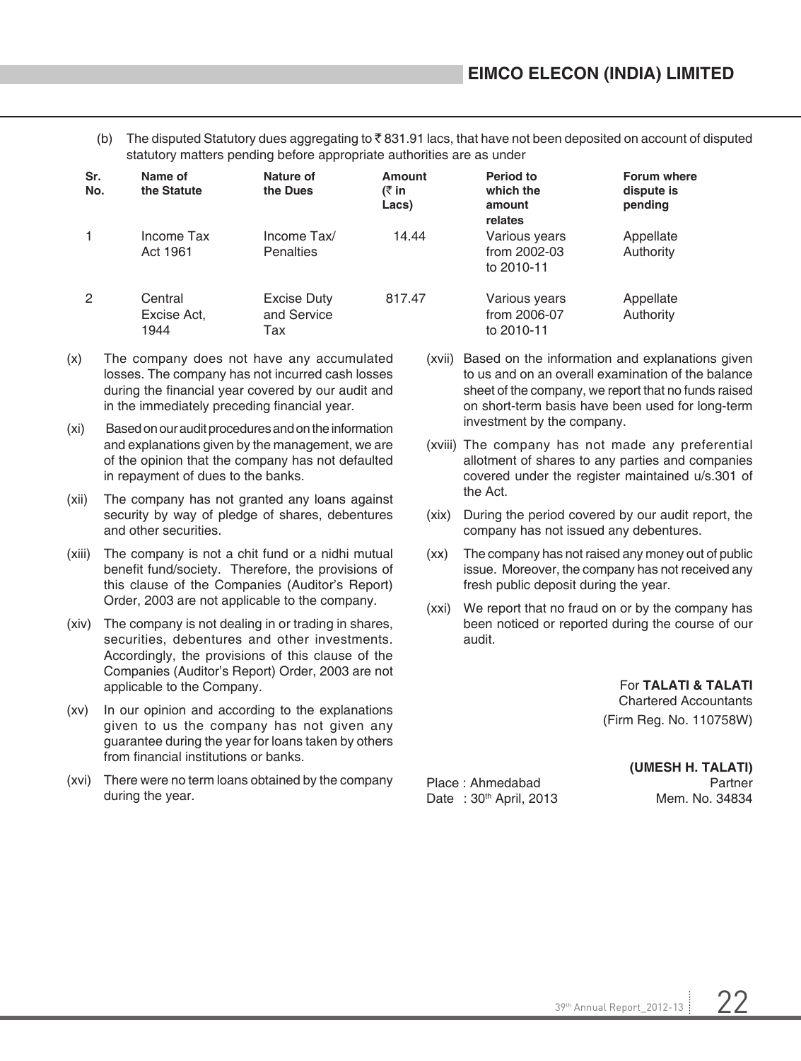(b) The disputed Statutory dues aggregating to ₹ 831.91 lacs, that have not been deposited on account of disputed statutory matters pending before appropriate authorities are as under

| Sr. No. | Name of the Statute | Nature of the Dues | Amount (₹ in Lacs) | Period to which the amount relates | Forum where dispute is pending |
|---|---|---|---|---|---|
| 1 | Income Tax Act 1961 | Income Tax/ Penalties | 14.44 | Various years from 2002-03 to 2010-11 | Appellate Authority |
| 2 | Central Excise Act, 1944 | Excise Duty and Service Tax | 817.47 | Various years from 2006-07 to 2010-11 | Appellate Authority |

(x) The company does not have any accumulated losses. The company has not incurred cash losses during the financial year covered by our audit and in the immediately preceding financial year.

(xi) Based on our audit procedures and on the information and explanations given by the management, we are of the opinion that the company has not defaulted in repayment of dues to the banks.

(xii) The company has not granted any loans against security by way of pledge of shares, debentures and other securities.

(xiii) The company is not a chit fund or a nidhi mutual benefit fund/society. Therefore, the provisions of this clause of the Companies (Auditor's Report) Order, 2003 are not applicable to the company.

(xiv) The company is not dealing in or trading in shares, securities, debentures and other investments. Accordingly, the provisions of this clause of the Companies (Auditor's Report) Order, 2003 are not applicable to the Company.

(xv) In our opinion and according to the explanations given to us the company has not given any guarantee during the year for loans taken by others from financial institutions or banks.

(xvi) There were no term loans obtained by the company during the year.

(xvii) Based on the information and explanations given to us and on an overall examination of the balance sheet of the company, we report that no funds raised on short-term basis have been used for long-term investment by the company.

(xviii) The company has not made any preferential allotment of shares to any parties and companies covered under the register maintained u/s.301 of the Act.

(xix) During the period covered by our audit report, the company has not issued any debentures.

(xx) The company has not raised any money out of public issue. Moreover, the company has not received any fresh public deposit during the year.

(xxi) We report that no fraud on or by the company has been noticed or reported during the course of our audit.

For **TALATI & TALATI**
Chartered Accountants
(Firm Reg. No. 110758W)

**(UMESH H. TALATI)**
Partner
Mem. No. 34834

Place : Ahmedabad
Date : 30th April, 2013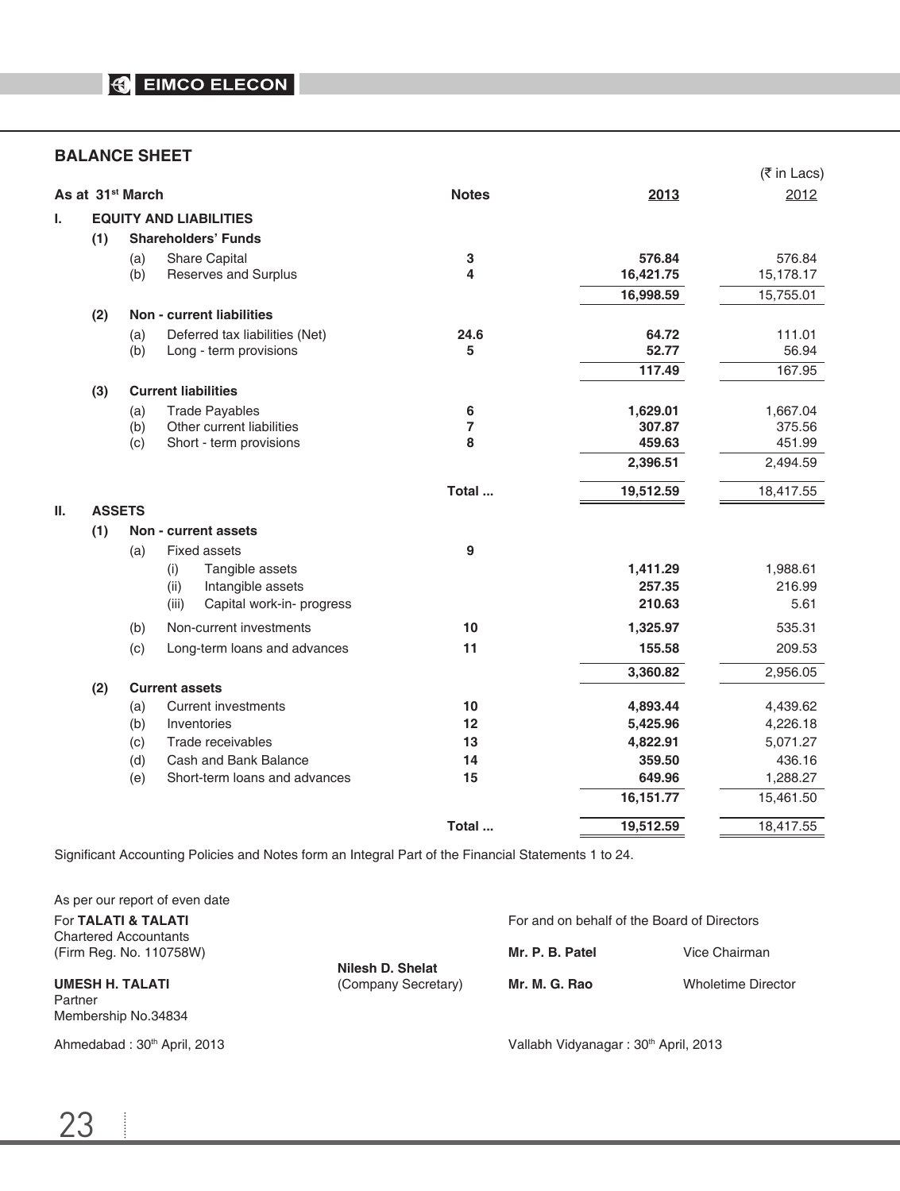## BALANCE SHEET

(₹ in Lacs)

| As at 31st March | | | | Notes | 2013 | 2012 |
|---|---|---|---|---|---|---|
| **I.** | **EQUITY AND LIABILITIES** | | | | | |
| | **(1)** | **Shareholders' Funds** | | | | |
| | | (a) | Share Capital | 3 | **576.84** | 576.84 |
| | | (b) | Reserves and Surplus | 4 | **16,421.75** | 15,178.17 |
| | | | | | **16,998.59** | 15,755.01 |
| | **(2)** | **Non - current liabilities** | | | | |
| | | (a) | Deferred tax liabilities (Net) | 24.6 | **64.72** | 111.01 |
| | | (b) | Long - term provisions | 5 | **52.77** | 56.94 |
| | | | | | **117.49** | 167.95 |
| | **(3)** | **Current liabilities** | | | | |
| | | (a) | Trade Payables | 6 | **1,629.01** | 1,667.04 |
| | | (b) | Other current liabilities | 7 | **307.87** | 375.56 |
| | | (c) | Short - term provisions | 8 | **459.63** | 451.99 |
| | | | | | **2,396.51** | 2,494.59 |
| | | | | Total ... | **19,512.59** | 18,417.55 |
| **II.** | **ASSETS** | | | | | |
| | **(1)** | **Non - current assets** | | | | |
| | | (a) | Fixed assets | 9 | | |
| | | | (i) Tangible assets | | **1,411.29** | 1,988.61 |
| | | | (ii) Intangible assets | | **257.35** | 216.99 |
| | | | (iii) Capital work-in- progress | | **210.63** | 5.61 |
| | | (b) | Non-current investments | 10 | **1,325.97** | 535.31 |
| | | (c) | Long-term loans and advances | 11 | **155.58** | 209.53 |
| | | | | | **3,360.82** | 2,956.05 |
| | **(2)** | **Current assets** | | | | |
| | | (a) | Current investments | 10 | **4,893.44** | 4,439.62 |
| | | (b) | Inventories | 12 | **5,425.96** | 4,226.18 |
| | | (c) | Trade receivables | 13 | **4,822.91** | 5,071.27 |
| | | (d) | Cash and Bank Balance | 14 | **359.50** | 436.16 |
| | | (e) | Short-term loans and advances | 15 | **649.96** | 1,288.27 |
| | | | | | **16,151.77** | 15,461.50 |
| | | | | Total ... | **19,512.59** | 18,417.55 |

Significant Accounting Policies and Notes form an Integral Part of the Financial Statements 1 to 24.

As per our report of even date

For **TALATI & TALATI**
Chartered Accountants
(Firm Reg. No. 110758W)

**UMESH H. TALATI**
Partner
Membership No.34834

Ahmedabad : 30th April, 2013

**Nilesh D. Shelat**
(Company Secretary)

For and on behalf of the Board of Directors

**Mr. P. B. Patel** Vice Chairman

**Mr. M. G. Rao** Wholetime Director

Vallabh Vidyanagar : 30th April, 2013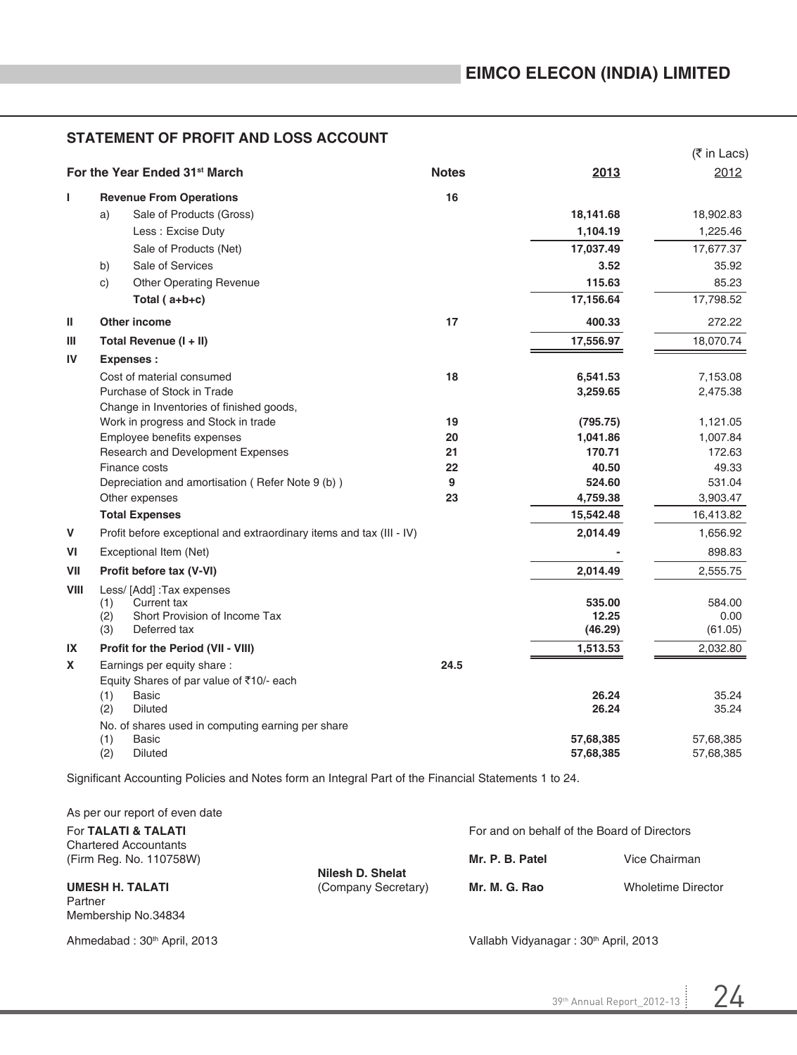## STATEMENT OF PROFIT AND LOSS ACCOUNT

(₹ in Lacs)

| | For the Year Ended 31st March | Notes | 2013 | 2012 |
|---|---|---|---|---|
| **I** | **Revenue From Operations** | 16 | | |
| | a) Sale of Products (Gross) | | **18,141.68** | 18,902.83 |
| | Less : Excise Duty | | **1,104.19** | 1,225.46 |
| | Sale of Products (Net) | | **17,037.49** | 17,677.37 |
| | b) Sale of Services | | **3.52** | 35.92 |
| | c) Other Operating Revenue | | **115.63** | 85.23 |
| | **Total ( a+b+c)** | | **17,156.64** | 17,798.52 |
| **II** | **Other income** | 17 | **400.33** | 272.22 |
| **III** | **Total Revenue (I + II)** | | **17,556.97** | 18,070.74 |
| **IV** | **Expenses :** | | | |
| | Cost of material consumed | 18 | **6,541.53** | 7,153.08 |
| | Purchase of Stock in Trade | | **3,259.65** | 2,475.38 |
| | Change in Inventories of finished goods, Work in progress and Stock in trade | 19 | **(795.75)** | 1,121.05 |
| | Employee benefits expenses | 20 | **1,041.86** | 1,007.84 |
| | Research and Development Expenses | 21 | **170.71** | 172.63 |
| | Finance costs | 22 | **40.50** | 49.33 |
| | Depreciation and amortisation ( Refer Note 9 (b) ) | 9 | **524.60** | 531.04 |
| | Other expenses | 23 | **4,759.38** | 3,903.47 |
| | **Total Expenses** | | **15,542.48** | 16,413.82 |
| **V** | Profit before exceptional and extraordinary items and tax (III - IV) | | **2,014.49** | 1,656.92 |
| **VI** | Exceptional Item (Net) | | **-** | 898.83 |
| **VII** | **Profit before tax (V-VI)** | | **2,014.49** | 2,555.75 |
| **VIII** | Less/ [Add] :Tax expenses | | | |
| | (1) Current tax | | **535.00** | 584.00 |
| | (2) Short Provision of Income Tax | | **12.25** | 0.00 |
| | (3) Deferred tax | | **(46.29)** | (61.05) |
| **IX** | **Profit for the Period (VII - VIII)** | | **1,513.53** | 2,032.80 |
| **X** | Earnings per equity share : | 24.5 | | |
| | Equity Shares of par value of ₹10/- each | | | |
| | (1) Basic | | **26.24** | 35.24 |
| | (2) Diluted | | **26.24** | 35.24 |
| | No. of shares used in computing earning per share | | | |
| | (1) Basic | | **57,68,385** | 57,68,385 |
| | (2) Diluted | | **57,68,385** | 57,68,385 |

Significant Accounting Policies and Notes form an Integral Part of the Financial Statements 1 to 24.

As per our report of even date

For **TALATI & TALATI**
Chartered Accountants
(Firm Reg. No. 110758W)

**UMESH H. TALATI**
Partner
Membership No.34834

Ahmedabad : 30th April, 2013

**Nilesh D. Shelat**
(Company Secretary)

For and on behalf of the Board of Directors

**Mr. P. B. Patel** Vice Chairman

**Mr. M. G. Rao** Wholetime Director

Vallabh Vidyanagar : 30th April, 2013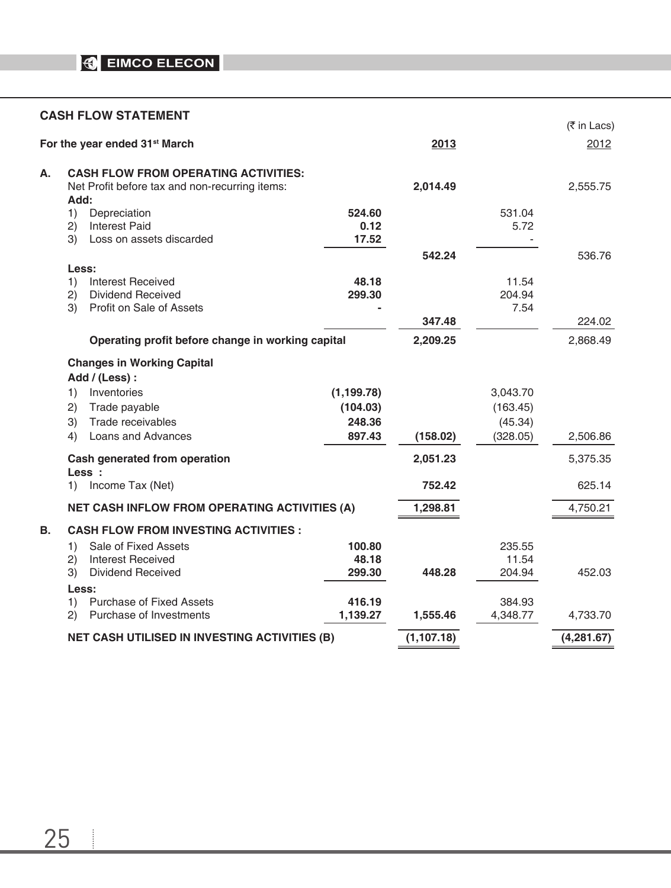## CASH FLOW STATEMENT

(₹ in Lacs)

| For the year ended 31st March | | | 2013 | | 2012 |
|---|---|---|---|---|---|
| **A.** | **CASH FLOW FROM OPERATING ACTIVITIES:** | | | | |
| | Net Profit before tax and non-recurring items: | | **2,014.49** | | 2,555.75 |
| | **Add:** | | | | |
| | 1) Depreciation | **524.60** | | 531.04 | |
| | 2) Interest Paid | **0.12** | | 5.72 | |
| | 3) Loss on assets discarded | **17.52** | | - | |
| | | | **542.24** | | 536.76 |
| | **Less:** | | | | |
| | 1) Interest Received | **48.18** | | 11.54 | |
| | 2) Dividend Received | **299.30** | | 204.94 | |
| | 3) Profit on Sale of Assets | **-** | | 7.54 | |
| | | | **347.48** | | 224.02 |
| | **Operating profit before change in working capital** | | **2,209.25** | | 2,868.49 |
| | **Changes in Working Capital** | | | | |
| | **Add / (Less) :** | | | | |
| | 1) Inventories | **(1,199.78)** | | 3,043.70 | |
| | 2) Trade payable | **(104.03)** | | (163.45) | |
| | 3) Trade receivables | **248.36** | | (45.34) | |
| | 4) Loans and Advances | **897.43** | **(158.02)** | (328.05) | 2,506.86 |
| | **Cash generated from operation** | | **2,051.23** | | 5,375.35 |
| | **Less :** | | | | |
| | 1) Income Tax (Net) | | **752.42** | | 625.14 |
| | **NET CASH INFLOW FROM OPERATING ACTIVITIES (A)** | | **1,298.81** | | 4,750.21 |
| **B.** | **CASH FLOW FROM INVESTING ACTIVITIES :** | | | | |
| | 1) Sale of Fixed Assets | **100.80** | | 235.55 | |
| | 2) Interest Received | **48.18** | | 11.54 | |
| | 3) Dividend Received | **299.30** | **448.28** | 204.94 | 452.03 |
| | **Less:** | | | | |
| | 1) Purchase of Fixed Assets | **416.19** | | 384.93 | |
| | 2) Purchase of Investments | **1,139.27** | **1,555.46** | 4,348.77 | 4,733.70 |
| | **NET CASH UTILISED IN INVESTING ACTIVITIES (B)** | | **(1,107.18)** | | **(4,281.67)** |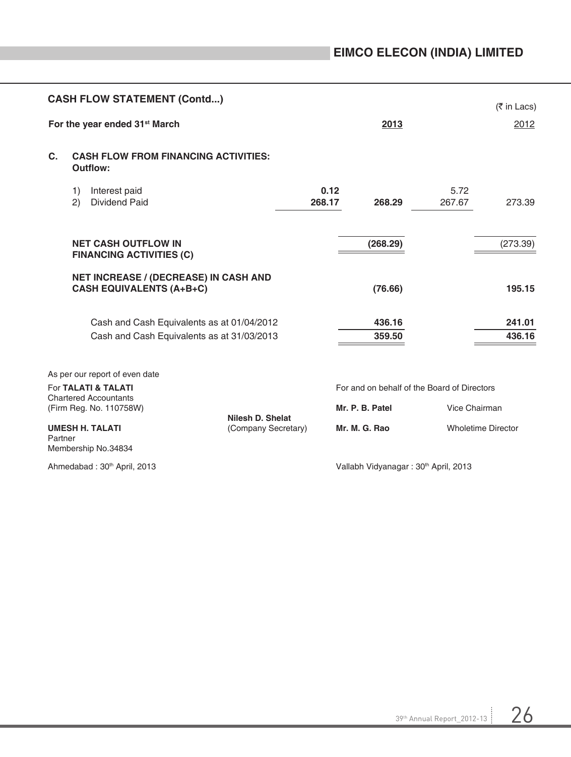## CASH FLOW STATEMENT (Contd...)

(₹ in Lacs)

| For the year ended 31st March | | 2013 | | 2012 |
|---|---|---|---|---|
| **C. CASH FLOW FROM FINANCING ACTIVITIES:** | | | | |
| **Outflow:** | | | | |
| 1) Interest paid | **0.12** | | 5.72 | |
| 2) Dividend Paid | **268.17** | **268.29** | 267.67 | 273.39 |
| **NET CASH OUTFLOW IN FINANCING ACTIVITIES (C)** | | **(268.29)** | | (273.39) |
| **NET INCREASE / (DECREASE) IN CASH AND CASH EQUIVALENTS (A+B+C)** | | **(76.66)** | | **195.15** |
| Cash and Cash Equivalents as at 01/04/2012 | | **436.16** | | **241.01** |
| Cash and Cash Equivalents as at 31/03/2013 | | **359.50** | | **436.16** |

As per our report of even date

For **TALATI & TALATI**
Chartered Accountants
(Firm Reg. No. 110758W)

**UMESH H. TALATI**
Partner
Membership No.34834

Ahmedabad : 30th April, 2013

**Nilesh D. Shelat**
(Company Secretary)

For and on behalf of the Board of Directors

**Mr. P. B. Patel** Vice Chairman

**Mr. M. G. Rao** Wholetime Director

Vallabh Vidyanagar : 30th April, 2013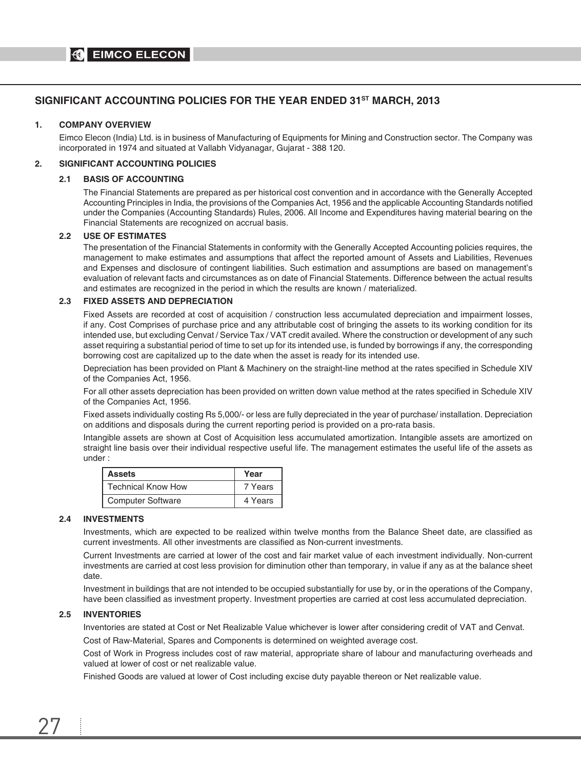# SIGNIFICANT ACCOUNTING POLICIES FOR THE YEAR ENDED 31[ST] MARCH, 2013

## 1. COMPANY OVERVIEW

Eimco Elecon (India) Ltd. is in business of Manufacturing of Equipments for Mining and Construction sector. The Company was incorporated in 1974 and situated at Vallabh Vidyanagar, Gujarat - 388 120.

## 2. SIGNIFICANT ACCOUNTING POLICIES

### 2.1 BASIS OF ACCOUNTING

The Financial Statements are prepared as per historical cost convention and in accordance with the Generally Accepted Accounting Principles in India, the provisions of the Companies Act, 1956 and the applicable Accounting Standards notified under the Companies (Accounting Standards) Rules, 2006. All Income and Expenditures having material bearing on the Financial Statements are recognized on accrual basis.

### 2.2 USE OF ESTIMATES

The presentation of the Financial Statements in conformity with the Generally Accepted Accounting policies requires, the management to make estimates and assumptions that affect the reported amount of Assets and Liabilities, Revenues and Expenses and disclosure of contingent liabilities. Such estimation and assumptions are based on management's evaluation of relevant facts and circumstances as on date of Financial Statements. Difference between the actual results and estimates are recognized in the period in which the results are known / materialized.

### 2.3 FIXED ASSETS AND DEPRECIATION

Fixed Assets are recorded at cost of acquisition / construction less accumulated depreciation and impairment losses, if any. Cost Comprises of purchase price and any attributable cost of bringing the assets to its working condition for its intended use, but excluding Cenvat / Service Tax / VAT credit availed. Where the construction or development of any such asset requiring a substantial period of time to set up for its intended use, is funded by borrowings if any, the corresponding borrowing cost are capitalized up to the date when the asset is ready for its intended use.

Depreciation has been provided on Plant & Machinery on the straight-line method at the rates specified in Schedule XIV of the Companies Act, 1956.

For all other assets depreciation has been provided on written down value method at the rates specified in Schedule XIV of the Companies Act, 1956.

Fixed assets individually costing Rs 5,000/- or less are fully depreciated in the year of purchase/ installation. Depreciation on additions and disposals during the current reporting period is provided on a pro-rata basis.

Intangible assets are shown at Cost of Acquisition less accumulated amortization. Intangible assets are amortized on straight line basis over their individual respective useful life. The management estimates the useful life of the assets as under :

| Assets | Year |
|---|---|
| Technical Know How | 7 Years |
| Computer Software | 4 Years |

### 2.4 INVESTMENTS

Investments, which are expected to be realized within twelve months from the Balance Sheet date, are classified as current investments. All other investments are classified as Non-current investments.

Current Investments are carried at lower of the cost and fair market value of each investment individually. Non-current investments are carried at cost less provision for diminution other than temporary, in value if any as at the balance sheet date.

Investment in buildings that are not intended to be occupied substantially for use by, or in the operations of the Company, have been classified as investment property. Investment properties are carried at cost less accumulated depreciation.

### 2.5 INVENTORIES

Inventories are stated at Cost or Net Realizable Value whichever is lower after considering credit of VAT and Cenvat.

Cost of Raw-Material, Spares and Components is determined on weighted average cost.

Cost of Work in Progress includes cost of raw material, appropriate share of labour and manufacturing overheads and valued at lower of cost or net realizable value.

Finished Goods are valued at lower of Cost including excise duty payable thereon or Net realizable value.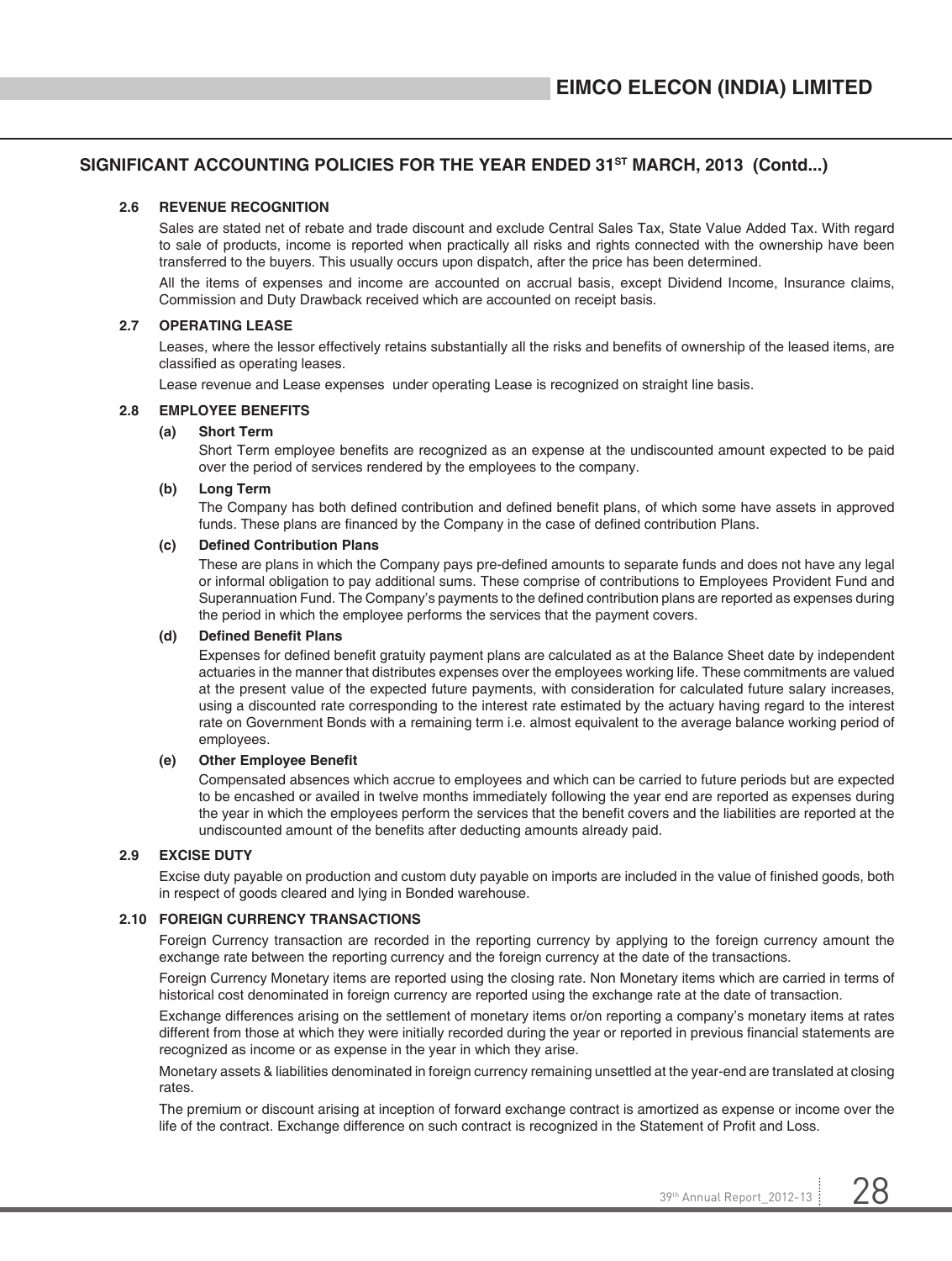## SIGNIFICANT ACCOUNTING POLICIES FOR THE YEAR ENDED 31ST MARCH, 2013 (Contd...)

### 2.6 REVENUE RECOGNITION

Sales are stated net of rebate and trade discount and exclude Central Sales Tax, State Value Added Tax. With regard to sale of products, income is reported when practically all risks and rights connected with the ownership have been transferred to the buyers. This usually occurs upon dispatch, after the price has been determined.

All the items of expenses and income are accounted on accrual basis, except Dividend Income, Insurance claims, Commission and Duty Drawback received which are accounted on receipt basis.

### 2.7 OPERATING LEASE

Leases, where the lessor effectively retains substantially all the risks and benefits of ownership of the leased items, are classified as operating leases.

Lease revenue and Lease expenses under operating Lease is recognized on straight line basis.

### 2.8 EMPLOYEE BENEFITS

**(a) Short Term**

Short Term employee benefits are recognized as an expense at the undiscounted amount expected to be paid over the period of services rendered by the employees to the company.

**(b) Long Term**

The Company has both defined contribution and defined benefit plans, of which some have assets in approved funds. These plans are financed by the Company in the case of defined contribution Plans.

**(c) Defined Contribution Plans**

These are plans in which the Company pays pre-defined amounts to separate funds and does not have any legal or informal obligation to pay additional sums. These comprise of contributions to Employees Provident Fund and Superannuation Fund. The Company's payments to the defined contribution plans are reported as expenses during the period in which the employee performs the services that the payment covers.

**(d) Defined Benefit Plans**

Expenses for defined benefit gratuity payment plans are calculated as at the Balance Sheet date by independent actuaries in the manner that distributes expenses over the employees working life. These commitments are valued at the present value of the expected future payments, with consideration for calculated future salary increases, using a discounted rate corresponding to the interest rate estimated by the actuary having regard to the interest rate on Government Bonds with a remaining term i.e. almost equivalent to the average balance working period of employees.

**(e) Other Employee Benefit**

Compensated absences which accrue to employees and which can be carried to future periods but are expected to be encashed or availed in twelve months immediately following the year end are reported as expenses during the year in which the employees perform the services that the benefit covers and the liabilities are reported at the undiscounted amount of the benefits after deducting amounts already paid.

### 2.9 EXCISE DUTY

Excise duty payable on production and custom duty payable on imports are included in the value of finished goods, both in respect of goods cleared and lying in Bonded warehouse.

### 2.10 FOREIGN CURRENCY TRANSACTIONS

Foreign Currency transaction are recorded in the reporting currency by applying to the foreign currency amount the exchange rate between the reporting currency and the foreign currency at the date of the transactions.

Foreign Currency Monetary items are reported using the closing rate. Non Monetary items which are carried in terms of historical cost denominated in foreign currency are reported using the exchange rate at the date of transaction.

Exchange differences arising on the settlement of monetary items or/on reporting a company's monetary items at rates different from those at which they were initially recorded during the year or reported in previous financial statements are recognized as income or as expense in the year in which they arise.

Monetary assets & liabilities denominated in foreign currency remaining unsettled at the year-end are translated at closing rates.

The premium or discount arising at inception of forward exchange contract is amortized as expense or income over the life of the contract. Exchange difference on such contract is recognized in the Statement of Profit and Loss.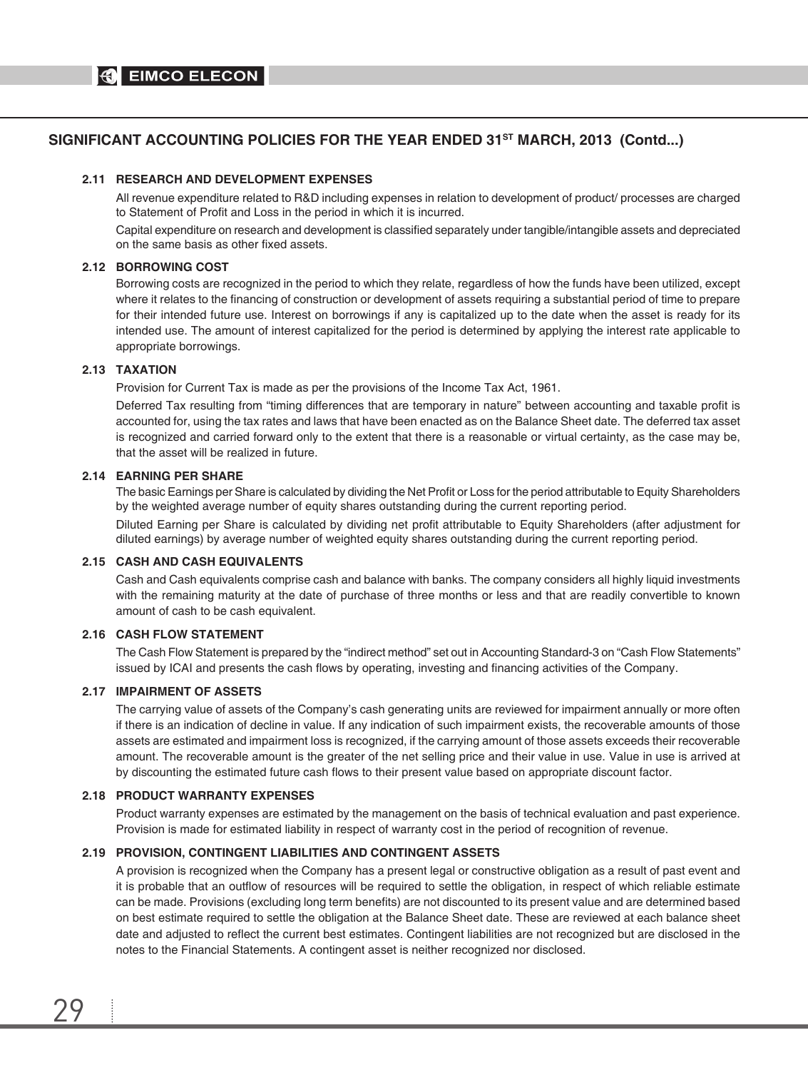## SIGNIFICANT ACCOUNTING POLICIES FOR THE YEAR ENDED 31ST MARCH, 2013 (Contd...)

### 2.11 RESEARCH AND DEVELOPMENT EXPENSES

All revenue expenditure related to R&D including expenses in relation to development of product/ processes are charged to Statement of Profit and Loss in the period in which it is incurred.

Capital expenditure on research and development is classified separately under tangible/intangible assets and depreciated on the same basis as other fixed assets.

### 2.12 BORROWING COST

Borrowing costs are recognized in the period to which they relate, regardless of how the funds have been utilized, except where it relates to the financing of construction or development of assets requiring a substantial period of time to prepare for their intended future use. Interest on borrowings if any is capitalized up to the date when the asset is ready for its intended use. The amount of interest capitalized for the period is determined by applying the interest rate applicable to appropriate borrowings.

### 2.13 TAXATION

Provision for Current Tax is made as per the provisions of the Income Tax Act, 1961.

Deferred Tax resulting from "timing differences that are temporary in nature" between accounting and taxable profit is accounted for, using the tax rates and laws that have been enacted as on the Balance Sheet date. The deferred tax asset is recognized and carried forward only to the extent that there is a reasonable or virtual certainty, as the case may be, that the asset will be realized in future.

### 2.14 EARNING PER SHARE

The basic Earnings per Share is calculated by dividing the Net Profit or Loss for the period attributable to Equity Shareholders by the weighted average number of equity shares outstanding during the current reporting period.

Diluted Earning per Share is calculated by dividing net profit attributable to Equity Shareholders (after adjustment for diluted earnings) by average number of weighted equity shares outstanding during the current reporting period.

### 2.15 CASH AND CASH EQUIVALENTS

Cash and Cash equivalents comprise cash and balance with banks. The company considers all highly liquid investments with the remaining maturity at the date of purchase of three months or less and that are readily convertible to known amount of cash to be cash equivalent.

### 2.16 CASH FLOW STATEMENT

The Cash Flow Statement is prepared by the "indirect method" set out in Accounting Standard-3 on "Cash Flow Statements" issued by ICAI and presents the cash flows by operating, investing and financing activities of the Company.

### 2.17 IMPAIRMENT OF ASSETS

The carrying value of assets of the Company's cash generating units are reviewed for impairment annually or more often if there is an indication of decline in value. If any indication of such impairment exists, the recoverable amounts of those assets are estimated and impairment loss is recognized, if the carrying amount of those assets exceeds their recoverable amount. The recoverable amount is the greater of the net selling price and their value in use. Value in use is arrived at by discounting the estimated future cash flows to their present value based on appropriate discount factor.

### 2.18 PRODUCT WARRANTY EXPENSES

Product warranty expenses are estimated by the management on the basis of technical evaluation and past experience. Provision is made for estimated liability in respect of warranty cost in the period of recognition of revenue.

### 2.19 PROVISION, CONTINGENT LIABILITIES AND CONTINGENT ASSETS

A provision is recognized when the Company has a present legal or constructive obligation as a result of past event and it is probable that an outflow of resources will be required to settle the obligation, in respect of which reliable estimate can be made. Provisions (excluding long term benefits) are not discounted to its present value and are determined based on best estimate required to settle the obligation at the Balance Sheet date. These are reviewed at each balance sheet date and adjusted to reflect the current best estimates. Contingent liabilities are not recognized but are disclosed in the notes to the Financial Statements. A contingent asset is neither recognized nor disclosed.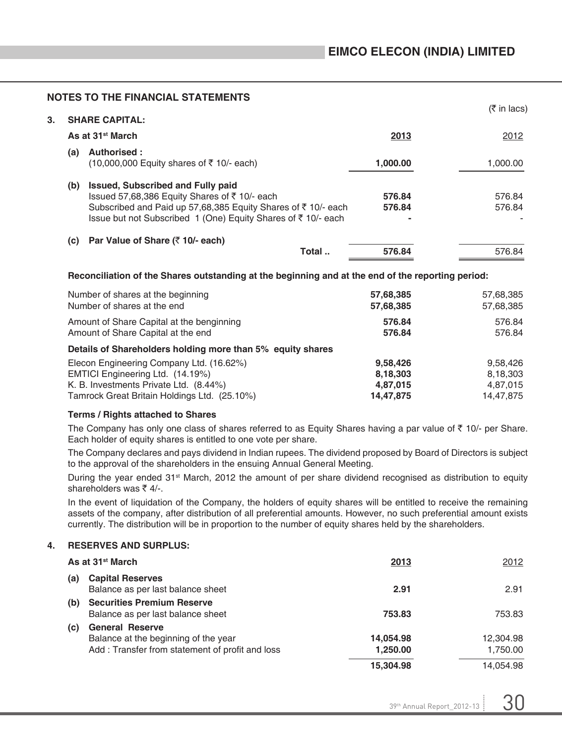## NOTES TO THE FINANCIAL STATEMENTS

(₹ in lacs)

### 3. SHARE CAPITAL:

| As at 31st March | 2013 | 2012 |
|---|---|---|
| **(a) Authorised :** | | |
| (10,000,000 Equity shares of ₹ 10/- each) | **1,000.00** | 1,000.00 |
| **(b) Issued, Subscribed and Fully paid** | | |
| Issued 57,68,386 Equity Shares of ₹ 10/- each | **576.84** | 576.84 |
| Subscribed and Paid up 57,68,385 Equity Shares of ₹ 10/- each | **576.84** | 576.84 |
| Issue but not Subscribed 1 (One) Equity Shares of ₹ 10/- each | **-** | - |
| **(c) Par Value of Share (₹ 10/- each)** | | |
| Total .. | **576.84** | 576.84 |

**Reconciliation of the Shares outstanding at the beginning and at the end of the reporting period:**

| | 2013 | 2012 |
|---|---|---|
| Number of shares at the beginning | **57,68,385** | 57,68,385 |
| Number of shares at the end | **57,68,385** | 57,68,385 |
| Amount of Share Capital at the benginning | **576.84** | 576.84 |
| Amount of Share Capital at the end | **576.84** | 576.84 |
| **Details of Shareholders holding more than 5% equity shares** | | |
| Elecon Engineering Company Ltd. (16.62%) | **9,58,426** | 9,58,426 |
| EMTICI Engineering Ltd. (14.19%) | **8,18,303** | 8,18,303 |
| K. B. Investments Private Ltd. (8.44%) | **4,87,015** | 4,87,015 |
| Tamrock Great Britain Holdings Ltd. (25.10%) | **14,47,875** | 14,47,875 |

**Terms / Rights attached to Shares**

The Company has only one class of shares referred to as Equity Shares having a par value of ₹ 10/- per Share. Each holder of equity shares is entitled to one vote per share.

The Company declares and pays dividend in Indian rupees. The dividend proposed by Board of Directors is subject to the approval of the shareholders in the ensuing Annual General Meeting.

During the year ended 31st March, 2012 the amount of per share dividend recognised as distribution to equity shareholders was ₹ 4/-.

In the event of liquidation of the Company, the holders of equity shares will be entitled to receive the remaining assets of the company, after distribution of all preferential amounts. However, no such preferential amount exists currently. The distribution will be in proportion to the number of equity shares held by the shareholders.

### 4. RESERVES AND SURPLUS:

| As at 31st March | 2013 | 2012 |
|---|---|---|
| **(a) Capital Reserves** | | |
| Balance as per last balance sheet | **2.91** | 2.91 |
| **(b) Securities Premium Reserve** | | |
| Balance as per last balance sheet | **753.83** | 753.83 |
| **(c) General Reserve** | | |
| Balance at the beginning of the year | **14,054.98** | 12,304.98 |
| Add : Transfer from statement of profit and loss | **1,250.00** | 1,750.00 |
| | **15,304.98** | 14,054.98 |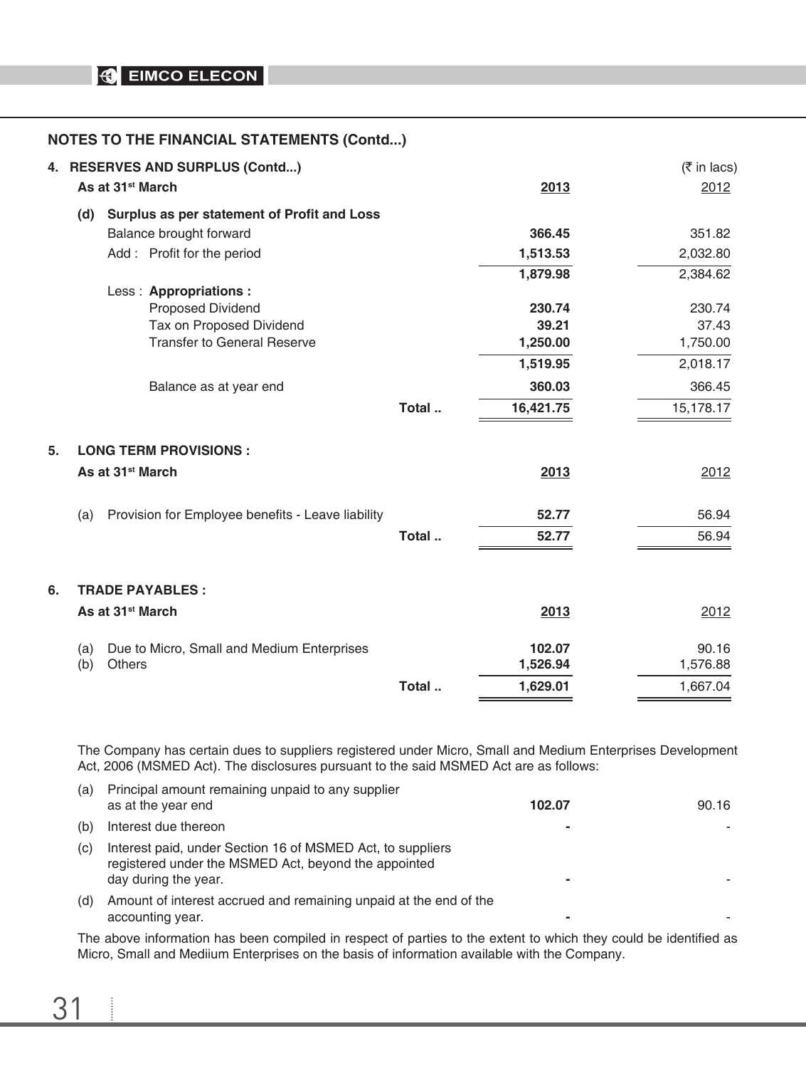## NOTES TO THE FINANCIAL STATEMENTS (Contd...)

### 4. RESERVES AND SURPLUS (Contd...)

(₹ in lacs)

| As at 31st March | | 2013 | 2012 |
|---|---|---|---|
| **(d) Surplus as per statement of Profit and Loss** | | | |
| Balance brought forward | | **366.45** | 351.82 |
| Add : Profit for the period | | **1,513.53** | 2,032.80 |
| | | **1,879.98** | 2,384.62 |
| Less : **Appropriations :** | | | |
| Proposed Dividend | | **230.74** | 230.74 |
| Tax on Proposed Dividend | | **39.21** | 37.43 |
| Transfer to General Reserve | | **1,250.00** | 1,750.00 |
| | | **1,519.95** | 2,018.17 |
| Balance as at year end | | **360.03** | 366.45 |
| | Total .. | **16,421.75** | 15,178.17 |

### 5. LONG TERM PROVISIONS :

| As at 31st March | | 2013 | 2012 |
|---|---|---|---|
| (a) Provision for Employee benefits - Leave liability | | **52.77** | 56.94 |
| | Total .. | **52.77** | 56.94 |

### 6. TRADE PAYABLES :

| As at 31st March | | 2013 | 2012 |
|---|---|---|---|
| (a) Due to Micro, Small and Medium Enterprises | | **102.07** | 90.16 |
| (b) Others | | **1,526.94** | 1,576.88 |
| | Total .. | **1,629.01** | 1,667.04 |

The Company has certain dues to suppliers registered under Micro, Small and Medium Enterprises Development Act, 2006 (MSMED Act). The disclosures pursuant to the said MSMED Act are as follows:

| | 2013 | 2012 |
|---|---|---|
| (a) Principal amount remaining unpaid to any supplier as at the year end | **102.07** | 90.16 |
| (b) Interest due thereon | **-** | - |
| (c) Interest paid, under Section 16 of MSMED Act, to suppliers registered under the MSMED Act, beyond the appointed day during the year. | **-** | - |
| (d) Amount of interest accrued and remaining unpaid at the end of the accounting year. | **-** | - |

The above information has been compiled in respect of parties to the extent to which they could be identified as Micro, Small and Mediium Enterprises on the basis of information available with the Company.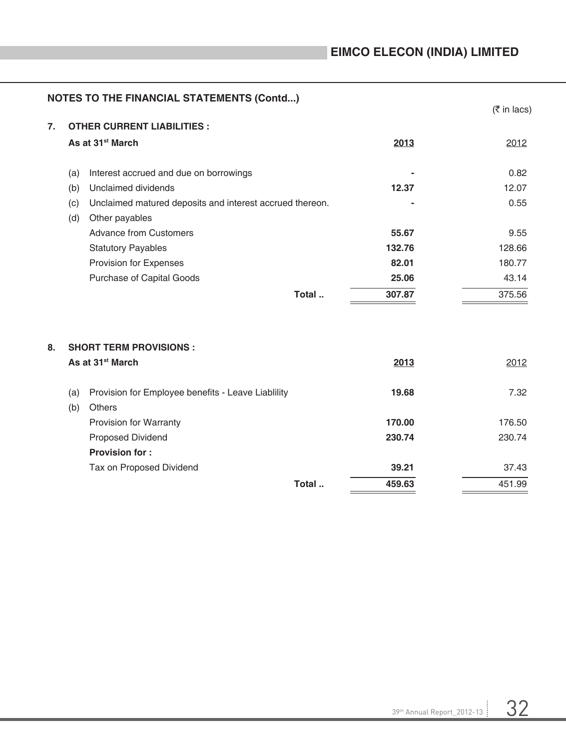## NOTES TO THE FINANCIAL STATEMENTS (Contd...)

(₹ in lacs)

### 7. OTHER CURRENT LIABILITIES :

| As at 31st March | | 2013 | 2012 |
|---|---|---|---|
| (a) | Interest accrued and due on borrowings | - | 0.82 |
| (b) | Unclaimed dividends | **12.37** | 12.07 |
| (c) | Unclaimed matured deposits and interest accrued thereon. | - | 0.55 |
| (d) | Other payables | | |
| | Advance from Customers | **55.67** | 9.55 |
| | Statutory Payables | **132.76** | 128.66 |
| | Provision for Expenses | **82.01** | 180.77 |
| | Purchase of Capital Goods | **25.06** | 43.14 |
| | **Total ..** | **307.87** | 375.56 |

### 8. SHORT TERM PROVISIONS :

| As at 31st March | | 2013 | 2012 |
|---|---|---|---|
| (a) | Provision for Employee benefits - Leave Liablility | **19.68** | 7.32 |
| (b) | Others | | |
| | Provision for Warranty | **170.00** | 176.50 |
| | Proposed Dividend | **230.74** | 230.74 |
| | **Provision for :** | | |
| | Tax on Proposed Dividend | **39.21** | 37.43 |
| | **Total ..** | **459.63** | 451.99 |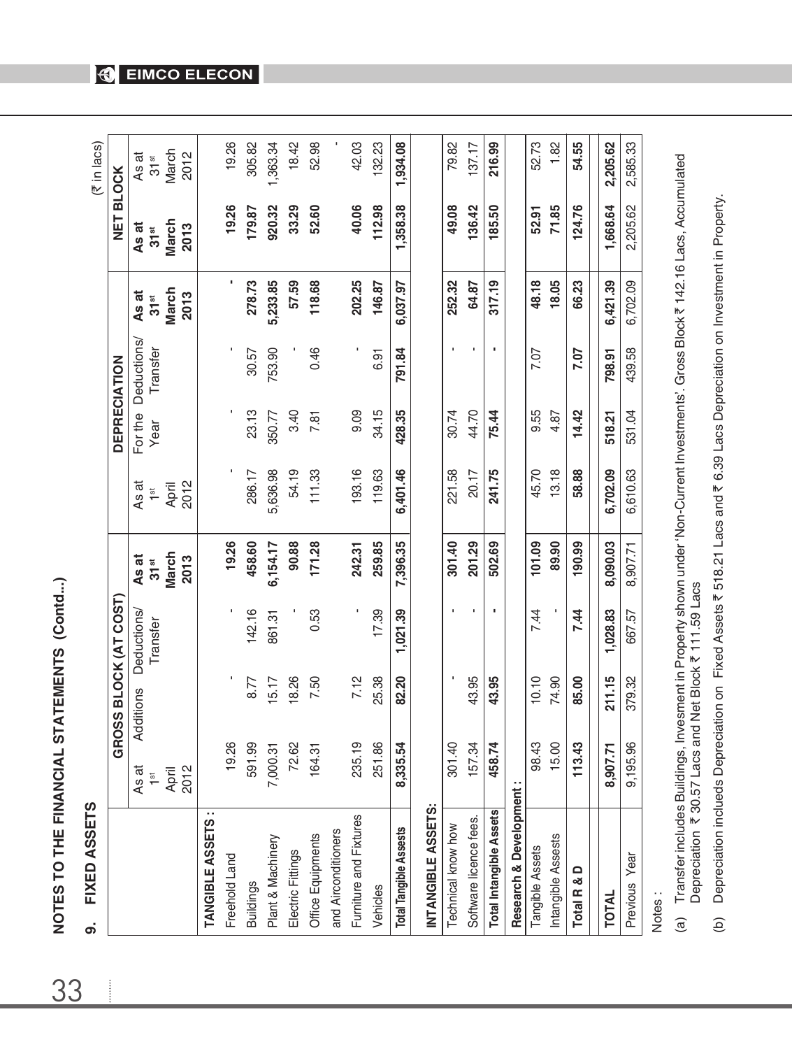## NOTES TO THE FINANCIAL STATEMENTS (Contd...)

### 9. FIXED ASSETS

(₹ in lacs)

| | GROSS BLOCK (AT COST) | | | | DEPRECIATION | | | | NET BLOCK | |
|---|---|---|---|---|---|---|---|---|---|---|
| | As at 1st April 2012 | Additions | Deductions/ Transfer | **As at 31st March 2013** | As at 1st April 2012 | For the Year | Deductions/ Transfer | **As at 31st March 2013** | **As at 31st March 2013** | As at 31st March 2012 |
| **TANGIBLE ASSETS :** | | | | | | | | | | |
| Freehold Land | 19.26 | - | - | **19.26** | - | - | - | **-** | **19.26** | 19.26 |
| Buildings | 591.99 | 8.77 | 142.16 | **458.60** | 286.17 | 23.13 | 30.57 | **278.73** | **179.87** | 305.82 |
| Plant & Machinery | 7,000.31 | 15.17 | 861.31 | **6,154.17** | 5,636.98 | 350.77 | 753.90 | **5,233.85** | **920.32** | 1,363.34 |
| Electric Fittings | 72.62 | 18.26 | - | **90.88** | 54.19 | 3.40 | - | **57.59** | **33.29** | 18.42 |
| Office Equipments and Airconditioners | 164.31 | 7.50 | 0.53 | **171.28** | 111.33 | 7.81 | 0.46 | **118.68** | **52.60** | 52.98 |
| Furniture and Fixtures | 235.19 | 7.12 | - | **242.31** | 193.16 | 9.09 | - | **202.25** | **40.06** | 42.03 |
| Vehicles | 251.86 | 25.38 | 17.39 | **259.85** | 119.63 | 34.15 | 6.91 | **146.87** | **112.98** | 132.23 |
| **Total Tangible Assests** | **8,335.54** | **82.20** | **1,021.39** | **7,396.35** | **6,401.46** | **428.35** | **791.84** | **6,037.97** | **1,358.38** | **1,934.08** |
| **INTANGIBLE ASSETS:** | | | | | | | | | | |
| Technical know how | 301.40 | - | - | **301.40** | 221.58 | 30.74 | - | **252.32** | **49.08** | 79.82 |
| Software licence fees. | 157.34 | 43.95 | - | **201.29** | 20.17 | 44.70 | - | **64.87** | **136.42** | 137.17 |
| **Total Intangible Assets** | **458.74** | **43.95** | **-** | **502.69** | **241.75** | **75.44** | **-** | **317.19** | **185.50** | **216.99** |
| **Research & Development :** | | | | | | | | | | |
| Tangible Assets | 98.43 | 10.10 | 7.44 | **101.09** | 45.70 | 9.55 | 7.07 | **48.18** | **52.91** | 52.73 |
| Intangible Assests | 15.00 | 74.90 | - | **89.90** | 13.18 | 4.87 | | **18.05** | **71.85** | 1.82 |
| **Total R & D** | **113.43** | **85.00** | **7.44** | **190.99** | **58.88** | **14.42** | **7.07** | **66.23** | **124.76** | **54.55** |
| **TOTAL** | **8,907.71** | **211.15** | **1,028.83** | **8,090.03** | **6,702.09** | **518.21** | **798.91** | **6,421.39** | **1,668.64** | **2,205.62** |
| Previous Year | 9,195.96 | 379.32 | 667.57 | 8,907.71 | 6,610.63 | 531.04 | 439.58 | 6,702.09 | 2,205.62 | 2,585.33 |

Notes :

(a) Transfer includes Buildings, Invesment in Property shown under 'Non-Current Investments'. Gross Block ₹ 142.16 Lacs, Accumulated Depreciation ₹ 30.57 Lacs and Net Block ₹ 111.59 Lacs

(b) Depreciation inclueds Depreciation on Fixed Assets ₹ 518.21 Lacs and ₹ 6.39 Lacs Depreciation on Investment in Property.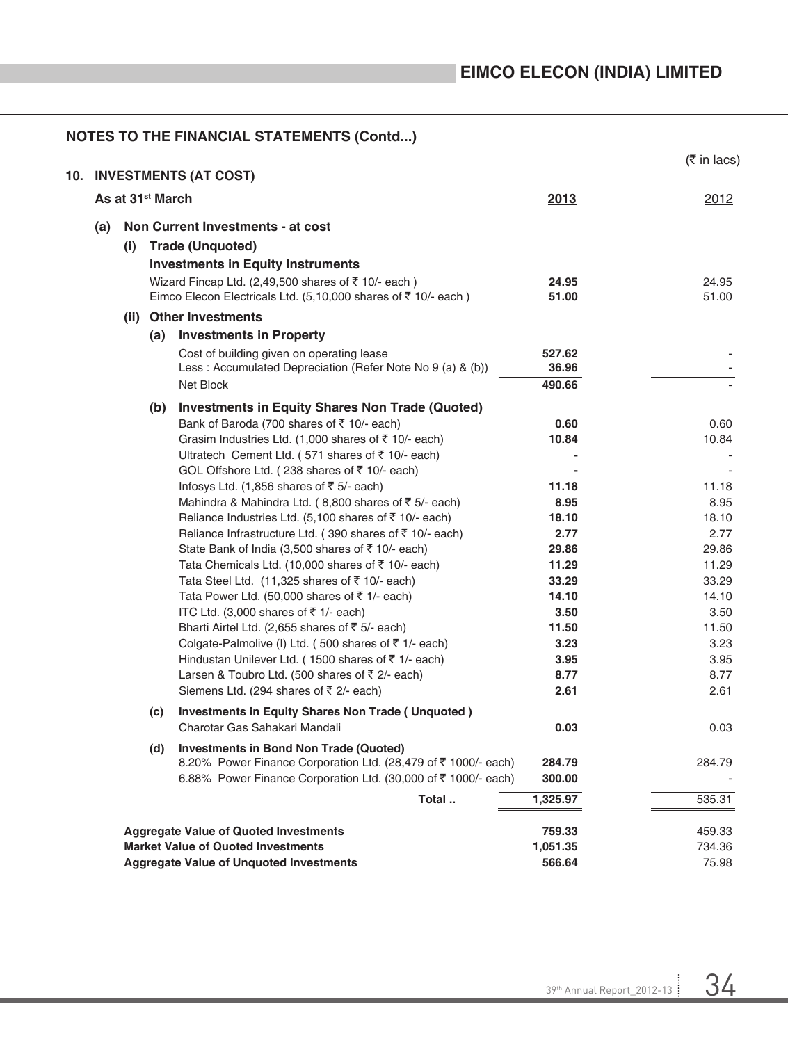## NOTES TO THE FINANCIAL STATEMENTS (Contd...)

(₹ in lacs)

### 10. INVESTMENTS (AT COST)

| As at 31st March | 2013 | 2012 |
|---|---|---|
| **(a) Non Current Investments - at cost** | | |
| **(i) Trade (Unquoted)** | | |
| **Investments in Equity Instruments** | | |
| Wizard Fincap Ltd. (2,49,500 shares of ₹ 10/- each ) | **24.95** | 24.95 |
| Eimco Elecon Electricals Ltd. (5,10,000 shares of ₹ 10/- each ) | **51.00** | 51.00 |
| **(ii) Other Investments** | | |
| **(a) Investments in Property** | | |
| Cost of building given on operating lease | **527.62** | - |
| Less : Accumulated Depreciation (Refer Note No 9 (a) & (b)) | **36.96** | - |
| Net Block | **490.66** | - |
| **(b) Investments in Equity Shares Non Trade (Quoted)** | | |
| Bank of Baroda (700 shares of ₹ 10/- each) | **0.60** | 0.60 |
| Grasim Industries Ltd. (1,000 shares of ₹ 10/- each) | **10.84** | 10.84 |
| Ultratech Cement Ltd. ( 571 shares of ₹ 10/- each) | **-** | - |
| GOL Offshore Ltd. ( 238 shares of ₹ 10/- each) | **-** | - |
| Infosys Ltd. (1,856 shares of ₹ 5/- each) | **11.18** | 11.18 |
| Mahindra & Mahindra Ltd. ( 8,800 shares of ₹ 5/- each) | **8.95** | 8.95 |
| Reliance Industries Ltd. (5,100 shares of ₹ 10/- each) | **18.10** | 18.10 |
| Reliance Infrastructure Ltd. ( 390 shares of ₹ 10/- each) | **2.77** | 2.77 |
| State Bank of India (3,500 shares of ₹ 10/- each) | **29.86** | 29.86 |
| Tata Chemicals Ltd. (10,000 shares of ₹ 10/- each) | **11.29** | 11.29 |
| Tata Steel Ltd. (11,325 shares of ₹ 10/- each) | **33.29** | 33.29 |
| Tata Power Ltd. (50,000 shares of ₹ 1/- each) | **14.10** | 14.10 |
| ITC Ltd. (3,000 shares of ₹ 1/- each) | **3.50** | 3.50 |
| Bharti Airtel Ltd. (2,655 shares of ₹ 5/- each) | **11.50** | 11.50 |
| Colgate-Palmolive (I) Ltd. ( 500 shares of ₹ 1/- each) | **3.23** | 3.23 |
| Hindustan Unilever Ltd. ( 1500 shares of ₹ 1/- each) | **3.95** | 3.95 |
| Larsen & Toubro Ltd. (500 shares of ₹ 2/- each) | **8.77** | 8.77 |
| Siemens Ltd. (294 shares of ₹ 2/- each) | **2.61** | 2.61 |
| **(c) Investments in Equity Shares Non Trade ( Unquoted )** | | |
| Charotar Gas Sahakari Mandali | **0.03** | 0.03 |
| **(d) Investments in Bond Non Trade (Quoted)** | | |
| 8.20% Power Finance Corporation Ltd. (28,479 of ₹ 1000/- each) | **284.79** | 284.79 |
| 6.88% Power Finance Corporation Ltd. (30,000 of ₹ 1000/- each) | **300.00** | - |
| **Total ..** | **1,325.97** | 535.31 |
| **Aggregate Value of Quoted Investments** | **759.33** | 459.33 |
| **Market Value of Quoted Investments** | **1,051.35** | 734.36 |
| **Aggregate Value of Unquoted Investments** | **566.64** | 75.98 |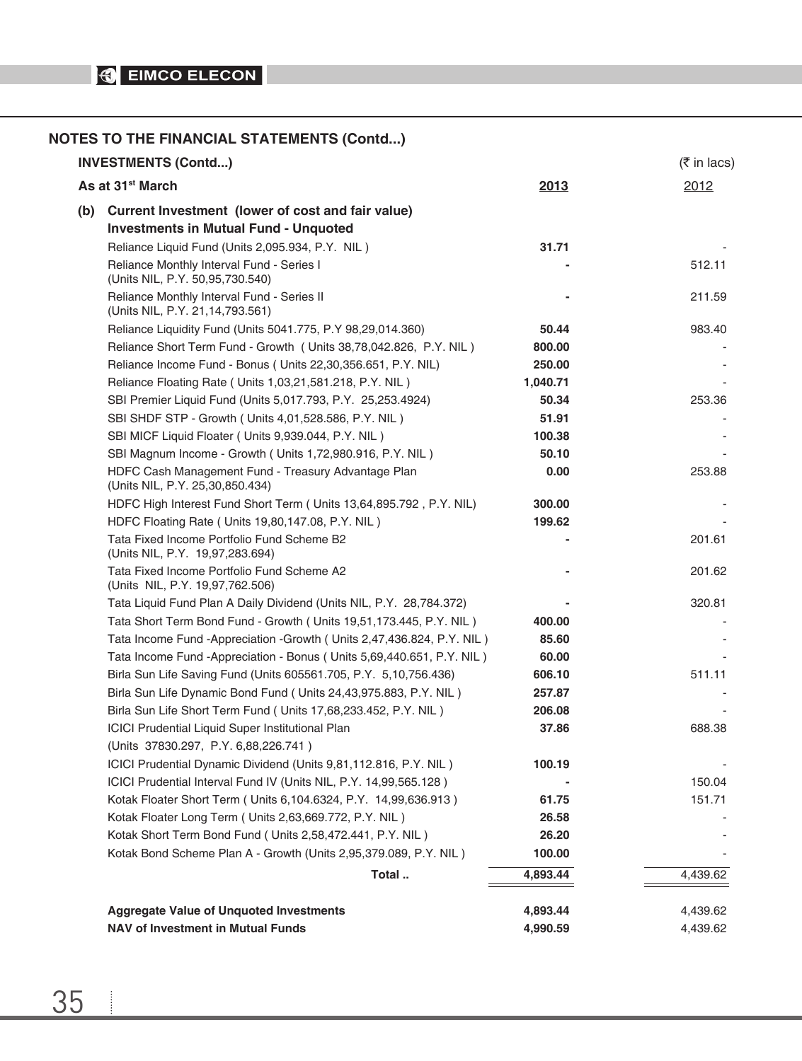## NOTES TO THE FINANCIAL STATEMENTS (Contd...)

### INVESTMENTS (Contd...)

(₹ in lacs)

| As at 31st March | 2013 | 2012 |
|---|---|---|
| **(b) Current Investment (lower of cost and fair value)** | | |
| **Investments in Mutual Fund - Unquoted** | | |
| Reliance Liquid Fund (Units 2,095.934, P.Y. NIL ) | **31.71** | - |
| Reliance Monthly Interval Fund - Series I (Units NIL, P.Y. 50,95,730.540) | **-** | 512.11 |
| Reliance Monthly Interval Fund - Series II (Units NIL, P.Y. 21,14,793.561) | **-** | 211.59 |
| Reliance Liquidity Fund (Units 5041.775, P.Y 98,29,014.360) | **50.44** | 983.40 |
| Reliance Short Term Fund - Growth ( Units 38,78,042.826, P.Y. NIL ) | **800.00** | - |
| Reliance Income Fund - Bonus ( Units 22,30,356.651, P.Y. NIL) | **250.00** | - |
| Reliance Floating Rate ( Units 1,03,21,581.218, P.Y. NIL ) | **1,040.71** | - |
| SBI Premier Liquid Fund (Units 5,017.793, P.Y. 25,253.4924) | **50.34** | 253.36 |
| SBI SHDF STP - Growth ( Units 4,01,528.586, P.Y. NIL ) | **51.91** | - |
| SBI MICF Liquid Floater ( Units 9,939.044, P.Y. NIL ) | **100.38** | - |
| SBI Magnum Income - Growth ( Units 1,72,980.916, P.Y. NIL ) | **50.10** | - |
| HDFC Cash Management Fund - Treasury Advantage Plan (Units NIL, P.Y. 25,30,850.434) | **0.00** | 253.88 |
| HDFC High Interest Fund Short Term ( Units 13,64,895.792 , P.Y. NIL) | **300.00** | - |
| HDFC Floating Rate ( Units 19,80,147.08, P.Y. NIL ) | **199.62** | - |
| Tata Fixed Income Portfolio Fund Scheme B2 (Units NIL, P.Y. 19,97,283.694) | **-** | 201.61 |
| Tata Fixed Income Portfolio Fund Scheme A2 (Units NIL, P.Y. 19,97,762.506) | **-** | 201.62 |
| Tata Liquid Fund Plan A Daily Dividend (Units NIL, P.Y. 28,784.372) | **-** | 320.81 |
| Tata Short Term Bond Fund - Growth ( Units 19,51,173.445, P.Y. NIL ) | **400.00** | - |
| Tata Income Fund -Appreciation -Growth ( Units 2,47,436.824, P.Y. NIL ) | **85.60** | - |
| Tata Income Fund -Appreciation - Bonus ( Units 5,69,440.651, P.Y. NIL ) | **60.00** | - |
| Birla Sun Life Saving Fund (Units 605561.705, P.Y. 5,10,756.436) | **606.10** | 511.11 |
| Birla Sun Life Dynamic Bond Fund ( Units 24,43,975.883, P.Y. NIL ) | **257.87** | - |
| Birla Sun Life Short Term Fund ( Units 17,68,233.452, P.Y. NIL ) | **206.08** | - |
| ICICI Prudential Liquid Super Institutional Plan (Units 37830.297, P.Y. 6,88,226.741 ) | **37.86** | 688.38 |
| ICICI Prudential Dynamic Dividend (Units 9,81,112.816, P.Y. NIL ) | **100.19** | - |
| ICICI Prudential Interval Fund IV (Units NIL, P.Y. 14,99,565.128 ) | **-** | 150.04 |
| Kotak Floater Short Term ( Units 6,104.6324, P.Y. 14,99,636.913 ) | **61.75** | 151.71 |
| Kotak Floater Long Term ( Units 2,63,669.772, P.Y. NIL ) | **26.58** | - |
| Kotak Short Term Bond Fund ( Units 2,58,472.441, P.Y. NIL ) | **26.20** | - |
| Kotak Bond Scheme Plan A - Growth (Units 2,95,379.089, P.Y. NIL ) | **100.00** | - |
| **Total ..** | **4,893.44** | 4,439.62 |
| **Aggregate Value of Unquoted Investments** | **4,893.44** | 4,439.62 |
| **NAV of Investment in Mutual Funds** | **4,990.59** | 4,439.62 |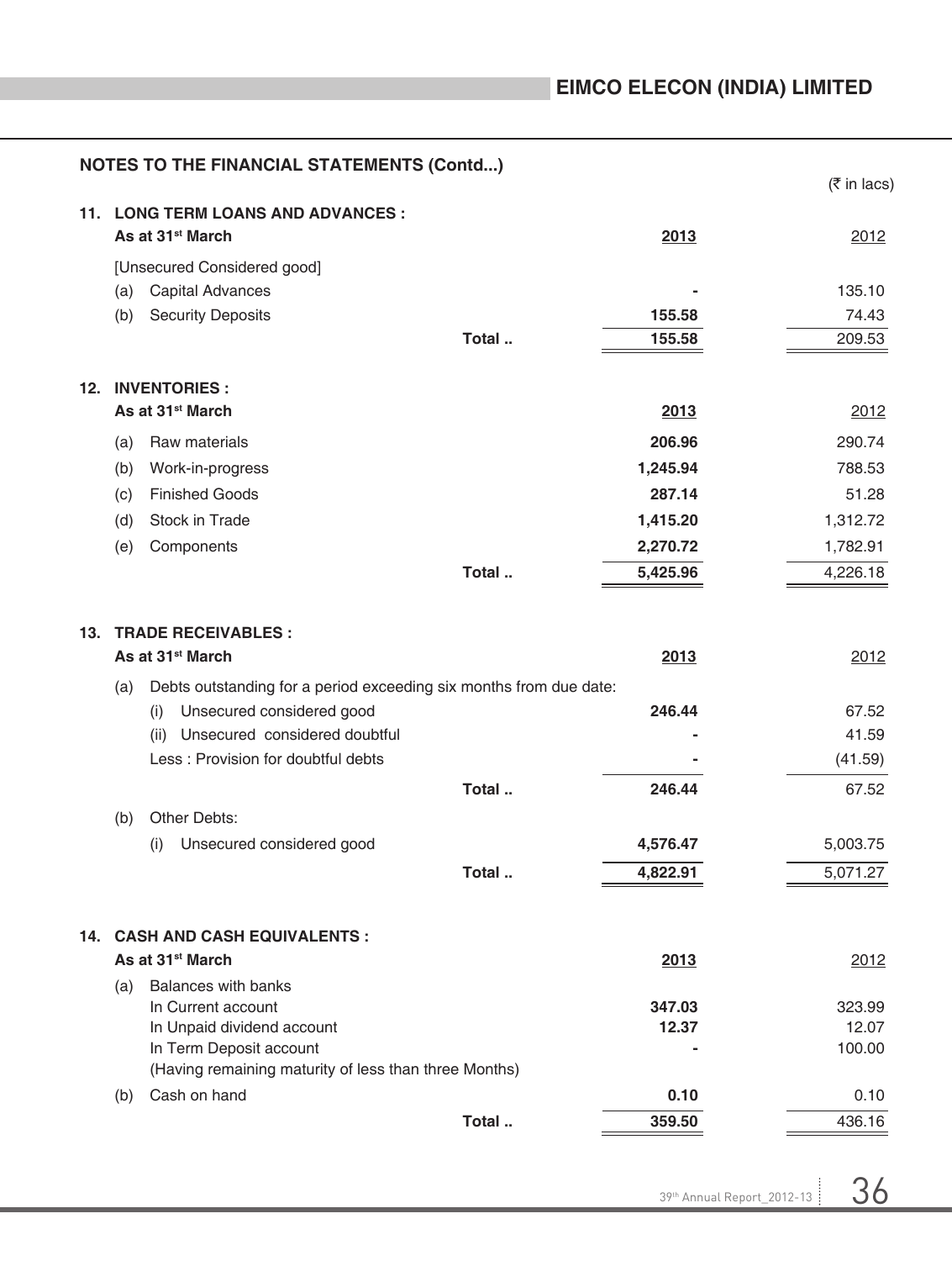## NOTES TO THE FINANCIAL STATEMENTS (Contd...)

(₹ in lacs)

### 11. LONG TERM LOANS AND ADVANCES :

| As at 31st March | | 2013 | 2012 |
|---|---|---|---|
| [Unsecured Considered good] | | | |
| (a) Capital Advances | | - | 135.10 |
| (b) Security Deposits | | 155.58 | 74.43 |
| | Total .. | 155.58 | 209.53 |

### 12. INVENTORIES :

| As at 31st March | | 2013 | 2012 |
|---|---|---|---|
| (a) Raw materials | | 206.96 | 290.74 |
| (b) Work-in-progress | | 1,245.94 | 788.53 |
| (c) Finished Goods | | 287.14 | 51.28 |
| (d) Stock in Trade | | 1,415.20 | 1,312.72 |
| (e) Components | | 2,270.72 | 1,782.91 |
| | Total .. | 5,425.96 | 4,226.18 |

### 13. TRADE RECEIVABLES :

| As at 31st March | | 2013 | 2012 |
|---|---|---|---|
| (a) Debts outstanding for a period exceeding six months from due date: | | | |
| (i) Unsecured considered good | | 246.44 | 67.52 |
| (ii) Unsecured considered doubtful | | - | 41.59 |
| Less : Provision for doubtful debts | | - | (41.59) |
| | Total .. | 246.44 | 67.52 |
| (b) Other Debts: | | | |
| (i) Unsecured considered good | | 4,576.47 | 5,003.75 |
| | Total .. | 4,822.91 | 5,071.27 |

### 14. CASH AND CASH EQUIVALENTS :

| As at 31st March | | 2013 | 2012 |
|---|---|---|---|
| (a) Balances with banks | | | |
| In Current account | | 347.03 | 323.99 |
| In Unpaid dividend account | | 12.37 | 12.07 |
| In Term Deposit account (Having remaining maturity of less than three Months) | | - | 100.00 |
| (b) Cash on hand | | 0.10 | 0.10 |
| | Total .. | 359.50 | 436.16 |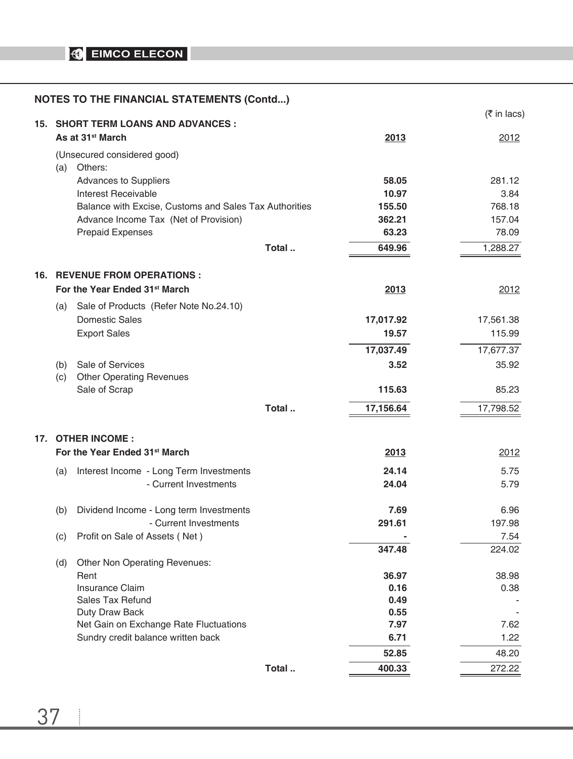## NOTES TO THE FINANCIAL STATEMENTS (Contd...)

(₹ in lacs)

### 15. SHORT TERM LOANS AND ADVANCES :

| As at 31st March | 2013 | 2012 |
|---|---|---|
| (Unsecured considered good) | | |
| (a) Others: | | |
| Advances to Suppliers | **58.05** | 281.12 |
| Interest Receivable | **10.97** | 3.84 |
| Balance with Excise, Customs and Sales Tax Authorities | **155.50** | 768.18 |
| Advance Income Tax (Net of Provision) | **362.21** | 157.04 |
| Prepaid Expenses | **63.23** | 78.09 |
| Total .. | **649.96** | 1,288.27 |

### 16. REVENUE FROM OPERATIONS :

| For the Year Ended 31st March | 2013 | 2012 |
|---|---|---|
| (a) Sale of Products (Refer Note No.24.10) | | |
| Domestic Sales | **17,017.92** | 17,561.38 |
| Export Sales | **19.57** | 115.99 |
| | **17,037.49** | 17,677.37 |
| (b) Sale of Services | **3.52** | 35.92 |
| (c) Other Operating Revenues | | |
| Sale of Scrap | **115.63** | 85.23 |
| Total .. | **17,156.64** | 17,798.52 |

### 17. OTHER INCOME :

| For the Year Ended 31st March | 2013 | 2012 |
|---|---|---|
| (a) Interest Income - Long Term Investments | **24.14** | 5.75 |
| - Current Investments | **24.04** | 5.79 |
| (b) Dividend Income - Long term Investments | **7.69** | 6.96 |
| - Current Investments | **291.61** | 197.98 |
| (c) Profit on Sale of Assets ( Net ) | **-** | 7.54 |
| | **347.48** | 224.02 |
| (d) Other Non Operating Revenues: | | |
| Rent | **36.97** | 38.98 |
| Insurance Claim | **0.16** | 0.38 |
| Sales Tax Refund | **0.49** | - |
| Duty Draw Back | **0.55** | - |
| Net Gain on Exchange Rate Fluctuations | **7.97** | 7.62 |
| Sundry credit balance written back | **6.71** | 1.22 |
| | **52.85** | 48.20 |
| Total .. | **400.33** | 272.22 |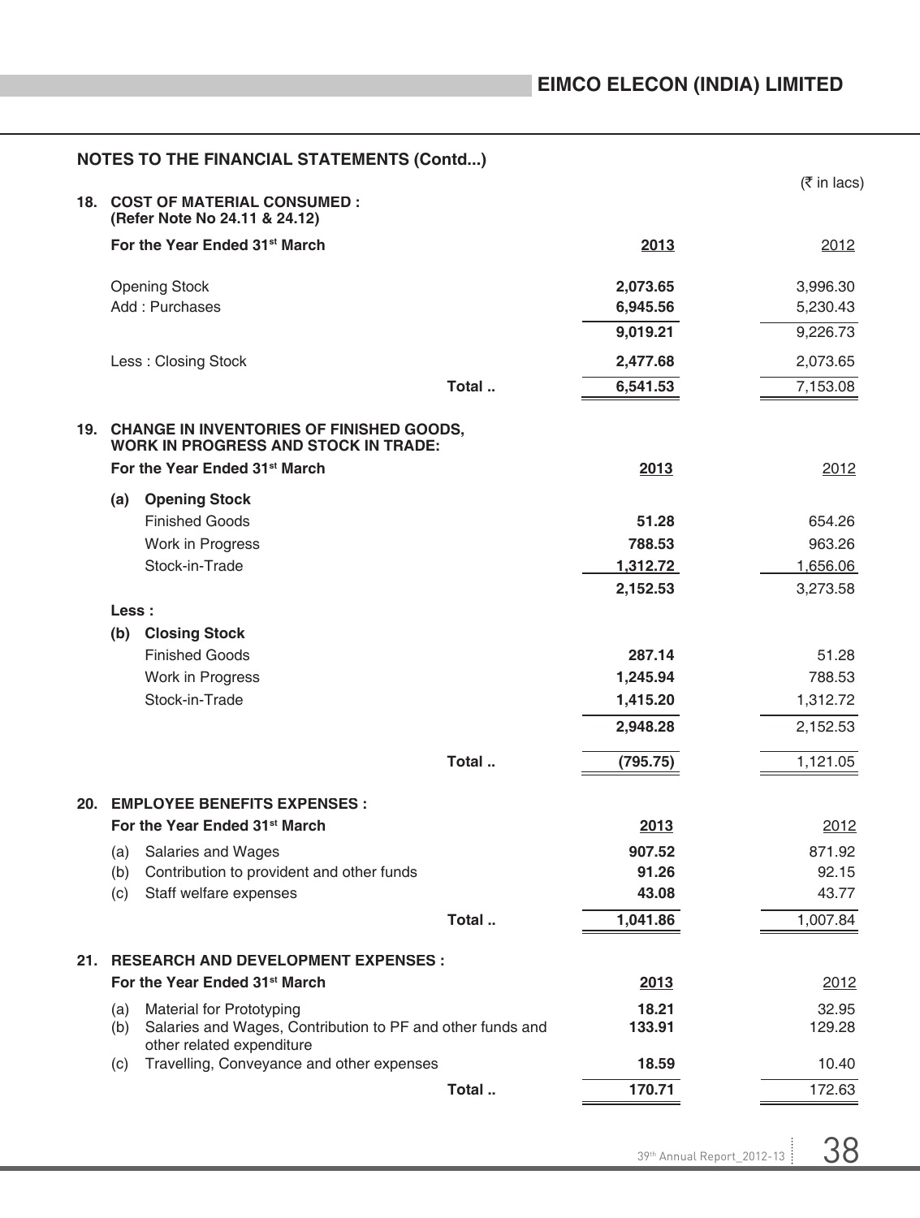## NOTES TO THE FINANCIAL STATEMENTS (Contd...)

(₹ in lacs)

### 18. COST OF MATERIAL CONSUMED : (Refer Note No 24.11 & 24.12)

| For the Year Ended 31st March | 2013 | 2012 |
|---|---|---|
| Opening Stock | **2,073.65** | 3,996.30 |
| Add : Purchases | **6,945.56** | 5,230.43 |
| | **9,019.21** | 9,226.73 |
| Less : Closing Stock | **2,477.68** | 2,073.65 |
| Total .. | **6,541.53** | 7,153.08 |

### 19. CHANGE IN INVENTORIES OF FINISHED GOODS, WORK IN PROGRESS AND STOCK IN TRADE:

| For the Year Ended 31st March | 2013 | 2012 |
|---|---|---|
| **(a) Opening Stock** | | |
| Finished Goods | **51.28** | 654.26 |
| Work in Progress | **788.53** | 963.26 |
| Stock-in-Trade | **1,312.72** | 1,656.06 |
| | **2,152.53** | 3,273.58 |
| **Less :** | | |
| **(b) Closing Stock** | | |
| Finished Goods | **287.14** | 51.28 |
| Work in Progress | **1,245.94** | 788.53 |
| Stock-in-Trade | **1,415.20** | 1,312.72 |
| | **2,948.28** | 2,152.53 |
| Total .. | **(795.75)** | 1,121.05 |

### 20. EMPLOYEE BENEFITS EXPENSES :

| For the Year Ended 31st March | 2013 | 2012 |
|---|---|---|
| (a) Salaries and Wages | **907.52** | 871.92 |
| (b) Contribution to provident and other funds | **91.26** | 92.15 |
| (c) Staff welfare expenses | **43.08** | 43.77 |
| Total .. | **1,041.86** | 1,007.84 |

### 21. RESEARCH AND DEVELOPMENT EXPENSES :

| For the Year Ended 31st March | 2013 | 2012 |
|---|---|---|
| (a) Material for Prototyping | **18.21** | 32.95 |
| (b) Salaries and Wages, Contribution to PF and other funds and other related expenditure | **133.91** | 129.28 |
| (c) Travelling, Conveyance and other expenses | **18.59** | 10.40 |
| Total .. | **170.71** | 172.63 |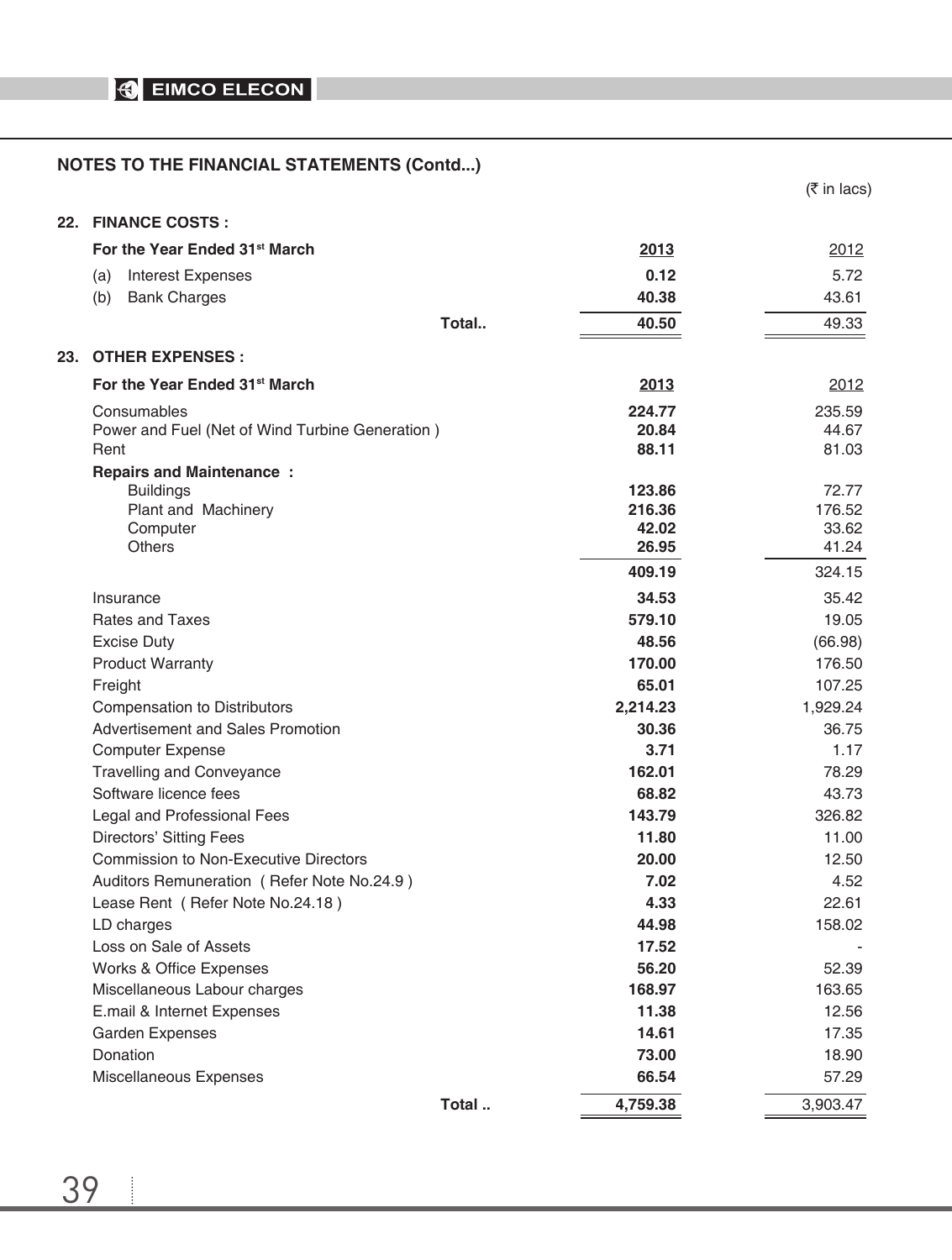## NOTES TO THE FINANCIAL STATEMENTS (Contd...)

(₹ in lacs)

### 22. FINANCE COSTS :

| For the Year Ended 31st March | 2013 | 2012 |
|---|---|---|
| (a) Interest Expenses | **0.12** | 5.72 |
| (b) Bank Charges | **40.38** | 43.61 |
| Total.. | **40.50** | 49.33 |

### 23. OTHER EXPENSES :

| For the Year Ended 31st March | 2013 | 2012 |
|---|---|---|
| Consumables | **224.77** | 235.59 |
| Power and Fuel (Net of Wind Turbine Generation ) | **20.84** | 44.67 |
| Rent | **88.11** | 81.03 |
| **Repairs and Maintenance :** | | |
| Buildings | **123.86** | 72.77 |
| Plant and Machinery | **216.36** | 176.52 |
| Computer | **42.02** | 33.62 |
| Others | **26.95** | 41.24 |
| | **409.19** | 324.15 |
| Insurance | **34.53** | 35.42 |
| Rates and Taxes | **579.10** | 19.05 |
| Excise Duty | **48.56** | (66.98) |
| Product Warranty | **170.00** | 176.50 |
| Freight | **65.01** | 107.25 |
| Compensation to Distributors | **2,214.23** | 1,929.24 |
| Advertisement and Sales Promotion | **30.36** | 36.75 |
| Computer Expense | **3.71** | 1.17 |
| Travelling and Conveyance | **162.01** | 78.29 |
| Software licence fees | **68.82** | 43.73 |
| Legal and Professional Fees | **143.79** | 326.82 |
| Directors' Sitting Fees | **11.80** | 11.00 |
| Commission to Non-Executive Directors | **20.00** | 12.50 |
| Auditors Remuneration ( Refer Note No.24.9 ) | **7.02** | 4.52 |
| Lease Rent ( Refer Note No.24.18 ) | **4.33** | 22.61 |
| LD charges | **44.98** | 158.02 |
| Loss on Sale of Assets | **17.52** | - |
| Works & Office Expenses | **56.20** | 52.39 |
| Miscellaneous Labour charges | **168.97** | 163.65 |
| E.mail & Internet Expenses | **11.38** | 12.56 |
| Garden Expenses | **14.61** | 17.35 |
| Donation | **73.00** | 18.90 |
| Miscellaneous Expenses | **66.54** | 57.29 |
| Total .. | **4,759.38** | 3,903.47 |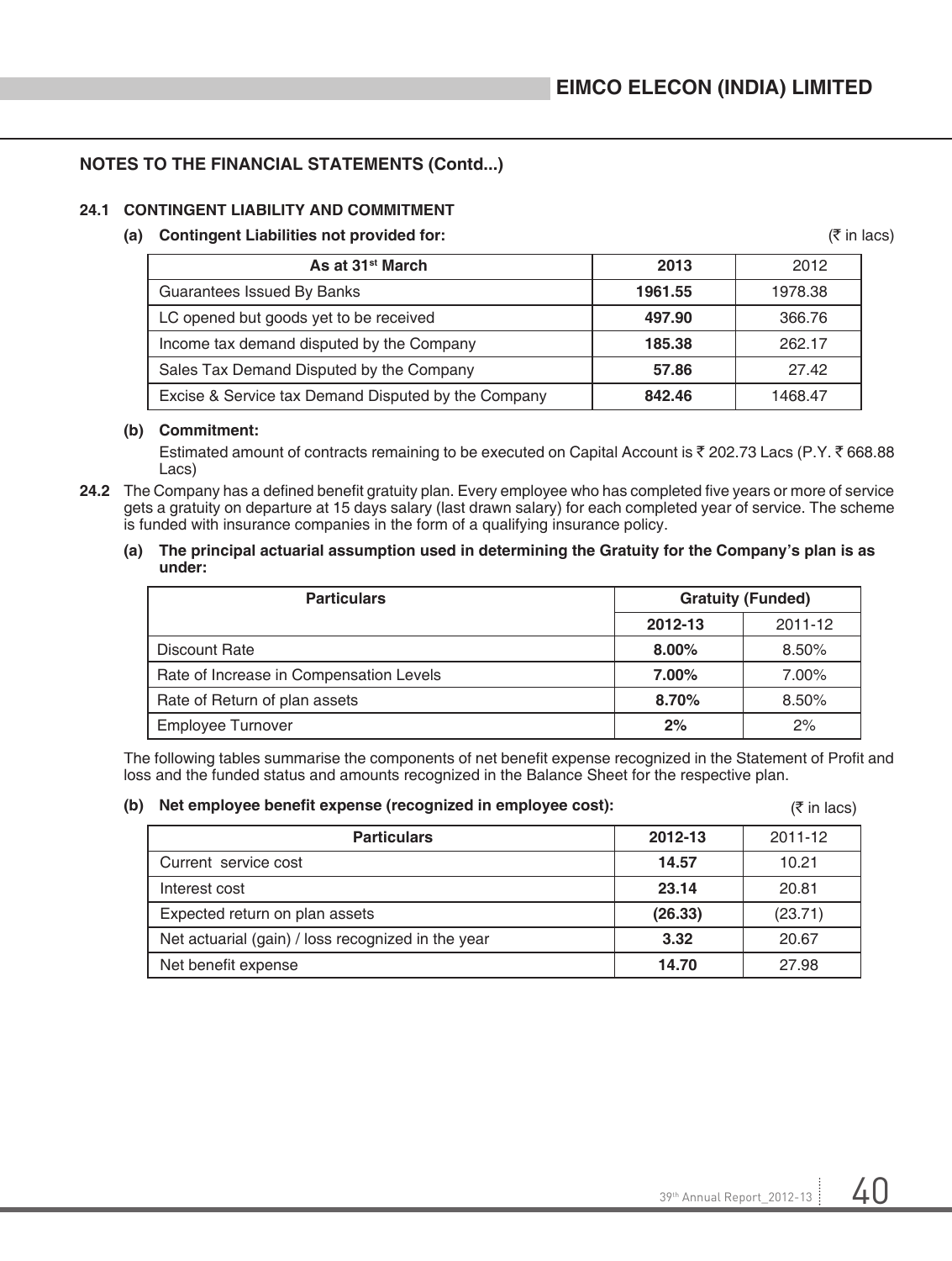## NOTES TO THE FINANCIAL STATEMENTS (Contd...)

### 24.1 CONTINGENT LIABILITY AND COMMITMENT

**(a) Contingent Liabilities not provided for:** (₹ in lacs)

| As at 31st March | 2013 | 2012 |
|---|---|---|
| Guarantees Issued By Banks | **1961.55** | 1978.38 |
| LC opened but goods yet to be received | **497.90** | 366.76 |
| Income tax demand disputed by the Company | **185.38** | 262.17 |
| Sales Tax Demand Disputed by the Company | **57.86** | 27.42 |
| Excise & Service tax Demand Disputed by the Company | **842.46** | 1468.47 |

**(b) Commitment:**

Estimated amount of contracts remaining to be executed on Capital Account is ₹ 202.73 Lacs (P.Y. ₹ 668.88 Lacs)

**24.2** The Company has a defined benefit gratuity plan. Every employee who has completed five years or more of service gets a gratuity on departure at 15 days salary (last drawn salary) for each completed year of service. The scheme is funded with insurance companies in the form of a qualifying insurance policy.

**(a) The principal actuarial assumption used in determining the Gratuity for the Company's plan is as under:**

| Particulars | Gratuity (Funded) | |
|---|---|---|
| | 2012-13 | 2011-12 |
| Discount Rate | **8.00%** | 8.50% |
| Rate of Increase in Compensation Levels | **7.00%** | 7.00% |
| Rate of Return of plan assets | **8.70%** | 8.50% |
| Employee Turnover | **2%** | 2% |

The following tables summarise the components of net benefit expense recognized in the Statement of Profit and loss and the funded status and amounts recognized in the Balance Sheet for the respective plan.

**(b) Net employee benefit expense (recognized in employee cost):** (₹ in lacs)

| Particulars | 2012-13 | 2011-12 |
|---|---|---|
| Current service cost | **14.57** | 10.21 |
| Interest cost | **23.14** | 20.81 |
| Expected return on plan assets | **(26.33)** | (23.71) |
| Net actuarial (gain) / loss recognized in the year | **3.32** | 20.67 |
| Net benefit expense | **14.70** | 27.98 |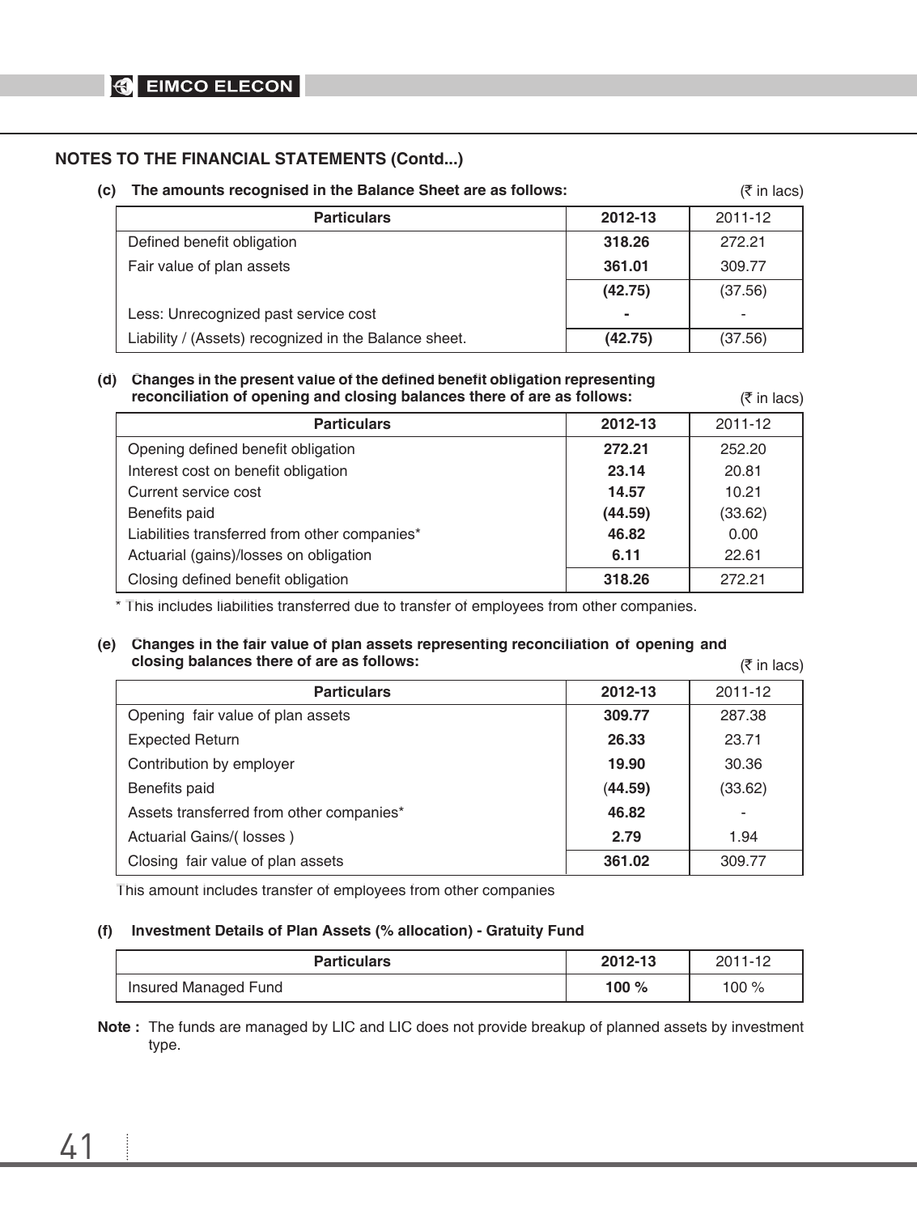## NOTES TO THE FINANCIAL STATEMENTS (Contd...)

**(c) The amounts recognised in the Balance Sheet are as follows:** (₹ in lacs)

| Particulars | 2012-13 | 2011-12 |
|---|---|---|
| Defined benefit obligation | **318.26** | 272.21 |
| Fair value of plan assets | **361.01** | 309.77 |
| | **(42.75)** | (37.56) |
| Less: Unrecognized past service cost | **-** | - |
| Liability / (Assets) recognized in the Balance sheet. | **(42.75)** | (37.56) |

**(d) Changes in the present value of the defined benefit obligation representing reconciliation of opening and closing balances there of are as follows:** (₹ in lacs)

| Particulars | 2012-13 | 2011-12 |
|---|---|---|
| Opening defined benefit obligation | **272.21** | 252.20 |
| Interest cost on benefit obligation | **23.14** | 20.81 |
| Current service cost | **14.57** | 10.21 |
| Benefits paid | **(44.59)** | (33.62) |
| Liabilities transferred from other companies* | **46.82** | 0.00 |
| Actuarial (gains)/losses on obligation | **6.11** | 22.61 |
| Closing defined benefit obligation | **318.26** | 272.21 |

\* This includes liabilities transferred due to transfer of employees from other companies.

**(e) Changes in the fair value of plan assets representing reconciliation of opening and closing balances there of are as follows:** (₹ in lacs)

| Particulars | 2012-13 | 2011-12 |
|---|---|---|
| Opening fair value of plan assets | **309.77** | 287.38 |
| Expected Return | **26.33** | 23.71 |
| Contribution by employer | **19.90** | 30.36 |
| Benefits paid | **(44.59)** | (33.62) |
| Assets transferred from other companies* | **46.82** | - |
| Actuarial Gains/( losses ) | **2.79** | 1.94 |
| Closing fair value of plan assets | **361.02** | 309.77 |

This amount includes transfer of employees from other companies

**(f) Investment Details of Plan Assets (% allocation) - Gratuity Fund**

| Particulars | 2012-13 | 2011-12 |
|---|---|---|
| Insured Managed Fund | **100 %** | 100 % |

**Note :** The funds are managed by LIC and LIC does not provide breakup of planned assets by investment type.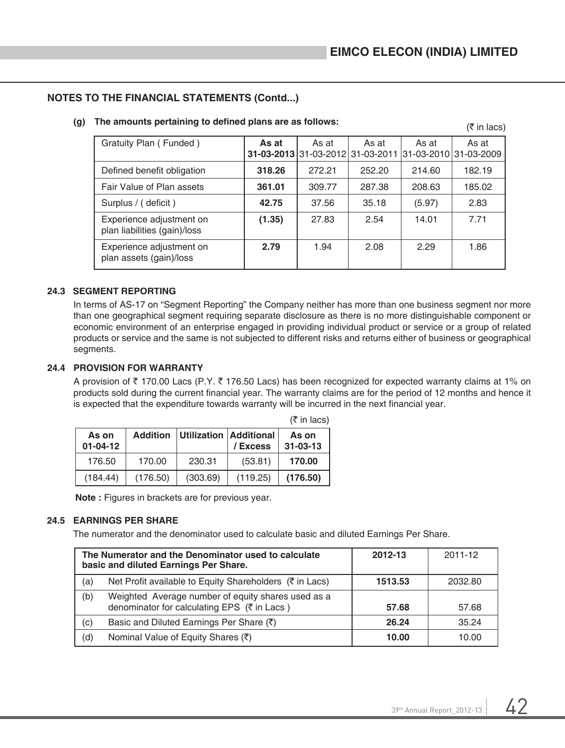## NOTES TO THE FINANCIAL STATEMENTS (Contd...)

**(g) The amounts pertaining to defined plans are as follows:**

(₹ in lacs)

| Gratuity Plan ( Funded ) | **As at 31-03-2013** | As at 31-03-2012 | As at 31-03-2011 | As at 31-03-2010 | As at 31-03-2009 |
|---|---|---|---|---|---|
| Defined benefit obligation | **318.26** | 272.21 | 252.20 | 214.60 | 182.19 |
| Fair Value of Plan assets | **361.01** | 309.77 | 287.38 | 208.63 | 185.02 |
| Surplus / ( deficit ) | **42.75** | 37.56 | 35.18 | (5.97) | 2.83 |
| Experience adjustment on plan liabilities (gain)/loss | **(1.35)** | 27.83 | 2.54 | 14.01 | 7.71 |
| Experience adjustment on plan assets (gain)/loss | **2.79** | 1.94 | 2.08 | 2.29 | 1.86 |

### 24.3 SEGMENT REPORTING

In terms of AS-17 on "Segment Reporting" the Company neither has more than one business segment nor more than one geographical segment requiring separate disclosure as there is no more distinguishable component or economic environment of an enterprise engaged in providing individual product or service or a group of related products or service and the same is not subjected to different risks and returns either of business or geographical segments.

### 24.4 PROVISION FOR WARRANTY

A provision of ₹ 170.00 Lacs (P.Y. ₹ 176.50 Lacs) has been recognized for expected warranty claims at 1% on products sold during the current financial year. The warranty claims are for the period of 12 months and hence it is expected that the expenditure towards warranty will be incurred in the next financial year.

(₹ in lacs)

| As on 01-04-12 | Addition | Utilization | Additional / Excess | As on 31-03-13 |
|---|---|---|---|---|
| 176.50 | 170.00 | 230.31 | (53.81) | **170.00** |
| (184.44) | (176.50) | (303.69) | (119.25) | **(176.50)** |

**Note :** Figures in brackets are for previous year.

### 24.5 EARNINGS PER SHARE

The numerator and the denominator used to calculate basic and diluted Earnings Per Share.

| | The Numerator and the Denominator used to calculate basic and diluted Earnings Per Share. | 2012-13 | 2011-12 |
|---|---|---|---|
| (a) | Net Profit available to Equity Shareholders (₹ in Lacs) | **1513.53** | 2032.80 |
| (b) | Weighted Average number of equity shares used as a denominator for calculating EPS (₹ in Lacs ) | **57.68** | 57.68 |
| (c) | Basic and Diluted Earnings Per Share (₹) | **26.24** | 35.24 |
| (d) | Nominal Value of Equity Shares (₹) | **10.00** | 10.00 |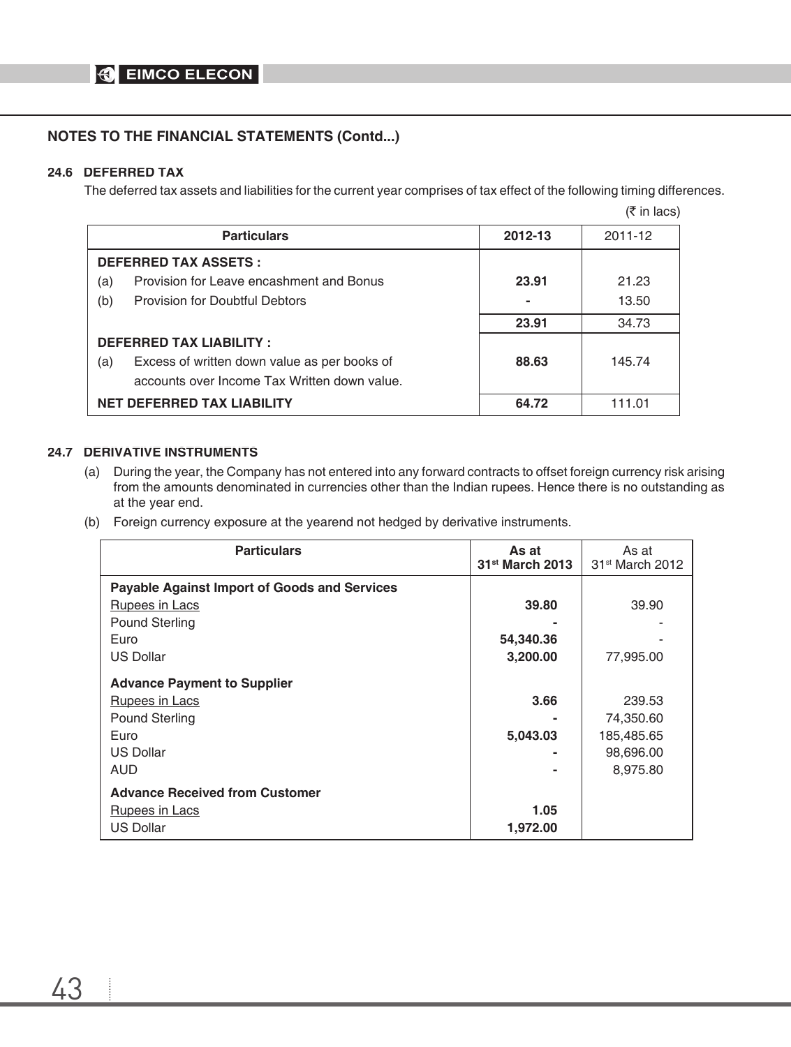## NOTES TO THE FINANCIAL STATEMENTS (Contd...)

### 24.6 DEFERRED TAX

The deferred tax assets and liabilities for the current year comprises of tax effect of the following timing differences.

(₹ in lacs)

| Particulars | 2012-13 | 2011-12 |
|---|---|---|
| **DEFERRED TAX ASSETS :** | | |
| (a) Provision for Leave encashment and Bonus | **23.91** | 21.23 |
| (b) Provision for Doubtful Debtors | **-** | 13.50 |
| | **23.91** | 34.73 |
| **DEFERRED TAX LIABILITY :** | | |
| (a) Excess of written down value as per books of accounts over Income Tax Written down value. | **88.63** | 145.74 |
| **NET DEFERRED TAX LIABILITY** | **64.72** | 111.01 |

### 24.7 DERIVATIVE INSTRUMENTS

(a) During the year, the Company has not entered into any forward contracts to offset foreign currency risk arising from the amounts denominated in currencies other than the Indian rupees. Hence there is no outstanding as at the year end.

(b) Foreign currency exposure at the yearend not hedged by derivative instruments.

| Particulars | As at 31st March 2013 | As at 31st March 2012 |
|---|---|---|
| **Payable Against Import of Goods and Services** | | |
| Rupees in Lacs | **39.80** | 39.90 |
| Pound Sterling | **-** | - |
| Euro | **54,340.36** | - |
| US Dollar | **3,200.00** | 77,995.00 |
| **Advance Payment to Supplier** | | |
| Rupees in Lacs | **3.66** | 239.53 |
| Pound Sterling | **-** | 74,350.60 |
| Euro | **5,043.03** | 185,485.65 |
| US Dollar | **-** | 98,696.00 |
| AUD | **-** | 8,975.80 |
| **Advance Received from Customer** | | |
| Rupees in Lacs | **1.05** | |
| US Dollar | **1,972.00** | |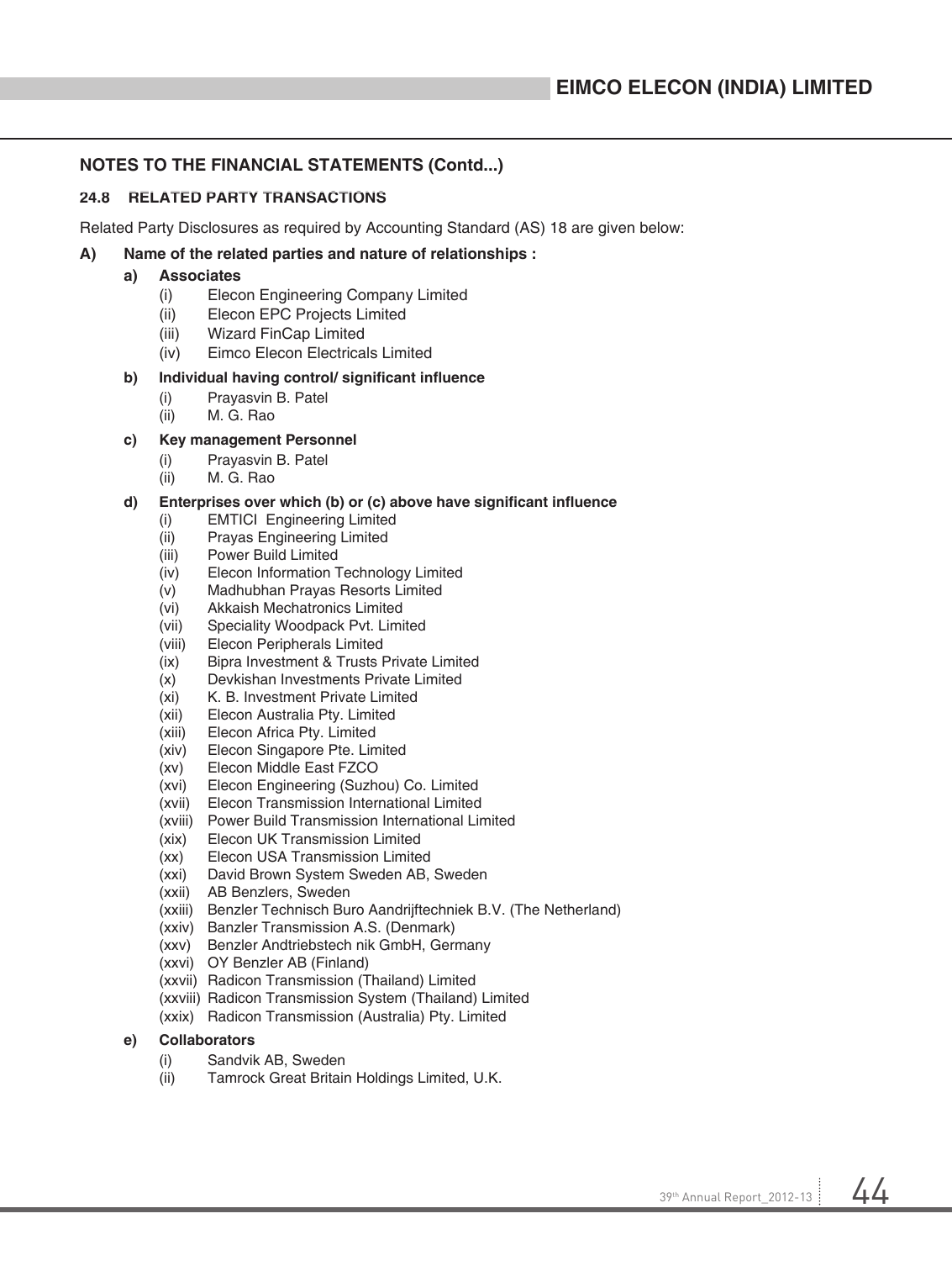## NOTES TO THE FINANCIAL STATEMENTS (Contd...)

### 24.8 RELATED PARTY TRANSACTIONS

Related Party Disclosures as required by Accounting Standard (AS) 18 are given below:

**A) Name of the related parties and nature of relationships :**

**a) Associates**

(i) Elecon Engineering Company Limited
(ii) Elecon EPC Projects Limited
(iii) Wizard FinCap Limited
(iv) Eimco Elecon Electricals Limited

**b) Individual having control/ significant influence**

(i) Prayasvin B. Patel
(ii) M. G. Rao

**c) Key management Personnel**

(i) Prayasvin B. Patel
(ii) M. G. Rao

**d) Enterprises over which (b) or (c) above have significant influence**

(i) EMTICI Engineering Limited
(ii) Prayas Engineering Limited
(iii) Power Build Limited
(iv) Elecon Information Technology Limited
(v) Madhubhan Prayas Resorts Limited
(vi) Akkaish Mechatronics Limited
(vii) Speciality Woodpack Pvt. Limited
(viii) Elecon Peripherals Limited
(ix) Bipra Investment & Trusts Private Limited
(x) Devkishan Investments Private Limited
(xi) K. B. Investment Private Limited
(xii) Elecon Australia Pty. Limited
(xiii) Elecon Africa Pty. Limited
(xiv) Elecon Singapore Pte. Limited
(xv) Elecon Middle East FZCO
(xvi) Elecon Engineering (Suzhou) Co. Limited
(xvii) Elecon Transmission International Limited
(xviii) Power Build Transmission International Limited
(xix) Elecon UK Transmission Limited
(xx) Elecon USA Transmission Limited
(xxi) David Brown System Sweden AB, Sweden
(xxii) AB Benzlers, Sweden
(xxiii) Benzler Technisch Buro Aandrijftechniek B.V. (The Netherland)
(xxiv) Banzler Transmission A.S. (Denmark)
(xxv) Benzler Andtriebstech nik GmbH, Germany
(xxvi) OY Benzler AB (Finland)
(xxvii) Radicon Transmission (Thailand) Limited
(xxviii) Radicon Transmission System (Thailand) Limited
(xxix) Radicon Transmission (Australia) Pty. Limited

**e) Collaborators**

(i) Sandvik AB, Sweden
(ii) Tamrock Great Britain Holdings Limited, U.K.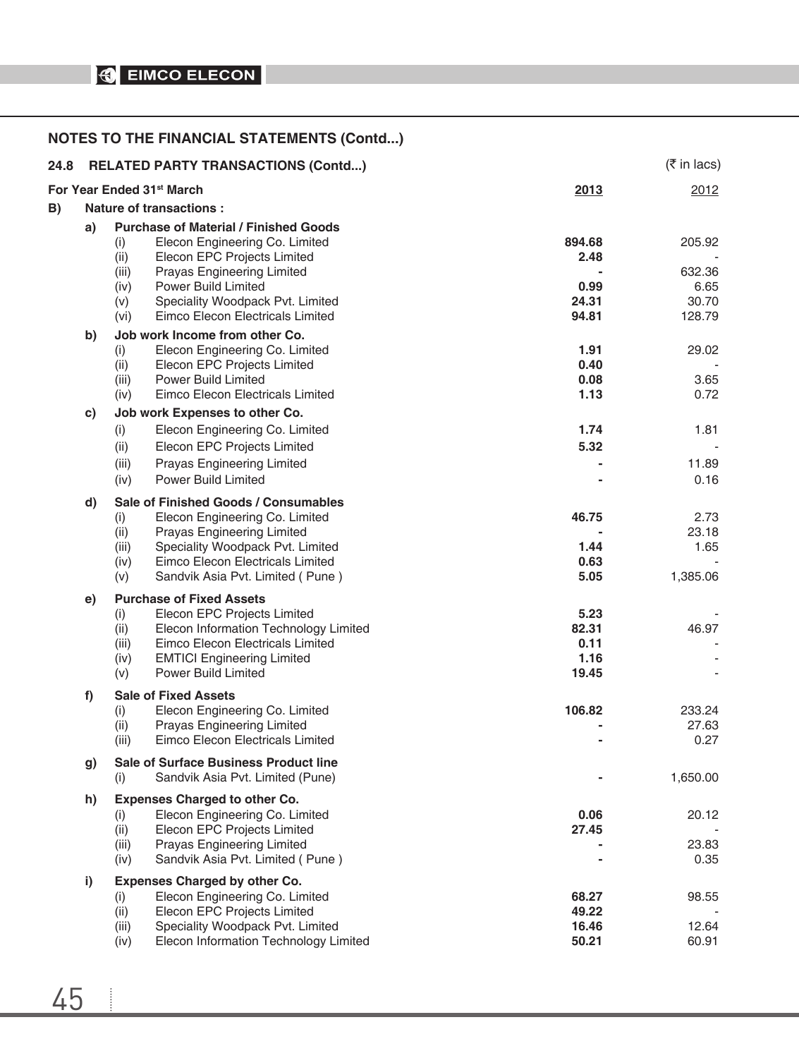## NOTES TO THE FINANCIAL STATEMENTS (Contd...)

### 24.8 RELATED PARTY TRANSACTIONS (Contd...)

(₹ in lacs)

| For Year Ended 31st March | | | 2013 | 2012 |
|---|---|---|---|---|
| **B)** | **Nature of transactions :** | | | |
| **a)** | **Purchase of Material / Finished Goods** | | | |
| | (i) | Elecon Engineering Co. Limited | **894.68** | 205.92 |
| | (ii) | Elecon EPC Projects Limited | **2.48** | - |
| | (iii) | Prayas Engineering Limited | **-** | 632.36 |
| | (iv) | Power Build Limited | **0.99** | 6.65 |
| | (v) | Speciality Woodpack Pvt. Limited | **24.31** | 30.70 |
| | (vi) | Eimco Elecon Electricals Limited | **94.81** | 128.79 |
| **b)** | **Job work Income from other Co.** | | | |
| | (i) | Elecon Engineering Co. Limited | **1.91** | 29.02 |
| | (ii) | Elecon EPC Projects Limited | **0.40** | - |
| | (iii) | Power Build Limited | **0.08** | 3.65 |
| | (iv) | Eimco Elecon Electricals Limited | **1.13** | 0.72 |
| **c)** | **Job work Expenses to other Co.** | | | |
| | (i) | Elecon Engineering Co. Limited | **1.74** | 1.81 |
| | (ii) | Elecon EPC Projects Limited | **5.32** | - |
| | (iii) | Prayas Engineering Limited | **-** | 11.89 |
| | (iv) | Power Build Limited | **-** | 0.16 |
| **d)** | **Sale of Finished Goods / Consumables** | | | |
| | (i) | Elecon Engineering Co. Limited | **46.75** | 2.73 |
| | (ii) | Prayas Engineering Limited | **-** | 23.18 |
| | (iii) | Speciality Woodpack Pvt. Limited | **1.44** | 1.65 |
| | (iv) | Eimco Elecon Electricals Limited | **0.63** | - |
| | (v) | Sandvik Asia Pvt. Limited ( Pune ) | **5.05** | 1,385.06 |
| **e)** | **Purchase of Fixed Assets** | | | |
| | (i) | Elecon EPC Projects Limited | **5.23** | - |
| | (ii) | Elecon Information Technology Limited | **82.31** | 46.97 |
| | (iii) | Eimco Elecon Electricals Limited | **0.11** | - |
| | (iv) | EMTICI Engineering Limited | **1.16** | - |
| | (v) | Power Build Limited | **19.45** | - |
| **f)** | **Sale of Fixed Assets** | | | |
| | (i) | Elecon Engineering Co. Limited | **106.82** | 233.24 |
| | (ii) | Prayas Engineering Limited | **-** | 27.63 |
| | (iii) | Eimco Elecon Electricals Limited | **-** | 0.27 |
| **g)** | **Sale of Surface Business Product line** | | | |
| | (i) | Sandvik Asia Pvt. Limited (Pune) | **-** | 1,650.00 |
| **h)** | **Expenses Charged to other Co.** | | | |
| | (i) | Elecon Engineering Co. Limited | **0.06** | 20.12 |
| | (ii) | Elecon EPC Projects Limited | **27.45** | - |
| | (iii) | Prayas Engineering Limited | **-** | 23.83 |
| | (iv) | Sandvik Asia Pvt. Limited ( Pune ) | **-** | 0.35 |
| **i)** | **Expenses Charged by other Co.** | | | |
| | (i) | Elecon Engineering Co. Limited | **68.27** | 98.55 |
| | (ii) | Elecon EPC Projects Limited | **49.22** | - |
| | (iii) | Speciality Woodpack Pvt. Limited | **16.46** | 12.64 |
| | (iv) | Elecon Information Technology Limited | **50.21** | 60.91 |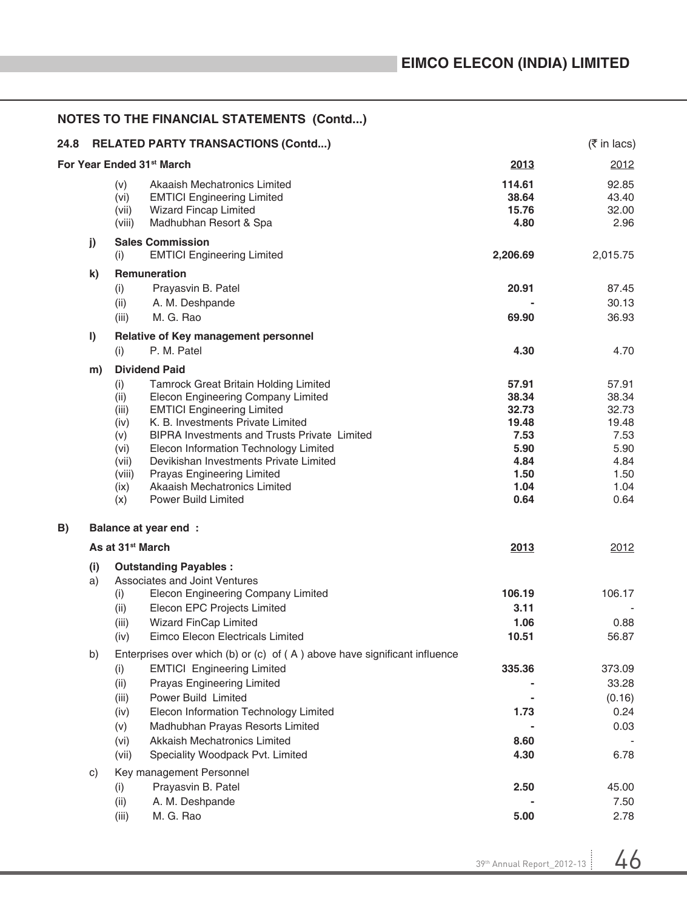## NOTES TO THE FINANCIAL STATEMENTS (Contd...)

### 24.8 RELATED PARTY TRANSACTIONS (Contd...)

(₹ in lacs)

| For Year Ended 31st March | | | 2013 | 2012 |
|---|---|---|---|---|
| | (v) | Akaaish Mechatronics Limited | **114.61** | 92.85 |
| | (vi) | EMTICI Engineering Limited | **38.64** | 43.40 |
| | (vii) | Wizard Fincap Limited | **15.76** | 32.00 |
| | (viii) | Madhubhan Resort & Spa | **4.80** | 2.96 |
| **j)** | **Sales Commission** | | | |
| | (i) | EMTICI Engineering Limited | **2,206.69** | 2,015.75 |
| **k)** | **Remuneration** | | | |
| | (i) | Prayasvin B. Patel | **20.91** | 87.45 |
| | (ii) | A. M. Deshpande | **-** | 30.13 |
| | (iii) | M. G. Rao | **69.90** | 36.93 |
| **l)** | **Relative of Key management personnel** | | | |
| | (i) | P. M. Patel | **4.30** | 4.70 |
| **m)** | **Dividend Paid** | | | |
| | (i) | Tamrock Great Britain Holding Limited | **57.91** | 57.91 |
| | (ii) | Elecon Engineering Company Limited | **38.34** | 38.34 |
| | (iii) | EMTICI Engineering Limited | **32.73** | 32.73 |
| | (iv) | K. B. Investments Private Limited | **19.48** | 19.48 |
| | (v) | BIPRA Investments and Trusts Private Limited | **7.53** | 7.53 |
| | (vi) | Elecon Information Technology Limited | **5.90** | 5.90 |
| | (vii) | Devikishan Investments Private Limited | **4.84** | 4.84 |
| | (viii) | Prayas Engineering Limited | **1.50** | 1.50 |
| | (ix) | Akaaish Mechatronics Limited | **1.04** | 1.04 |
| | (x) | Power Build Limited | **0.64** | 0.64 |

**B) Balance at year end :**

| As at 31st March | | | 2013 | 2012 |
|---|---|---|---|---|
| **(i)** | **Outstanding Payables :** | | | |
| a) | Associates and Joint Ventures | | | |
| | (i) | Elecon Engineering Company Limited | **106.19** | 106.17 |
| | (ii) | Elecon EPC Projects Limited | **3.11** | - |
| | (iii) | Wizard FinCap Limited | **1.06** | 0.88 |
| | (iv) | Eimco Elecon Electricals Limited | **10.51** | 56.87 |
| b) | Enterprises over which (b) or (c) of ( A ) above have significant influence | | | |
| | (i) | EMTICI Engineering Limited | **335.36** | 373.09 |
| | (ii) | Prayas Engineering Limited | **-** | 33.28 |
| | (iii) | Power Build Limited | **-** | (0.16) |
| | (iv) | Elecon Information Technology Limited | **1.73** | 0.24 |
| | (v) | Madhubhan Prayas Resorts Limited | **-** | 0.03 |
| | (vi) | Akkaish Mechatronics Limited | **8.60** | - |
| | (vii) | Speciality Woodpack Pvt. Limited | **4.30** | 6.78 |
| c) | Key management Personnel | | | |
| | (i) | Prayasvin B. Patel | **2.50** | 45.00 |
| | (ii) | A. M. Deshpande | **-** | 7.50 |
| | (iii) | M. G. Rao | **5.00** | 2.78 |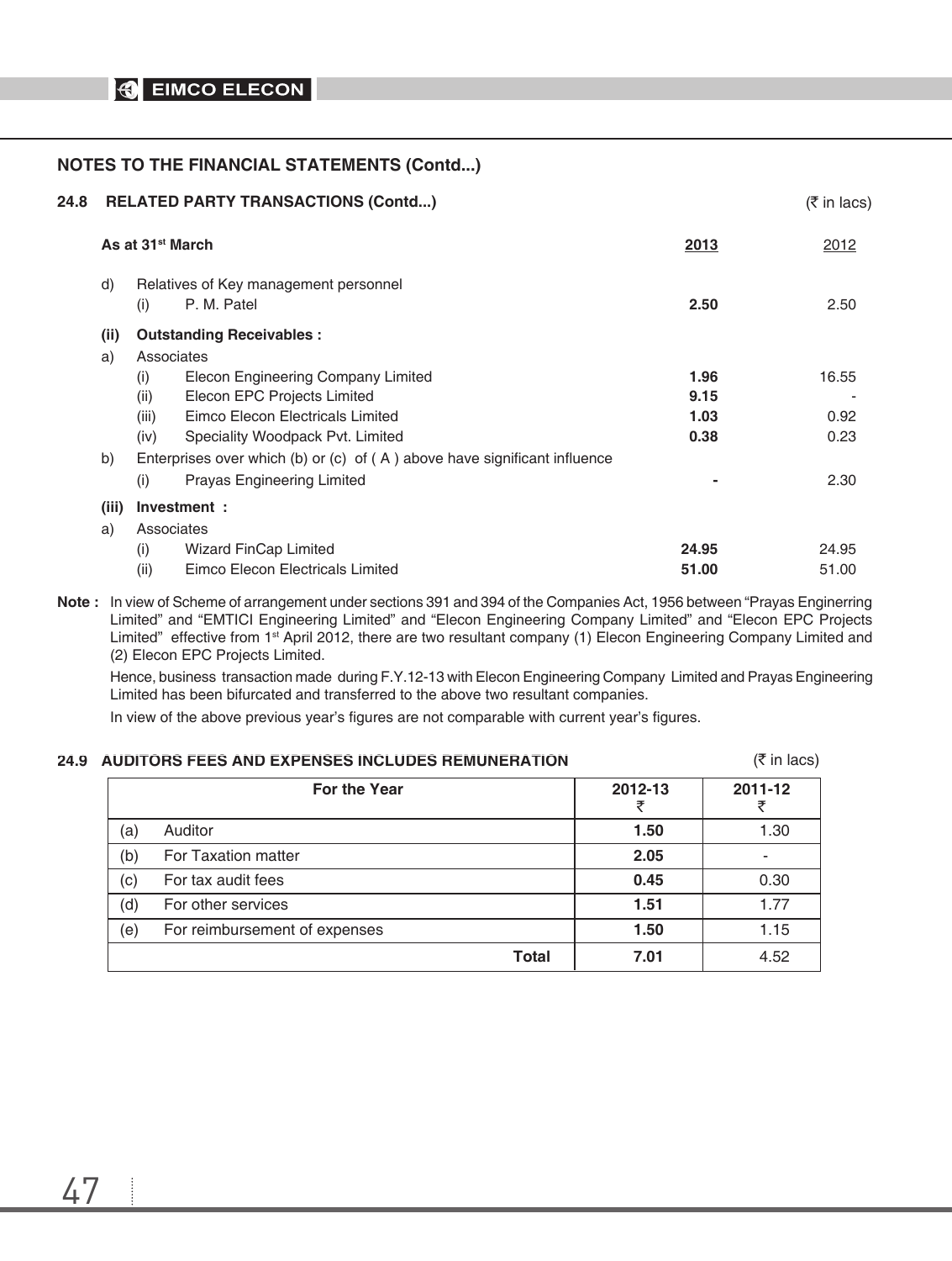## NOTES TO THE FINANCIAL STATEMENTS (Contd...)

### 24.8 RELATED PARTY TRANSACTIONS (Contd...)

(₹ in lacs)

| As at 31st March | | 2013 | 2012 |
|---|---|---|---|
| d) | Relatives of Key management personnel | | |
| | (i) P. M. Patel | **2.50** | 2.50 |
| **(ii)** | **Outstanding Receivables :** | | |
| a) | Associates | | |
| | (i) Elecon Engineering Company Limited | **1.96** | 16.55 |
| | (ii) Elecon EPC Projects Limited | **9.15** | - |
| | (iii) Eimco Elecon Electricals Limited | **1.03** | 0.92 |
| | (iv) Speciality Woodpack Pvt. Limited | **0.38** | 0.23 |
| b) | Enterprises over which (b) or (c) of ( A ) above have significant influence | | |
| | (i) Prayas Engineering Limited | **-** | 2.30 |
| **(iii)** | **Investment :** | | |
| a) | Associates | | |
| | (i) Wizard FinCap Limited | **24.95** | 24.95 |
| | (ii) Eimco Elecon Electricals Limited | **51.00** | 51.00 |

**Note :** In view of Scheme of arrangement under sections 391 and 394 of the Companies Act, 1956 between "Prayas Enginerring Limited" and "EMTICI Engineering Limited" and "Elecon Engineering Company Limited" and "Elecon EPC Projects Limited" effective from 1st April 2012, there are two resultant company (1) Elecon Engineering Company Limited and (2) Elecon EPC Projects Limited.

Hence, business transaction made during F.Y.12-13 with Elecon Engineering Company Limited and Prayas Engineering Limited has been bifurcated and transferred to the above two resultant companies.

In view of the above previous year's figures are not comparable with current year's figures.

### 24.9 AUDITORS FEES AND EXPENSES INCLUDES REMUNERATION

(₹ in lacs)

| | For the Year | 2012-13 ₹ | 2011-12 ₹ |
|---|---|---|---|
| (a) | Auditor | **1.50** | 1.30 |
| (b) | For Taxation matter | **2.05** | - |
| (c) | For tax audit fees | **0.45** | 0.30 |
| (d) | For other services | **1.51** | 1.77 |
| (e) | For reimbursement of expenses | **1.50** | 1.15 |
| | **Total** | **7.01** | 4.52 |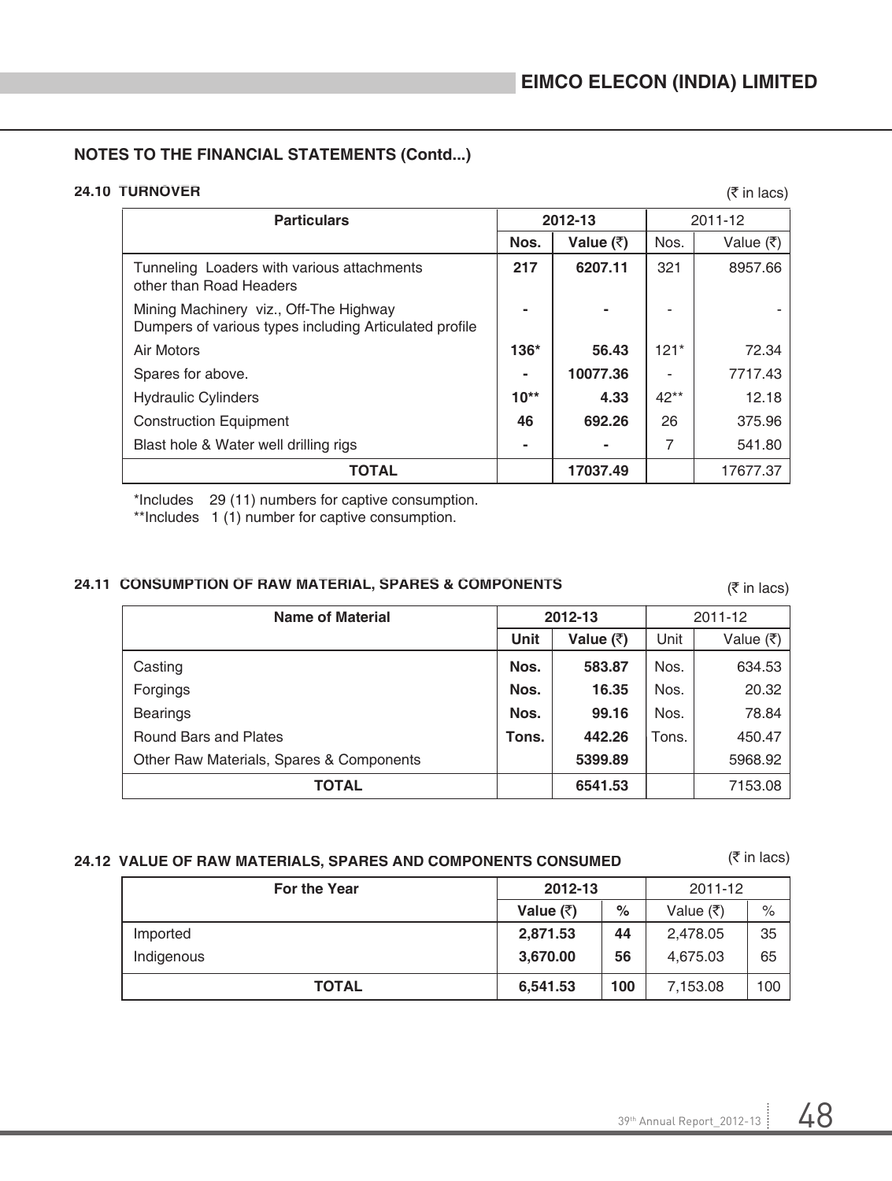## NOTES TO THE FINANCIAL STATEMENTS (Contd...)

### 24.10 TURNOVER

(₹ in lacs)

| Particulars | 2012-13 | | 2011-12 | |
|---|---|---|---|---|
| | Nos. | Value (₹) | Nos. | Value (₹) |
| Tunneling Loaders with various attachments other than Road Headers | **217** | **6207.11** | 321 | 8957.66 |
| Mining Machinery viz., Off-The Highway Dumpers of various types including Articulated profile | **-** | **-** | - | - |
| Air Motors | **136*** | **56.43** | 121* | 72.34 |
| Spares for above. | **-** | **10077.36** | - | 7717.43 |
| Hydraulic Cylinders | **10**** | **4.33** | 42** | 12.18 |
| Construction Equipment | **46** | **692.26** | 26 | 375.96 |
| Blast hole & Water well drilling rigs | **-** | **-** | 7 | 541.80 |
| **TOTAL** | | **17037.49** | | 17677.37 |

*Includes 29 (11) numbers for captive consumption.

**Includes 1 (1) number for captive consumption.

### 24.11 CONSUMPTION OF RAW MATERIAL, SPARES & COMPONENTS

(₹ in lacs)

| Name of Material | 2012-13 | | 2011-12 | |
|---|---|---|---|---|
| | Unit | Value (₹) | Unit | Value (₹) |
| Casting | **Nos.** | **583.87** | Nos. | 634.53 |
| Forgings | **Nos.** | **16.35** | Nos. | 20.32 |
| Bearings | **Nos.** | **99.16** | Nos. | 78.84 |
| Round Bars and Plates | **Tons.** | **442.26** | Tons. | 450.47 |
| Other Raw Materials, Spares & Components | | **5399.89** | | 5968.92 |
| **TOTAL** | | **6541.53** | | 7153.08 |

### 24.12 VALUE OF RAW MATERIALS, SPARES AND COMPONENTS CONSUMED

(₹ in lacs)

| For the Year | 2012-13 | | 2011-12 | |
|---|---|---|---|---|
| | Value (₹) | % | Value (₹) | % |
| Imported | **2,871.53** | **44** | 2,478.05 | 35 |
| Indigenous | **3,670.00** | **56** | 4,675.03 | 65 |
| **TOTAL** | **6,541.53** | **100** | 7,153.08 | 100 |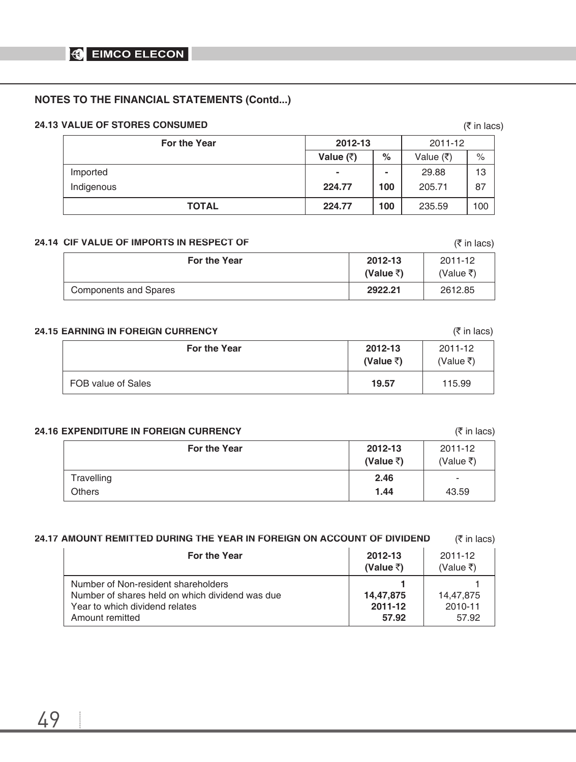## NOTES TO THE FINANCIAL STATEMENTS (Contd...)

### 24.13 VALUE OF STORES CONSUMED

(₹ in lacs)

| For the Year | 2012-13 | | 2011-12 | |
|---|---|---|---|---|
| | **Value (₹)** | **%** | Value (₹) | % |
| Imported | **-** | **-** | 29.88 | 13 |
| Indigenous | **224.77** | **100** | 205.71 | 87 |
| **TOTAL** | **224.77** | **100** | 235.59 | 100 |

### 24.14 CIF VALUE OF IMPORTS IN RESPECT OF

(₹ in lacs)

| For the Year | 2012-13 (Value ₹) | 2011-12 (Value ₹) |
|---|---|---|
| Components and Spares | **2922.21** | 2612.85 |

### 24.15 EARNING IN FOREIGN CURRENCY

(₹ in lacs)

| For the Year | 2012-13 (Value ₹) | 2011-12 (Value ₹) |
|---|---|---|
| FOB value of Sales | **19.57** | 115.99 |

### 24.16 EXPENDITURE IN FOREIGN CURRENCY

(₹ in lacs)

| For the Year | 2012-13 (Value ₹) | 2011-12 (Value ₹) |
|---|---|---|
| Travelling | **2.46** | - |
| Others | **1.44** | 43.59 |

### 24.17 AMOUNT REMITTED DURING THE YEAR IN FOREIGN ON ACCOUNT OF DIVIDEND

(₹ in lacs)

| For the Year | 2012-13 (Value ₹) | 2011-12 (Value ₹) |
|---|---|---|
| Number of Non-resident shareholders | **1** | 1 |
| Number of shares held on which dividend was due | **14,47,875** | 14,47,875 |
| Year to which dividend relates | **2011-12** | 2010-11 |
| Amount remitted | **57.92** | 57.92 |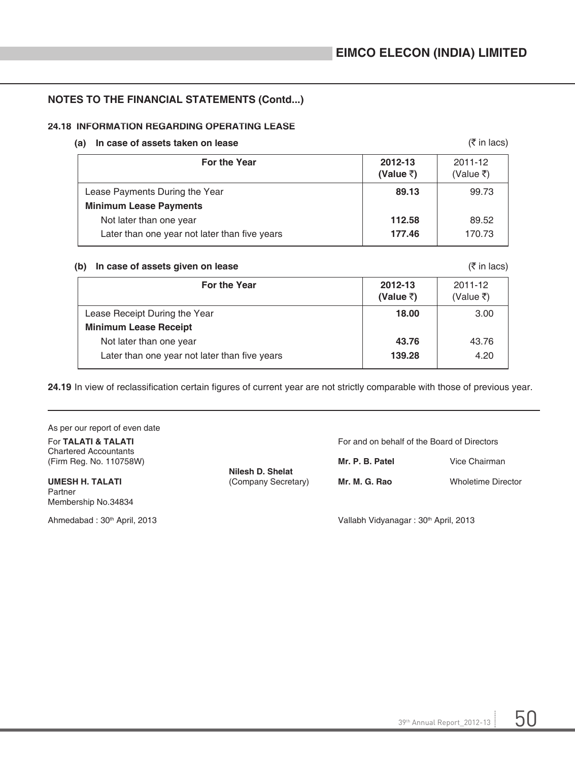## NOTES TO THE FINANCIAL STATEMENTS (Contd...)

### 24.18 INFORMATION REGARDING OPERATING LEASE

**(a) In case of assets taken on lease** (₹ in lacs)

| For the Year | 2012-13 (Value ₹) | 2011-12 (Value ₹) |
|---|---|---|
| Lease Payments During the Year | **89.13** | 99.73 |
| **Minimum Lease Payments** | | |
| Not later than one year | **112.58** | 89.52 |
| Later than one year not later than five years | **177.46** | 170.73 |

**(b) In case of assets given on lease** (₹ in lacs)

| For the Year | 2012-13 (Value ₹) | 2011-12 (Value ₹) |
|---|---|---|
| Lease Receipt During the Year | **18.00** | 3.00 |
| **Minimum Lease Receipt** | | |
| Not later than one year | **43.76** | 43.76 |
| Later than one year not later than five years | **139.28** | 4.20 |

**24.19** In view of reclassification certain figures of current year are not strictly comparable with those of previous year.

As per our report of even date

For **TALATI & TALATI**
Chartered Accountants
(Firm Reg. No. 110758W)

**UMESH H. TALATI**
Partner
Membership No.34834

Ahmedabad : 30th April, 2013

**Nilesh D. Shelat**
(Company Secretary)

For and on behalf of the Board of Directors

**Mr. P. B. Patel** Vice Chairman

**Mr. M. G. Rao** Wholetime Director

Vallabh Vidyanagar : 30th April, 2013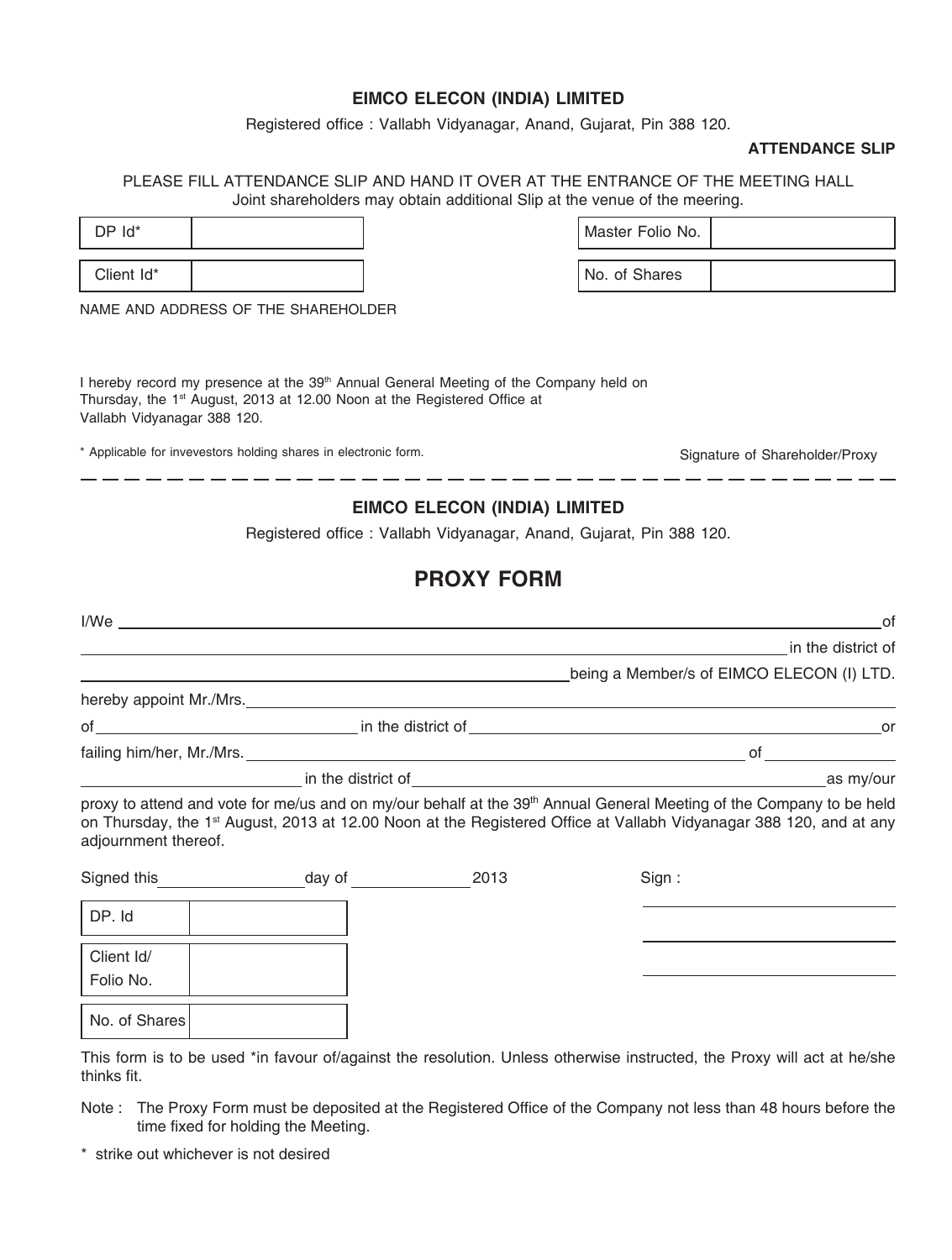## EIMCO ELECON (INDIA) LIMITED

Registered office : Vallabh Vidyanagar, Anand, Gujarat, Pin 388 120.

**ATTENDANCE SLIP**

PLEASE FILL ATTENDANCE SLIP AND HAND IT OVER AT THE ENTRANCE OF THE MEETING HALL
Joint shareholders may obtain additional Slip at the venue of the meering.

| DP Id* | | Master Folio No. | |
|---|---|---|---|
| Client Id* | | No. of Shares | |

NAME AND ADDRESS OF THE SHAREHOLDER

I hereby record my presence at the 39th Annual General Meeting of the Company held on Thursday, the 1st August, 2013 at 12.00 Noon at the Registered Office at Vallabh Vidyanagar 388 120.

\* Applicable for invevestors holding shares in electronic form.

Signature of Shareholder/Proxy

---

## EIMCO ELECON (INDIA) LIMITED

Registered office : Vallabh Vidyanagar, Anand, Gujarat, Pin 388 120.

# PROXY FORM

I/We ______________________________________________________________ of
______________________________________________________________ in the district of
__________________________________________ being a Member/s of EIMCO ELECON (I) LTD.
hereby appoint Mr./Mrs. ______________________________________________________________
of ________________________ in the district of ______________________________________ or
failing him/her, Mr./Mrs. ______________________________________________ of ____________
____________________ in the district of ______________________________________ as my/our
proxy to attend and vote for me/us and on my/our behalf at the 39th Annual General Meeting of the Company to be held on Thursday, the 1st August, 2013 at 12.00 Noon at the Registered Office at Vallabh Vidyanagar 388 120, and at any adjournment thereof.

Signed this ______________ day of ____________ 2013

Sign :

| DP. Id | |
|---|---|
| Client Id/ Folio No. | |
| No. of Shares | |

This form is to be used *in favour of/against the resolution. Unless otherwise instructed, the Proxy will act at he/she thinks fit.

Note : The Proxy Form must be deposited at the Registered Office of the Company not less than 48 hours before the time fixed for holding the Meeting.

\* strike out whichever is not desired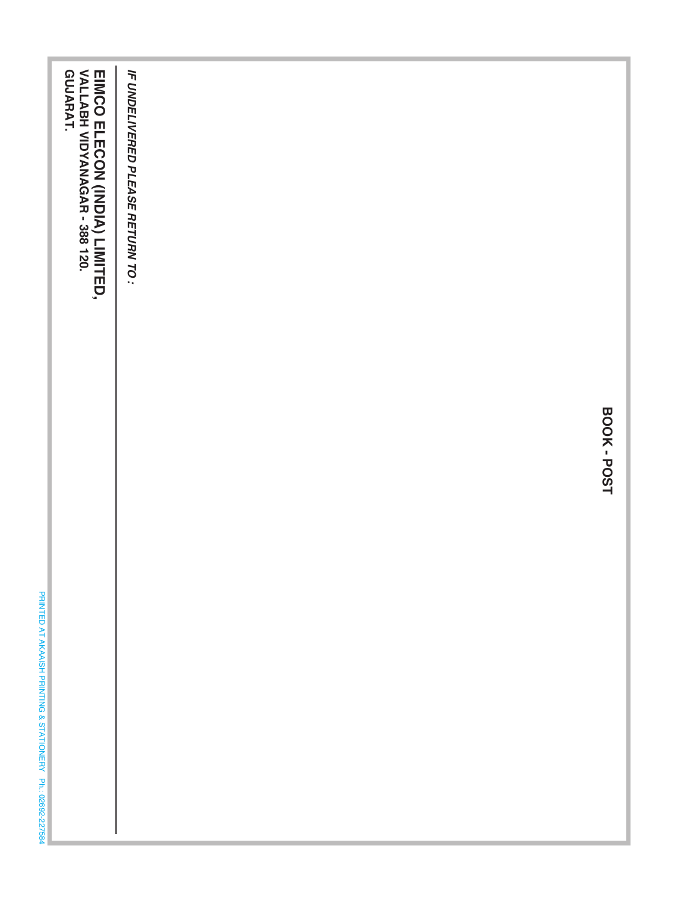**BOOK - POST**

*IF UNDELIVERED PLEASE RETURN TO :*

**EIMCO ELECON (INDIA) LIMITED,**
**VALLABH VIDYANAGAR - 388 120.**
**GUJARAT.**

PRINTED AT AKAAISH PRINTING & STATIONERY Ph.: 02692-227584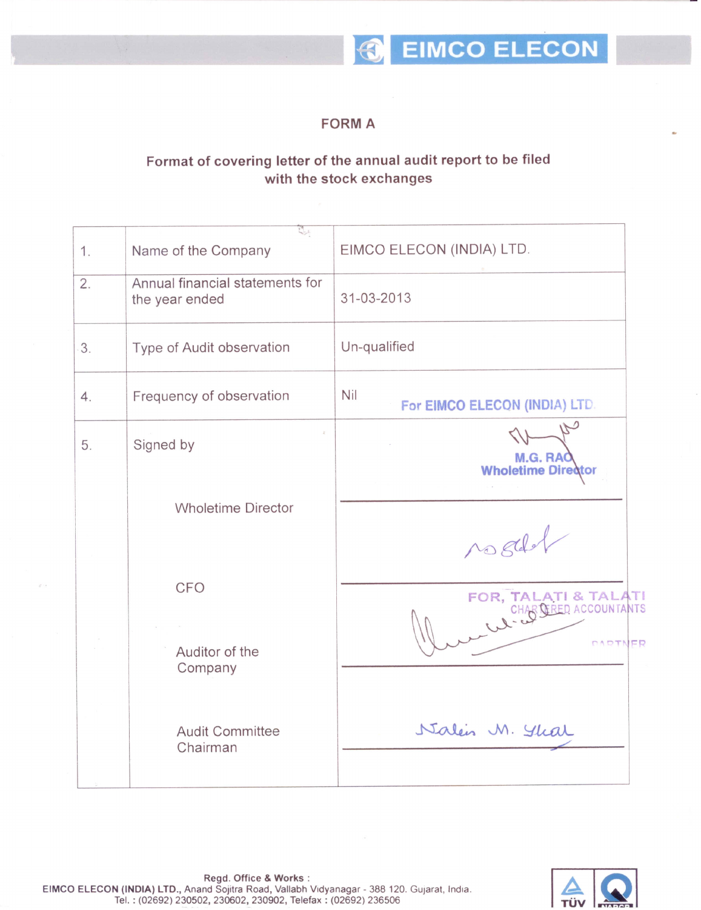## FORM A

### Format of covering letter of the annual audit report to be filed with the stock exchanges

| | | |
|---|---|---|
| 1. | Name of the Company | EIMCO ELECON (INDIA) LTD. |
| 2. | Annual financial statements for the year ended | 31-03-2013 |
| 3. | Type of Audit observation | Un-qualified |
| 4. | Frequency of observation | Nil |
| 5. | Signed by | |
| | Wholetime Director | For EIMCO ELECON (INDIA) LTD. M.G. RAO Wholetime Director |
| | CFO | |
| | Auditor of the Company | FOR, TALATI & TALATI CHARTERED ACCOUNTANTS PARTNER |
| | Audit Committee Chairman | Nalin M. Shah |

Regd. Office & Works :
EIMCO ELECON (INDIA) LTD., Anand Sojitra Road, Vallabh Vidyanagar - 388 120. Gujarat, India.
Tel. : (02692) 230502, 230602, 230902, Telefax : (02692) 236506